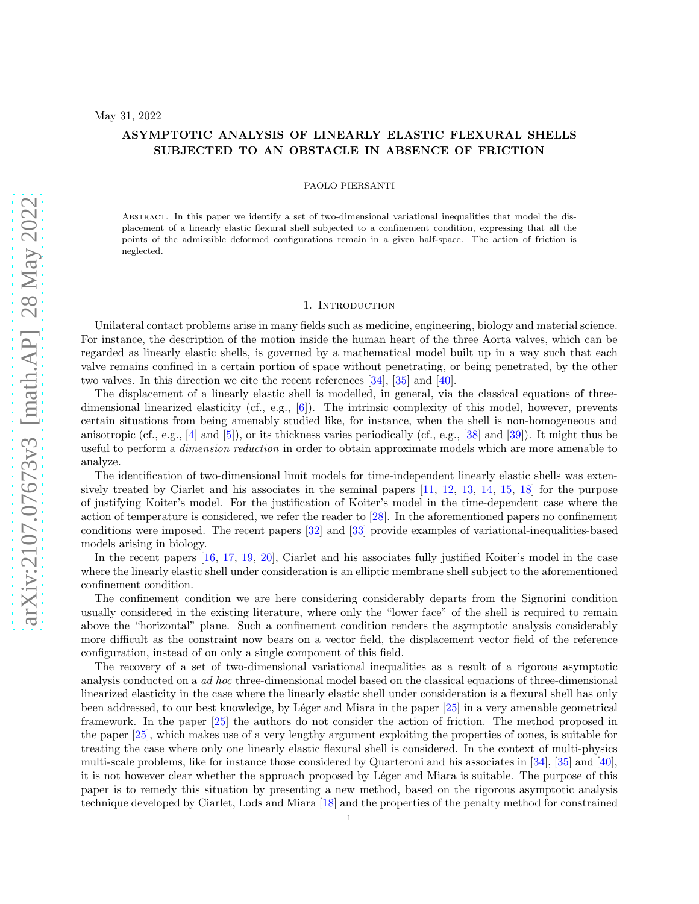May 31, 2022

# ASYMPTOTIC ANALYSIS OF LINEARLY ELASTIC FLEXURAL SHELLS SUBJECTED TO AN OBSTACLE IN ABSENCE OF FRICTION

PAOLO PIERSANTI

Abstract. In this paper we identify a set of two-dimensional variational inequalities that model the displacement of a linearly elastic flexural shell subjected to a confinement condition, expressing that all the points of the admissible deformed configurations remain in a given half-space. The action of friction is neglected.

## 1. Introduction

Unilateral contact problems arise in many fields such as medicine, engineering, biology and material science. For instance, the description of the motion inside the human heart of the three Aorta valves, which can be regarded as linearly elastic shells, is governed by a mathematical model built up in a way such that each valve remains confined in a certain portion of space without penetrating, or being penetrated, by the other two valves. In this direction we cite the recent references [34], [35] and [40].

The displacement of a linearly elastic shell is modelled, in general, via the classical equations of three-dimensional linearized elasticity (cf., e.g., [6]). The intrinsic complexity of this model, however, prevents certain situations from being amenably studied like, for instance, when the shell is non-homogeneous and anisotropic (cf., e.g., [4] and [5]), or its thickness varies periodically (cf., e.g., [38] and [39]). It might thus be useful to perform a *dimension reduction* in order to obtain approximate models which are more amenable to analyze.

The identification of two-dimensional limit models for time-independent linearly elastic shells was extensively treated by Ciarlet and his associates in the seminal papers [11, 12, 13, 14, 15, 18] for the purpose of justifying Koiter's model. For the justification of Koiter's model in the time-dependent case where the action of temperature is considered, we refer the reader to [28]. In the aforementioned papers no confinement conditions were imposed. The recent papers [32] and [33] provide examples of variational-inequalities-based models arising in biology.

In the recent papers [16, 17, 19, 20], Ciarlet and his associates fully justified Koiter's model in the case where the linearly elastic shell under consideration is an elliptic membrane shell subject to the aforementioned confinement condition.

The confinement condition we are here considering considerably departs from the Signorini condition usually considered in the existing literature, where only the "lower face" of the shell is required to remain above the "horizontal" plane. Such a confinement condition renders the asymptotic analysis considerably more difficult as the constraint now bears on a vector field, the displacement vector field of the reference configuration, instead of on only a single component of this field.

The recovery of a set of two-dimensional variational inequalities as a result of a rigorous asymptotic analysis conducted on a *ad hoc* three-dimensional model based on the classical equations of three-dimensional linearized elasticity in the case where the linearly elastic shell under consideration is a flexural shell has only been addressed, to our best knowledge, by Léger and Miara in the paper [25] in a very amenable geometrical framework. In the paper [25] the authors do not consider the action of friction. The method proposed in the paper [25], which makes use of a very lengthy argument exploiting the properties of cones, is suitable for treating the case where only one linearly elastic flexural shell is considered. In the context of multi-physics multi-scale problems, like for instance those considered by Quarteroni and his associates in [34], [35] and [40], it is not however clear whether the approach proposed by Léger and Miara is suitable. The purpose of this paper is to remedy this situation by presenting a new method, based on the rigorous asymptotic analysis technique developed by Ciarlet, Lods and Miara [18] and the properties of the penalty method for constrained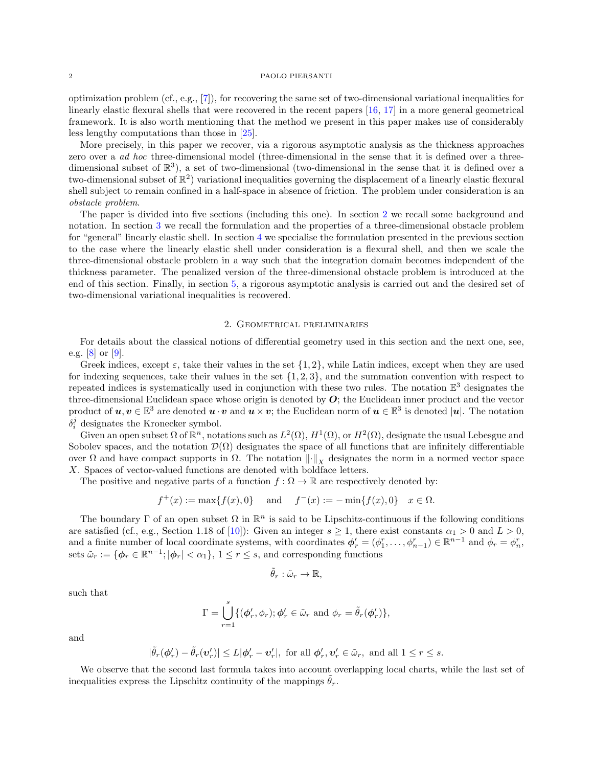optimization problem (cf., e.g., [7]), for recovering the same set of two-dimensional variational inequalities for linearly elastic flexural shells that were recovered in the recent papers [16, 17] in a more general geometrical framework. It is also worth mentioning that the method we present in this paper makes use of considerably less lengthy computations than those in [25].

More precisely, in this paper we recover, via a rigorous asymptotic analysis as the thickness approaches zero over a *ad hoc* three-dimensional model (three-dimensional in the sense that it is defined over a three-dimensional subset of $\mathbb{R}^3$), a set of two-dimensional (two-dimensional in the sense that it is defined over a two-dimensional subset of $\mathbb{R}^2$) variational inequalities governing the displacement of a linearly elastic flexural shell subject to remain confined in a half-space in absence of friction. The problem under consideration is an *obstacle problem*.

The paper is divided into five sections (including this one). In section 2 we recall some background and notation. In section 3 we recall the formulation and the properties of a three-dimensional obstacle problem for "general" linearly elastic shell. In section 4 we specialise the formulation presented in the previous section to the case where the linearly elastic shell under consideration is a flexural shell, and then we scale the three-dimensional obstacle problem in a way such that the integration domain becomes independent of the thickness parameter. The penalized version of the three-dimensional obstacle problem is introduced at the end of this section. Finally, in section 5, a rigorous asymptotic analysis is carried out and the desired set of two-dimensional variational inequalities is recovered.

## 2. Geometrical preliminaries

For details about the classical notions of differential geometry used in this section and the next one, see, e.g. [8] or [9].

Greek indices, except $\varepsilon$, take their values in the set $\{1,2\}$, while Latin indices, except when they are used for indexing sequences, take their values in the set $\{1,2,3\}$, and the summation convention with respect to repeated indices is systematically used in conjunction with these two rules. The notation $\mathbb{E}^3$ designates the three-dimensional Euclidean space whose origin is denoted by $\boldsymbol{O}$; the Euclidean inner product and the vector product of $\boldsymbol{u}, \boldsymbol{v} \in \mathbb{E}^3$ are denoted $\boldsymbol{u} \cdot \boldsymbol{v}$ and $\boldsymbol{u} \times \boldsymbol{v}$; the Euclidean norm of $\boldsymbol{u} \in \mathbb{E}^3$ is denoted $|\boldsymbol{u}|$. The notation $\delta_i^j$ designates the Kronecker symbol.

Given an open subset $\Omega$ of $\mathbb{R}^n$, notations such as $L^2(\Omega)$, $H^1(\Omega)$, or $H^2(\Omega)$, designate the usual Lebesgue and Sobolev spaces, and the notation $\mathcal{D}(\Omega)$ designates the space of all functions that are infinitely differentiable over $\Omega$ and have compact supports in $\Omega$. The notation $\|\cdot\|_X$ designates the norm in a normed vector space $X$. Spaces of vector-valued functions are denoted with boldface letters.

The positive and negative parts of a function $f : \Omega \to \mathbb{R}$ are respectively denoted by:

$$f^+(x) := \max\{f(x), 0\} \quad \text{and} \quad f^-(x) := -\min\{f(x), 0\} \quad x \in \Omega.$$

The boundary $\Gamma$ of an open subset $\Omega$ in $\mathbb{R}^n$ is said to be Lipschitz-continuous if the following conditions are satisfied (cf., e.g., Section 1.18 of [10]): Given an integer $s \geq 1$, there exist constants $\alpha_1 > 0$ and $L > 0$, and a finite number of local coordinate systems, with coordinates $\boldsymbol{\phi}'_r = (\phi_1^r, \dots, \phi_{n-1}^r) \in \mathbb{R}^{n-1}$ and $\phi_r = \phi_n^r$, sets $\tilde{\omega}_r := \{\boldsymbol{\phi}_r \in \mathbb{R}^{n-1}; |\boldsymbol{\phi}_r| < \alpha_1\}$, $1 \leq r \leq s$, and corresponding functions

$$\tilde{\theta}_r : \tilde{\omega}_r \to \mathbb{R},$$

such that

$$\Gamma = \bigcup_{r=1}^{s} \{(\boldsymbol{\phi}'_r, \phi_r); \boldsymbol{\phi}'_r \in \tilde{\omega}_r \text{ and } \phi_r = \tilde{\theta}_r(\boldsymbol{\phi}'_r)\},$$

and

$$|\tilde{\theta}_r(\boldsymbol{\phi}'_r) - \tilde{\theta}_r(\boldsymbol{\upsilon}'_r)| \leq L|\boldsymbol{\phi}'_r - \boldsymbol{\upsilon}'_r|, \text{ for all } \boldsymbol{\phi}'_r, \boldsymbol{\upsilon}'_r \in \tilde{\omega}_r, \text{ and all } 1 \leq r \leq s.$$

We observe that the second last formula takes into account overlapping local charts, while the last set of inequalities express the Lipschitz continuity of the mappings $\tilde{\theta}_r$.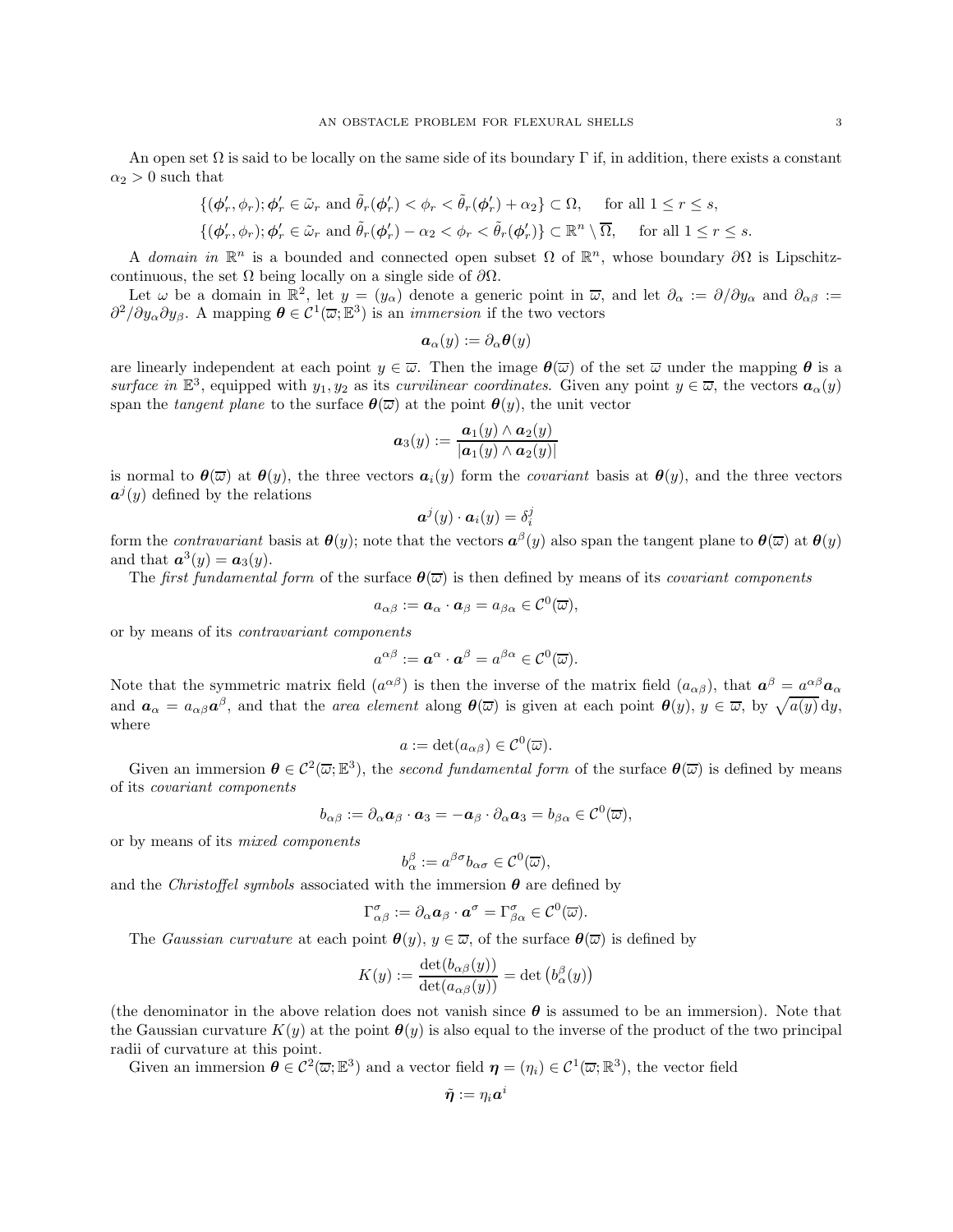An open set $\Omega$ is said to be locally on the same side of its boundary $\Gamma$ if, in addition, there exists a constant $\alpha_2 > 0$ such that

$$\{(\boldsymbol{\phi}_r', \phi_r); \boldsymbol{\phi}_r' \in \tilde{\omega}_r \text{ and } \tilde{\theta}_r(\boldsymbol{\phi}_r') < \phi_r < \tilde{\theta}_r(\boldsymbol{\phi}_r') + \alpha_2\} \subset \Omega, \quad \text{for all } 1 \leq r \leq s,$$
$$\{(\boldsymbol{\phi}_r', \phi_r); \boldsymbol{\phi}_r' \in \tilde{\omega}_r \text{ and } \tilde{\theta}_r(\boldsymbol{\phi}_r') - \alpha_2 < \phi_r < \tilde{\theta}_r(\boldsymbol{\phi}_r')\} \subset \mathbb{R}^n \setminus \overline{\Omega}, \quad \text{for all } 1 \leq r \leq s.$$

A *domain in* $\mathbb{R}^n$ is a bounded and connected open subset $\Omega$ of $\mathbb{R}^n$, whose boundary $\partial\Omega$ is Lipschitz-continuous, the set $\Omega$ being locally on a single side of $\partial\Omega$.

Let $\omega$ be a domain in $\mathbb{R}^2$, let $y = (y_\alpha)$ denote a generic point in $\overline{\omega}$, and let $\partial_\alpha := \partial/\partial y_\alpha$ and $\partial_{\alpha\beta} := \partial^2/\partial y_\alpha \partial y_\beta$. A mapping $\boldsymbol{\theta} \in \mathcal{C}^1(\overline{\omega}; \mathbb{E}^3)$ is an *immersion* if the two vectors

$$\boldsymbol{a}_\alpha(y) := \partial_\alpha \boldsymbol{\theta}(y)$$

are linearly independent at each point $y \in \overline{\omega}$. Then the image $\boldsymbol{\theta}(\overline{\omega})$ of the set $\overline{\omega}$ under the mapping $\boldsymbol{\theta}$ is a *surface in* $\mathbb{E}^3$, equipped with $y_1, y_2$ as its *curvilinear coordinates*. Given any point $y \in \overline{\omega}$, the vectors $\boldsymbol{a}_\alpha(y)$ span the *tangent plane* to the surface $\boldsymbol{\theta}(\overline{\omega})$ at the point $\boldsymbol{\theta}(y)$, the unit vector

$$\boldsymbol{a}_3(y) := \frac{\boldsymbol{a}_1(y) \wedge \boldsymbol{a}_2(y)}{|\boldsymbol{a}_1(y) \wedge \boldsymbol{a}_2(y)|}$$

is normal to $\boldsymbol{\theta}(\overline{\omega})$ at $\boldsymbol{\theta}(y)$, the three vectors $\boldsymbol{a}_i(y)$ form the *covariant* basis at $\boldsymbol{\theta}(y)$, and the three vectors $\boldsymbol{a}^j(y)$ defined by the relations

$$\boldsymbol{a}^j(y) \cdot \boldsymbol{a}_i(y) = \delta_i^j$$

form the *contravariant* basis at $\boldsymbol{\theta}(y)$; note that the vectors $\boldsymbol{a}^\beta(y)$ also span the tangent plane to $\boldsymbol{\theta}(\overline{\omega})$ at $\boldsymbol{\theta}(y)$ and that $\boldsymbol{a}^3(y) = \boldsymbol{a}_3(y)$.

The *first fundamental form* of the surface $\boldsymbol{\theta}(\overline{\omega})$ is then defined by means of its *covariant components*

$$a_{\alpha\beta} := \boldsymbol{a}_\alpha \cdot \boldsymbol{a}_\beta = a_{\beta\alpha} \in \mathcal{C}^0(\overline{\omega}),$$

or by means of its *contravariant components*

$$a^{\alpha\beta} := \boldsymbol{a}^\alpha \cdot \boldsymbol{a}^\beta = a^{\beta\alpha} \in \mathcal{C}^0(\overline{\omega}).$$

Note that the symmetric matrix field $(a^{\alpha\beta})$ is then the inverse of the matrix field $(a_{\alpha\beta})$, that $\boldsymbol{a}^\beta = a^{\alpha\beta}\boldsymbol{a}_\alpha$ and $\boldsymbol{a}_\alpha = a_{\alpha\beta}\boldsymbol{a}^\beta$, and that the *area element* along $\boldsymbol{\theta}(\overline{\omega})$ is given at each point $\boldsymbol{\theta}(y)$, $y \in \overline{\omega}$, by $\sqrt{a(y)}\,\mathrm{d}y$, where

$$a := \det(a_{\alpha\beta}) \in \mathcal{C}^0(\overline{\omega}).$$

Given an immersion $\boldsymbol{\theta} \in \mathcal{C}^2(\overline{\omega}; \mathbb{E}^3)$, the *second fundamental form* of the surface $\boldsymbol{\theta}(\overline{\omega})$ is defined by means of its *covariant components*

$$b_{\alpha\beta} := \partial_\alpha \boldsymbol{a}_\beta \cdot \boldsymbol{a}_3 = -\boldsymbol{a}_\beta \cdot \partial_\alpha \boldsymbol{a}_3 = b_{\beta\alpha} \in \mathcal{C}^0(\overline{\omega}),$$

or by means of its *mixed components*

$$b_\alpha^\beta := a^{\beta\sigma} b_{\alpha\sigma} \in \mathcal{C}^0(\overline{\omega}),$$

and the *Christoffel symbols* associated with the immersion $\boldsymbol{\theta}$ are defined by

$$\Gamma_{\alpha\beta}^\sigma := \partial_\alpha \boldsymbol{a}_\beta \cdot \boldsymbol{a}^\sigma = \Gamma_{\beta\alpha}^\sigma \in \mathcal{C}^0(\overline{\omega}).$$

The *Gaussian curvature* at each point $\boldsymbol{\theta}(y)$, $y \in \overline{\omega}$, of the surface $\boldsymbol{\theta}(\overline{\omega})$ is defined by

$$K(y) := \frac{\det(b_{\alpha\beta}(y))}{\det(a_{\alpha\beta}(y))} = \det\left(b_\alpha^\beta(y)\right)$$

(the denominator in the above relation does not vanish since $\boldsymbol{\theta}$ is assumed to be an immersion). Note that the Gaussian curvature $K(y)$ at the point $\boldsymbol{\theta}(y)$ is also equal to the inverse of the product of the two principal radii of curvature at this point.

Given an immersion $\boldsymbol{\theta} \in \mathcal{C}^2(\overline{\omega}; \mathbb{E}^3)$ and a vector field $\boldsymbol{\eta} = (\eta_i) \in \mathcal{C}^1(\overline{\omega}; \mathbb{R}^3)$, the vector field

$$\tilde{\boldsymbol{\eta}} := \eta_i \boldsymbol{a}^i$$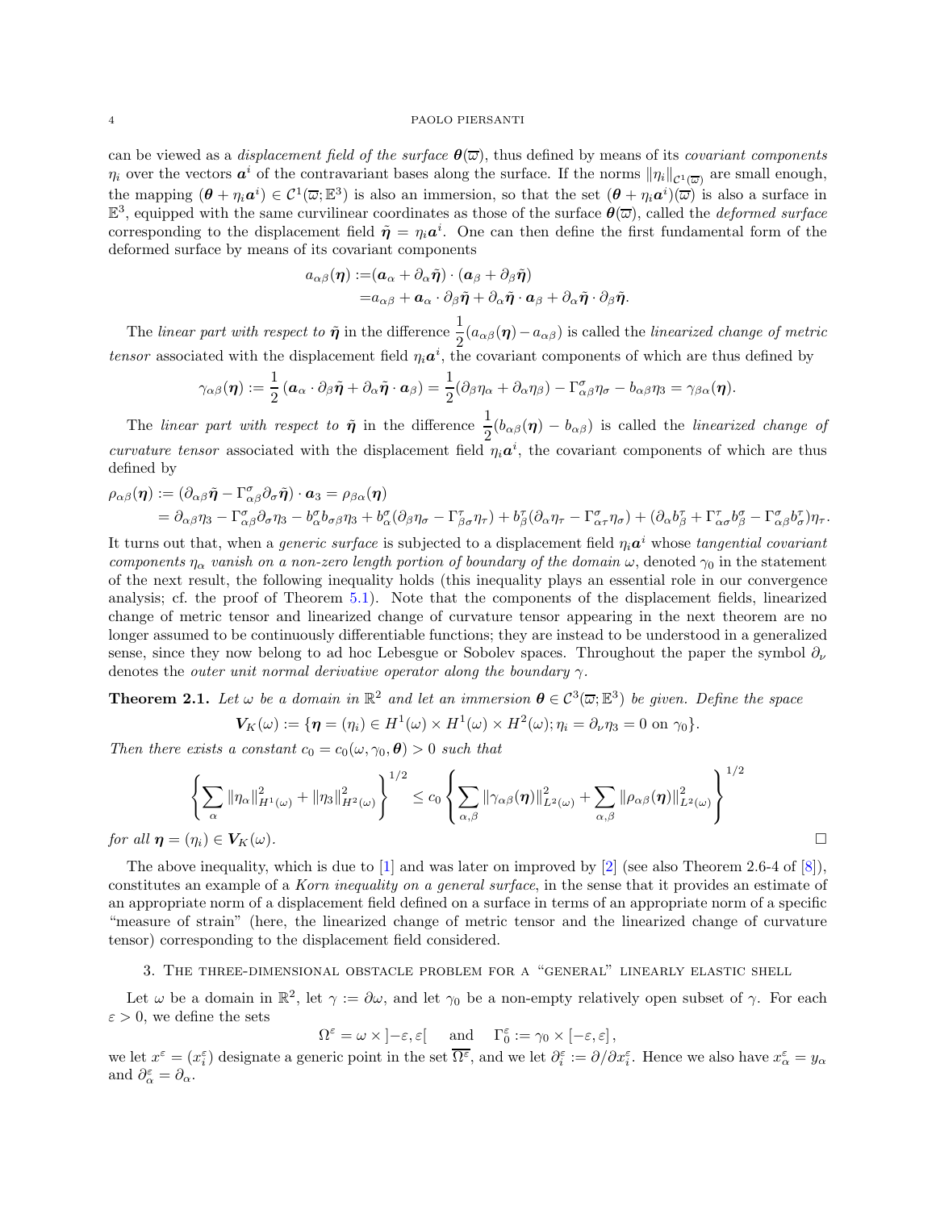can be viewed as a *displacement field of the surface* $\boldsymbol{\theta}(\overline{\omega})$, thus defined by means of its *covariant components* $\eta_i$ over the vectors $\boldsymbol{a}^i$ of the contravariant bases along the surface. If the norms $\|\eta_i\|_{\mathcal{C}^1(\overline{\omega})}$ are small enough, the mapping $(\boldsymbol{\theta} + \eta_i \boldsymbol{a}^i) \in \mathcal{C}^1(\overline{\omega}; \mathbb{E}^3)$ is also an immersion, so that the set $(\boldsymbol{\theta} + \eta_i \boldsymbol{a}^i)(\overline{\omega})$ is also a surface in $\mathbb{E}^3$, equipped with the same curvilinear coordinates as those of the surface $\boldsymbol{\theta}(\overline{\omega})$, called the *deformed surface* corresponding to the displacement field $\tilde{\boldsymbol{\eta}} = \eta_i \boldsymbol{a}^i$. One can then define the first fundamental form of the deformed surface by means of its covariant components

$$
\begin{aligned}
a_{\alpha\beta}(\boldsymbol{\eta}) :=& (\boldsymbol{a}_\alpha + \partial_\alpha \tilde{\boldsymbol{\eta}}) \cdot (\boldsymbol{a}_\beta + \partial_\beta \tilde{\boldsymbol{\eta}}) \\
=& a_{\alpha\beta} + \boldsymbol{a}_\alpha \cdot \partial_\beta \tilde{\boldsymbol{\eta}} + \partial_\alpha \tilde{\boldsymbol{\eta}} \cdot \boldsymbol{a}_\beta + \partial_\alpha \tilde{\boldsymbol{\eta}} \cdot \partial_\beta \tilde{\boldsymbol{\eta}}.
\end{aligned}
$$

The *linear part with respect to* $\tilde{\boldsymbol{\eta}}$ in the difference $\dfrac{1}{2}(a_{\alpha\beta}(\boldsymbol{\eta}) - a_{\alpha\beta})$ is called the *linearized change of metric tensor* associated with the displacement field $\eta_i \boldsymbol{a}^i$, the covariant components of which are thus defined by

$$
\gamma_{\alpha\beta}(\boldsymbol{\eta}) := \frac{1}{2}\left(\boldsymbol{a}_\alpha \cdot \partial_\beta \tilde{\boldsymbol{\eta}} + \partial_\alpha \tilde{\boldsymbol{\eta}} \cdot \boldsymbol{a}_\beta\right) = \frac{1}{2}(\partial_\beta \eta_\alpha + \partial_\alpha \eta_\beta) - \Gamma^\sigma_{\alpha\beta} \eta_\sigma - b_{\alpha\beta} \eta_3 = \gamma_{\beta\alpha}(\boldsymbol{\eta}).
$$

The *linear part with respect to* $\tilde{\boldsymbol{\eta}}$ in the difference $\dfrac{1}{2}(b_{\alpha\beta}(\boldsymbol{\eta}) - b_{\alpha\beta})$ is called the *linearized change of curvature tensor* associated with the displacement field $\eta_i \boldsymbol{a}^i$, the covariant components of which are thus defined by

$$
\begin{aligned}
\rho_{\alpha\beta}(\boldsymbol{\eta}) :=& (\partial_{\alpha\beta} \tilde{\boldsymbol{\eta}} - \Gamma^\sigma_{\alpha\beta} \partial_\sigma \tilde{\boldsymbol{\eta}}) \cdot \boldsymbol{a}_3 = \rho_{\beta\alpha}(\boldsymbol{\eta}) \\
=& \partial_{\alpha\beta} \eta_3 - \Gamma^\sigma_{\alpha\beta} \partial_\sigma \eta_3 - b^\sigma_\alpha b_{\sigma\beta} \eta_3 + b^\sigma_\alpha (\partial_\beta \eta_\sigma - \Gamma^\tau_{\beta\sigma} \eta_\tau) + b^\tau_\beta (\partial_\alpha \eta_\tau - \Gamma^\sigma_{\alpha\tau} \eta_\sigma) + (\partial_\alpha b^\tau_\beta + \Gamma^\tau_{\alpha\sigma} b^\sigma_\beta - \Gamma^\sigma_{\alpha\beta} b^\tau_\sigma) \eta_\tau.
\end{aligned}
$$

It turns out that, when a *generic surface* is subjected to a displacement field $\eta_i \boldsymbol{a}^i$ whose *tangential covariant components* $\eta_\alpha$ *vanish on a non-zero length portion of boundary of the domain* $\omega$, denoted $\gamma_0$ in the statement of the next result, the following inequality holds (this inequality plays an essential role in our convergence analysis; cf. the proof of Theorem 5.1). Note that the components of the displacement fields, linearized change of metric tensor and linearized change of curvature tensor appearing in the next theorem are no longer assumed to be continuously differentiable functions; they are instead to be understood in a generalized sense, since they now belong to ad hoc Lebesgue or Sobolev spaces. Throughout the paper the symbol $\partial_\nu$ denotes the *outer unit normal derivative operator along the boundary* $\gamma$.

**Theorem 2.1.** *Let* $\omega$ *be a domain in* $\mathbb{R}^2$ *and let an immersion* $\boldsymbol{\theta} \in \mathcal{C}^3(\overline{\omega}; \mathbb{E}^3)$ *be given. Define the space*

$$
\boldsymbol{V}_K(\omega) := \{\boldsymbol{\eta} = (\eta_i) \in H^1(\omega) \times H^1(\omega) \times H^2(\omega); \eta_i = \partial_\nu \eta_3 = 0 \text{ on } \gamma_0\}.
$$

*Then there exists a constant* $c_0 = c_0(\omega, \gamma_0, \boldsymbol{\theta}) > 0$ *such that*

$$
\left\{\sum_\alpha \|\eta_\alpha\|^2_{H^1(\omega)} + \|\eta_3\|^2_{H^2(\omega)}\right\}^{1/2} \leq c_0 \left\{\sum_{\alpha,\beta} \|\gamma_{\alpha\beta}(\boldsymbol{\eta})\|^2_{L^2(\omega)} + \sum_{\alpha,\beta} \|\rho_{\alpha\beta}(\boldsymbol{\eta})\|^2_{L^2(\omega)}\right\}^{1/2}
$$

*for all* $\boldsymbol{\eta} = (\eta_i) \in \boldsymbol{V}_K(\omega)$. □

The above inequality, which is due to [1] and was later on improved by [2] (see also Theorem 2.6-4 of [8]), constitutes an example of a *Korn inequality on a general surface*, in the sense that it provides an estimate of an appropriate norm of a displacement field defined on a surface in terms of an appropriate norm of a specific "measure of strain" (here, the linearized change of metric tensor and the linearized change of curvature tensor) corresponding to the displacement field considered.

## 3. The three-dimensional obstacle problem for a "general" linearly elastic shell

Let $\omega$ be a domain in $\mathbb{R}^2$, let $\gamma := \partial\omega$, and let $\gamma_0$ be a non-empty relatively open subset of $\gamma$. For each $\varepsilon > 0$, we define the sets

$$
\Omega^\varepsilon = \omega \times \left]-\varepsilon, \varepsilon\right[ \quad \text{and} \quad \Gamma^\varepsilon_0 := \gamma_0 \times [-\varepsilon, \varepsilon],
$$

we let $x^\varepsilon = (x^\varepsilon_i)$ designate a generic point in the set $\overline{\Omega^\varepsilon}$, and we let $\partial^\varepsilon_i := \partial/\partial x^\varepsilon_i$. Hence we also have $x^\varepsilon_\alpha = y_\alpha$ and $\partial^\varepsilon_\alpha = \partial_\alpha$.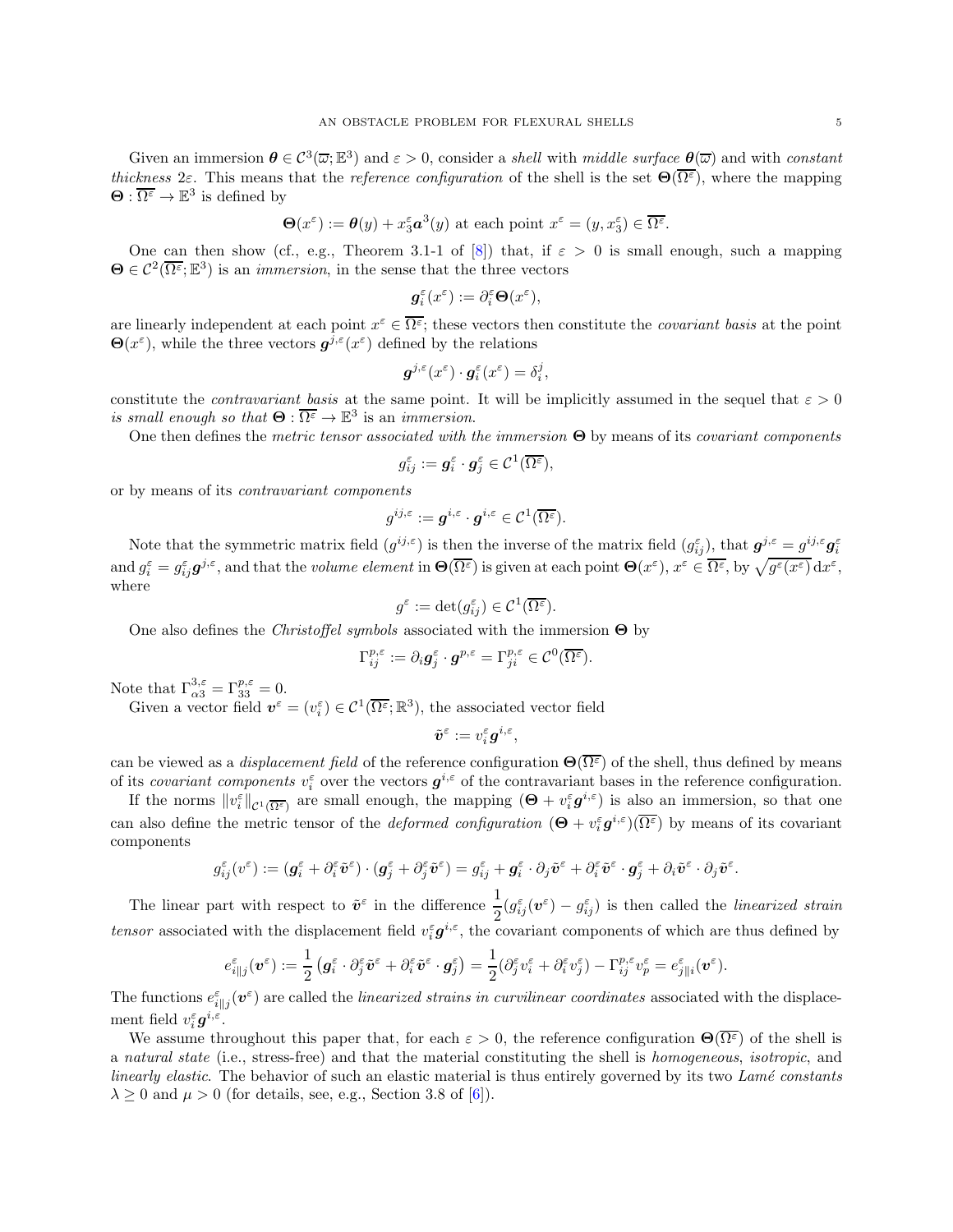Given an immersion $\boldsymbol{\theta} \in \mathcal{C}^3(\overline{\omega}; \mathbb{E}^3)$ and $\varepsilon > 0$, consider a *shell* with *middle surface* $\boldsymbol{\theta}(\overline{\omega})$ and with *constant thickness* $2\varepsilon$. This means that the *reference configuration* of the shell is the set $\boldsymbol{\Theta}(\overline{\Omega^\varepsilon})$, where the mapping $\boldsymbol{\Theta} : \overline{\Omega^\varepsilon} \to \mathbb{E}^3$ is defined by

$$\boldsymbol{\Theta}(x^\varepsilon) := \boldsymbol{\theta}(y) + x_3^\varepsilon \boldsymbol{a}^3(y) \text{ at each point } x^\varepsilon = (y, x_3^\varepsilon) \in \overline{\Omega^\varepsilon}.$$

One can then show (cf., e.g., Theorem 3.1-1 of [8]) that, if $\varepsilon > 0$ is small enough, such a mapping $\boldsymbol{\Theta} \in \mathcal{C}^2(\overline{\Omega^\varepsilon}; \mathbb{E}^3)$ is an *immersion*, in the sense that the three vectors

$$\boldsymbol{g}_i^\varepsilon(x^\varepsilon) := \partial_i^\varepsilon \boldsymbol{\Theta}(x^\varepsilon),$$

are linearly independent at each point $x^\varepsilon \in \overline{\Omega^\varepsilon}$; these vectors then constitute the *covariant basis* at the point $\boldsymbol{\Theta}(x^\varepsilon)$, while the three vectors $\boldsymbol{g}^{j,\varepsilon}(x^\varepsilon)$ defined by the relations

$$\boldsymbol{g}^{j,\varepsilon}(x^\varepsilon) \cdot \boldsymbol{g}_i^\varepsilon(x^\varepsilon) = \delta_i^j,$$

constitute the *contravariant basis* at the same point. It will be implicitly assumed in the sequel that $\varepsilon > 0$ *is small enough so that* $\boldsymbol{\Theta} : \overline{\Omega^\varepsilon} \to \mathbb{E}^3$ is an *immersion*.

One then defines the *metric tensor associated with the immersion* $\boldsymbol{\Theta}$ by means of its *covariant components*

$$g_{ij}^\varepsilon := \boldsymbol{g}_i^\varepsilon \cdot \boldsymbol{g}_j^\varepsilon \in \mathcal{C}^1(\overline{\Omega^\varepsilon}),$$

or by means of its *contravariant components*

$$g^{ij,\varepsilon} := \boldsymbol{g}^{i,\varepsilon} \cdot \boldsymbol{g}^{i,\varepsilon} \in \mathcal{C}^1(\overline{\Omega^\varepsilon}).$$

Note that the symmetric matrix field $(g^{ij,\varepsilon})$ is then the inverse of the matrix field $(g_{ij}^\varepsilon)$, that $\boldsymbol{g}^{j,\varepsilon} = g^{ij,\varepsilon}\boldsymbol{g}_i^\varepsilon$ and $g_i^\varepsilon = g_{ij}^\varepsilon \boldsymbol{g}^{j,\varepsilon}$, and that the *volume element* in $\boldsymbol{\Theta}(\overline{\Omega^\varepsilon})$ is given at each point $\boldsymbol{\Theta}(x^\varepsilon)$, $x^\varepsilon \in \overline{\Omega^\varepsilon}$, by $\sqrt{g^\varepsilon(x^\varepsilon)}\, \mathrm{d}x^\varepsilon$, where

$$g^\varepsilon := \det(g_{ij}^\varepsilon) \in \mathcal{C}^1(\overline{\Omega^\varepsilon}).$$

One also defines the *Christoffel symbols* associated with the immersion $\boldsymbol{\Theta}$ by

$$\Gamma_{ij}^{p,\varepsilon} := \partial_i \boldsymbol{g}_j^\varepsilon \cdot \boldsymbol{g}^{p,\varepsilon} = \Gamma_{ji}^{p,\varepsilon} \in \mathcal{C}^0(\overline{\Omega^\varepsilon}).$$

Note that $\Gamma_{\alpha 3}^{3,\varepsilon} = \Gamma_{33}^{p,\varepsilon} = 0$.

Given a vector field $\boldsymbol{v}^\varepsilon = (v_i^\varepsilon) \in \mathcal{C}^1(\overline{\Omega^\varepsilon}; \mathbb{R}^3)$, the associated vector field

$$\tilde{\boldsymbol{v}}^\varepsilon := v_i^\varepsilon \boldsymbol{g}^{i,\varepsilon},$$

can be viewed as a *displacement field* of the reference configuration $\boldsymbol{\Theta}(\overline{\Omega^\varepsilon})$ of the shell, thus defined by means of its *covariant components* $v_i^\varepsilon$ over the vectors $\boldsymbol{g}^{i,\varepsilon}$ of the contravariant bases in the reference configuration.

If the norms $\|v_i^\varepsilon\|_{\mathcal{C}^1(\overline{\Omega^\varepsilon})}$ are small enough, the mapping $(\boldsymbol{\Theta} + v_i^\varepsilon \boldsymbol{g}^{i,\varepsilon})$ is also an immersion, so that one can also define the metric tensor of the *deformed configuration* $(\boldsymbol{\Theta} + v_i^\varepsilon \boldsymbol{g}^{i,\varepsilon})(\overline{\Omega^\varepsilon})$ by means of its covariant components

$$g_{ij}^\varepsilon(v^\varepsilon) := (\boldsymbol{g}_i^\varepsilon + \partial_i^\varepsilon \tilde{\boldsymbol{v}}^\varepsilon) \cdot (\boldsymbol{g}_j^\varepsilon + \partial_j^\varepsilon \tilde{\boldsymbol{v}}^\varepsilon) = g_{ij}^\varepsilon + \boldsymbol{g}_i^\varepsilon \cdot \partial_j \tilde{\boldsymbol{v}}^\varepsilon + \partial_i^\varepsilon \tilde{\boldsymbol{v}}^\varepsilon \cdot \boldsymbol{g}_j^\varepsilon + \partial_i \tilde{\boldsymbol{v}}^\varepsilon \cdot \partial_j \tilde{\boldsymbol{v}}^\varepsilon.$$

The linear part with respect to $\tilde{\boldsymbol{v}}^\varepsilon$ in the difference $\dfrac{1}{2}(g_{ij}^\varepsilon(\boldsymbol{v}^\varepsilon) - g_{ij}^\varepsilon)$ is then called the *linearized strain tensor* associated with the displacement field $v_i^\varepsilon \boldsymbol{g}^{i,\varepsilon}$, the covariant components of which are thus defined by

$$e_{i\|j}^\varepsilon(\boldsymbol{v}^\varepsilon) := \frac{1}{2}\left(\boldsymbol{g}_i^\varepsilon \cdot \partial_j^\varepsilon \tilde{\boldsymbol{v}}^\varepsilon + \partial_i^\varepsilon \tilde{\boldsymbol{v}}^\varepsilon \cdot \boldsymbol{g}_j^\varepsilon\right) = \frac{1}{2}(\partial_j^\varepsilon v_i^\varepsilon + \partial_i^\varepsilon v_j^\varepsilon) - \Gamma_{ij}^{p,\varepsilon} v_p^\varepsilon = e_{j\|i}^\varepsilon(\boldsymbol{v}^\varepsilon).$$

The functions $e_{i\|j}^\varepsilon(\boldsymbol{v}^\varepsilon)$ are called the *linearized strains in curvilinear coordinates* associated with the displacement field $v_i^\varepsilon \boldsymbol{g}^{i,\varepsilon}$.

We assume throughout this paper that, for each $\varepsilon > 0$, the reference configuration $\boldsymbol{\Theta}(\overline{\Omega^\varepsilon})$ of the shell is a *natural state* (i.e., stress-free) and that the material constituting the shell is *homogeneous*, *isotropic*, and *linearly elastic*. The behavior of such an elastic material is thus entirely governed by its two *Lamé constants* $\lambda \geq 0$ and $\mu > 0$ (for details, see, e.g., Section 3.8 of [6]).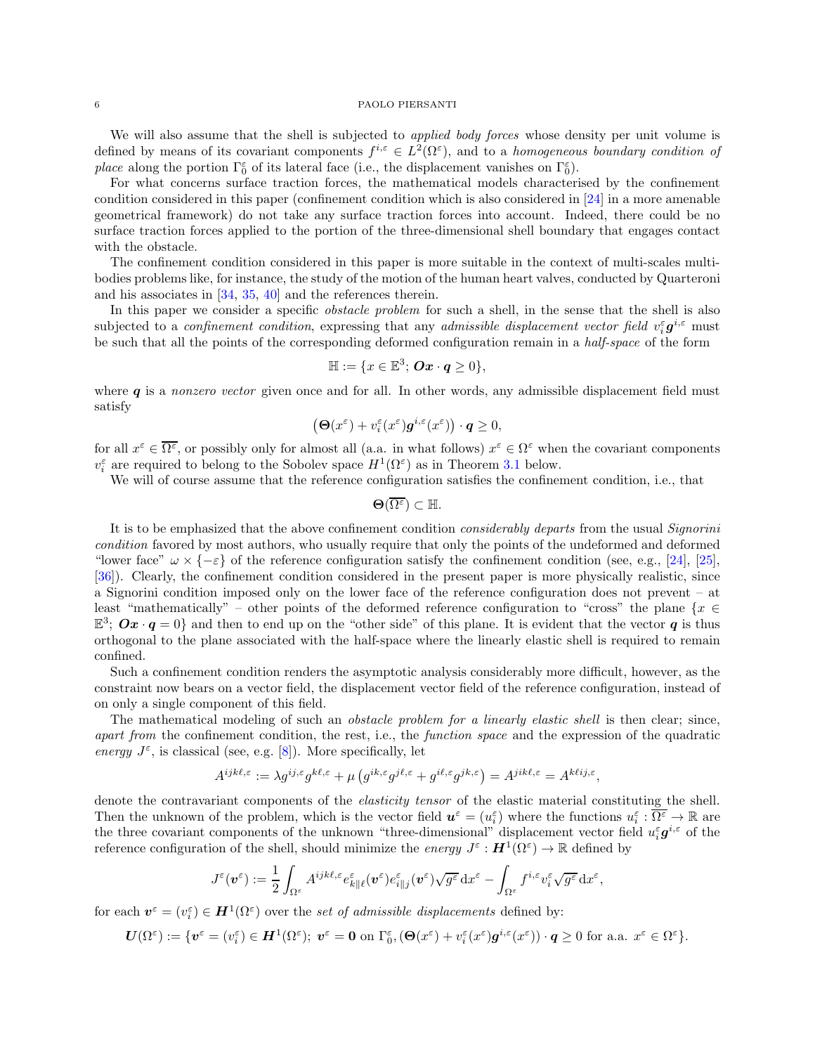We will also assume that the shell is subjected to *applied body forces* whose density per unit volume is defined by means of its covariant components $f^{i,\varepsilon} \in L^2(\Omega^\varepsilon)$, and to a *homogeneous boundary condition of place* along the portion $\Gamma_0^\varepsilon$ of its lateral face (i.e., the displacement vanishes on $\Gamma_0^\varepsilon$).

For what concerns surface traction forces, the mathematical models characterised by the confinement condition considered in this paper (confinement condition which is also considered in [24] in a more amenable geometrical framework) do not take any surface traction forces into account. Indeed, there could be no surface traction forces applied to the portion of the three-dimensional shell boundary that engages contact with the obstacle.

The confinement condition considered in this paper is more suitable in the context of multi-scales multi-bodies problems like, for instance, the study of the motion of the human heart valves, conducted by Quarteroni and his associates in [34, 35, 40] and the references therein.

In this paper we consider a specific *obstacle problem* for such a shell, in the sense that the shell is also subjected to a *confinement condition*, expressing that any *admissible displacement vector field* $v_i^\varepsilon \boldsymbol{g}^{i,\varepsilon}$ must be such that all the points of the corresponding deformed configuration remain in a *half-space* of the form

$$\mathbb{H} := \{x \in \mathbb{E}^3;\ \boldsymbol{Ox} \cdot \boldsymbol{q} \geq 0\},$$

where $\boldsymbol{q}$ is a *nonzero vector* given once and for all. In other words, any admissible displacement field must satisfy

$$\left(\boldsymbol{\Theta}(x^\varepsilon) + v_i^\varepsilon(x^\varepsilon)\boldsymbol{g}^{i,\varepsilon}(x^\varepsilon)\right) \cdot \boldsymbol{q} \geq 0,$$

for all $x^\varepsilon \in \overline{\Omega^\varepsilon}$, or possibly only for almost all (a.a. in what follows) $x^\varepsilon \in \Omega^\varepsilon$ when the covariant components $v_i^\varepsilon$ are required to belong to the Sobolev space $H^1(\Omega^\varepsilon)$ as in Theorem 3.1 below.

We will of course assume that the reference configuration satisfies the confinement condition, i.e., that

$$\boldsymbol{\Theta}(\overline{\Omega^\varepsilon}) \subset \mathbb{H}.$$

It is to be emphasized that the above confinement condition *considerably departs* from the usual *Signorini condition* favored by most authors, who usually require that only the points of the undeformed and deformed "lower face" $\omega \times \{-\varepsilon\}$ of the reference configuration satisfy the confinement condition (see, e.g., [24], [25], [36]). Clearly, the confinement condition considered in the present paper is more physically realistic, since a Signorini condition imposed only on the lower face of the reference configuration does not prevent – at least "mathematically" – other points of the deformed reference configuration to "cross" the plane $\{x \in \mathbb{E}^3;\ \boldsymbol{Ox} \cdot \boldsymbol{q} = 0\}$ and then to end up on the "other side" of this plane. It is evident that the vector $\boldsymbol{q}$ is thus orthogonal to the plane associated with the half-space where the linearly elastic shell is required to remain confined.

Such a confinement condition renders the asymptotic analysis considerably more difficult, however, as the constraint now bears on a vector field, the displacement vector field of the reference configuration, instead of on only a single component of this field.

The mathematical modeling of such an *obstacle problem for a linearly elastic shell* is then clear; since, *apart from* the confinement condition, the rest, i.e., the *function space* and the expression of the quadratic *energy* $J^\varepsilon$, is classical (see, e.g. [8]). More specifically, let

$$A^{ijk\ell,\varepsilon} := \lambda g^{ij,\varepsilon} g^{k\ell,\varepsilon} + \mu\left(g^{ik,\varepsilon} g^{j\ell,\varepsilon} + g^{i\ell,\varepsilon} g^{jk,\varepsilon}\right) = A^{jik\ell,\varepsilon} = A^{k\ell ij,\varepsilon},$$

denote the contravariant components of the *elasticity tensor* of the elastic material constituting the shell. Then the unknown of the problem, which is the vector field $\boldsymbol{u}^\varepsilon = (u_i^\varepsilon)$ where the functions $u_i^\varepsilon : \overline{\Omega^\varepsilon} \to \mathbb{R}$ are the three covariant components of the unknown "three-dimensional" displacement vector field $u_i^\varepsilon \boldsymbol{g}^{i,\varepsilon}$ of the reference configuration of the shell, should minimize the *energy* $J^\varepsilon : \boldsymbol{H}^1(\Omega^\varepsilon) \to \mathbb{R}$ defined by

$$J^\varepsilon(\boldsymbol{v}^\varepsilon) := \frac{1}{2}\int_{\Omega^\varepsilon} A^{ijk\ell,\varepsilon} e^\varepsilon_{k\|\ell}(\boldsymbol{v}^\varepsilon) e^\varepsilon_{i\|j}(\boldsymbol{v}^\varepsilon)\sqrt{g^\varepsilon}\,\mathrm{d}x^\varepsilon - \int_{\Omega^\varepsilon} f^{i,\varepsilon} v_i^\varepsilon \sqrt{g^\varepsilon}\,\mathrm{d}x^\varepsilon,$$

for each $\boldsymbol{v}^\varepsilon = (v_i^\varepsilon) \in \boldsymbol{H}^1(\Omega^\varepsilon)$ over the *set of admissible displacements* defined by:

$$\boldsymbol{U}(\Omega^\varepsilon) := \{\boldsymbol{v}^\varepsilon = (v_i^\varepsilon) \in \boldsymbol{H}^1(\Omega^\varepsilon);\ \boldsymbol{v}^\varepsilon = \boldsymbol{0} \text{ on } \Gamma_0^\varepsilon, (\boldsymbol{\Theta}(x^\varepsilon) + v_i^\varepsilon(x^\varepsilon)\boldsymbol{g}^{i,\varepsilon}(x^\varepsilon)) \cdot \boldsymbol{q} \geq 0 \text{ for a.a. } x^\varepsilon \in \Omega^\varepsilon\}.$$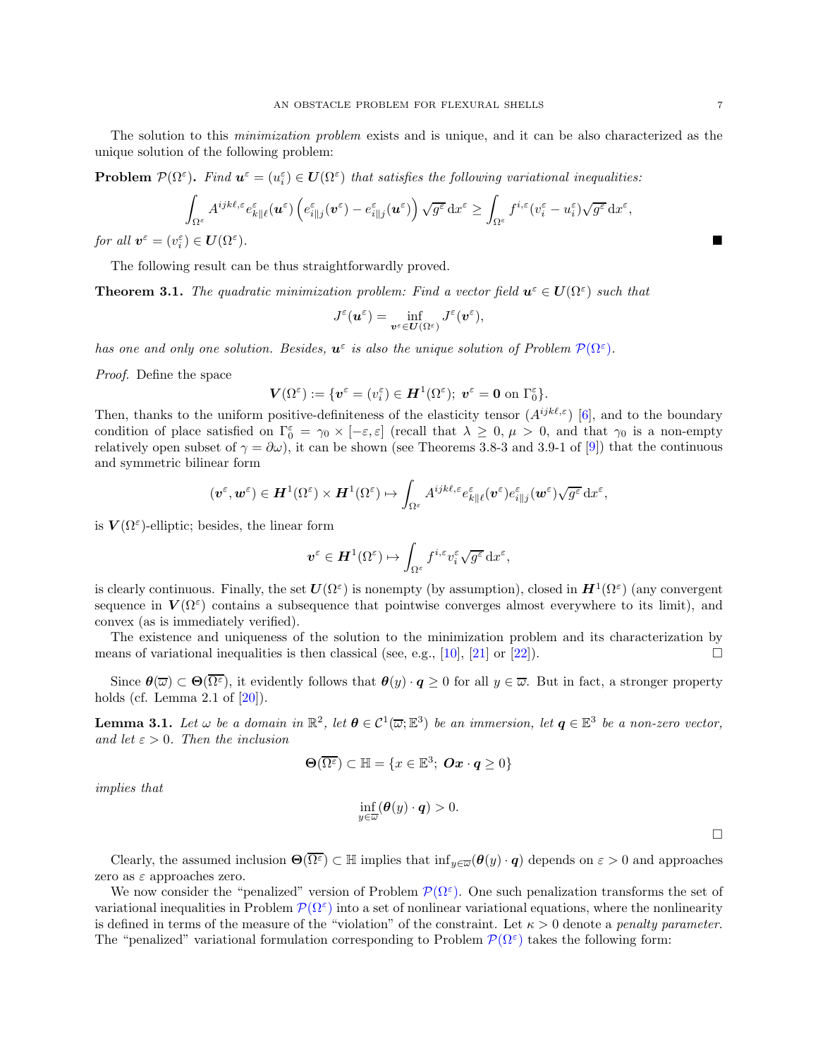The solution to this *minimization problem* exists and is unique, and it can be also characterized as the unique solution of the following problem:

**Problem $\mathcal{P}(\Omega^\varepsilon)$.** *Find $\boldsymbol{u}^\varepsilon = (u_i^\varepsilon) \in \boldsymbol{U}(\Omega^\varepsilon)$ that satisfies the following variational inequalities:*

$$
\int_{\Omega^\varepsilon} A^{ijk\ell,\varepsilon} e^\varepsilon_{k\|\ell}(\boldsymbol{u}^\varepsilon) \left( e^\varepsilon_{i\|j}(\boldsymbol{v}^\varepsilon) - e^\varepsilon_{i\|j}(\boldsymbol{u}^\varepsilon) \right) \sqrt{g^\varepsilon} \, \mathrm{d}x^\varepsilon \geq \int_{\Omega^\varepsilon} f^{i,\varepsilon} (v_i^\varepsilon - u_i^\varepsilon) \sqrt{g^\varepsilon} \, \mathrm{d}x^\varepsilon,
$$

*for all $\boldsymbol{v}^\varepsilon = (v_i^\varepsilon) \in \boldsymbol{U}(\Omega^\varepsilon)$.* ■

The following result can be thus straightforwardly proved.

**Theorem 3.1.** *The quadratic minimization problem: Find a vector field $\boldsymbol{u}^\varepsilon \in \boldsymbol{U}(\Omega^\varepsilon)$ such that*

$$
J^\varepsilon(\boldsymbol{u}^\varepsilon) = \inf_{\boldsymbol{v}^\varepsilon \in \boldsymbol{U}(\Omega^\varepsilon)} J^\varepsilon(\boldsymbol{v}^\varepsilon),
$$

*has one and only one solution. Besides, $\boldsymbol{u}^\varepsilon$ is also the unique solution of Problem $\mathcal{P}(\Omega^\varepsilon)$.*

*Proof.* Define the space

$$
\boldsymbol{V}(\Omega^\varepsilon) := \{ \boldsymbol{v}^\varepsilon = (v_i^\varepsilon) \in \boldsymbol{H}^1(\Omega^\varepsilon);\ \boldsymbol{v}^\varepsilon = \boldsymbol{0} \text{ on } \Gamma_0^\varepsilon \}.
$$

Then, thanks to the uniform positive-definiteness of the elasticity tensor $(A^{ijk\ell,\varepsilon})$ [6], and to the boundary condition of place satisfied on $\Gamma_0^\varepsilon = \gamma_0 \times [-\varepsilon, \varepsilon]$ (recall that $\lambda \geq 0$, $\mu > 0$, and that $\gamma_0$ is a non-empty relatively open subset of $\gamma = \partial\omega$), it can be shown (see Theorems 3.8-3 and 3.9-1 of [9]) that the continuous and symmetric bilinear form

$$
(\boldsymbol{v}^\varepsilon, \boldsymbol{w}^\varepsilon) \in \boldsymbol{H}^1(\Omega^\varepsilon) \times \boldsymbol{H}^1(\Omega^\varepsilon) \mapsto \int_{\Omega^\varepsilon} A^{ijk\ell,\varepsilon} e^\varepsilon_{k\|\ell}(\boldsymbol{v}^\varepsilon) e^\varepsilon_{i\|j}(\boldsymbol{w}^\varepsilon) \sqrt{g^\varepsilon} \, \mathrm{d}x^\varepsilon,
$$

is $\boldsymbol{V}(\Omega^\varepsilon)$-elliptic; besides, the linear form

$$
\boldsymbol{v}^\varepsilon \in \boldsymbol{H}^1(\Omega^\varepsilon) \mapsto \int_{\Omega^\varepsilon} f^{i,\varepsilon} v_i^\varepsilon \sqrt{g^\varepsilon} \, \mathrm{d}x^\varepsilon,
$$

is clearly continuous. Finally, the set $\boldsymbol{U}(\Omega^\varepsilon)$ is nonempty (by assumption), closed in $\boldsymbol{H}^1(\Omega^\varepsilon)$ (any convergent sequence in $\boldsymbol{V}(\Omega^\varepsilon)$ contains a subsequence that pointwise converges almost everywhere to its limit), and convex (as is immediately verified).

The existence and uniqueness of the solution to the minimization problem and its characterization by means of variational inequalities is then classical (see, e.g., [10], [21] or [22]). □

Since $\boldsymbol{\theta}(\overline{\omega}) \subset \boldsymbol{\Theta}(\overline{\Omega^\varepsilon})$, it evidently follows that $\boldsymbol{\theta}(y) \cdot \boldsymbol{q} \geq 0$ for all $y \in \overline{\omega}$. But in fact, a stronger property holds (cf. Lemma 2.1 of [20]).

**Lemma 3.1.** *Let $\omega$ be a domain in $\mathbb{R}^2$, let $\boldsymbol{\theta} \in \mathcal{C}^1(\overline{\omega}; \mathbb{E}^3)$ be an immersion, let $\boldsymbol{q} \in \mathbb{E}^3$ be a non-zero vector, and let $\varepsilon > 0$. Then the inclusion*

$$
\boldsymbol{\Theta}(\overline{\Omega^\varepsilon}) \subset \mathbb{H} = \{ x \in \mathbb{E}^3;\ \boldsymbol{Ox} \cdot \boldsymbol{q} \geq 0 \}
$$

*implies that*

$$
\inf_{y \in \overline{\omega}} (\boldsymbol{\theta}(y) \cdot \boldsymbol{q}) > 0.
$$

□

Clearly, the assumed inclusion $\boldsymbol{\Theta}(\overline{\Omega^\varepsilon}) \subset \mathbb{H}$ implies that $\inf_{y \in \overline{\omega}} (\boldsymbol{\theta}(y) \cdot \boldsymbol{q})$ depends on $\varepsilon > 0$ and approaches zero as $\varepsilon$ approaches zero.

We now consider the "penalized" version of Problem $\mathcal{P}(\Omega^\varepsilon)$. One such penalization transforms the set of variational inequalities in Problem $\mathcal{P}(\Omega^\varepsilon)$ into a set of nonlinear variational equations, where the nonlinearity is defined in terms of the measure of the "violation" of the constraint. Let $\kappa > 0$ denote a *penalty parameter*. The "penalized" variational formulation corresponding to Problem $\mathcal{P}(\Omega^\varepsilon)$ takes the following form: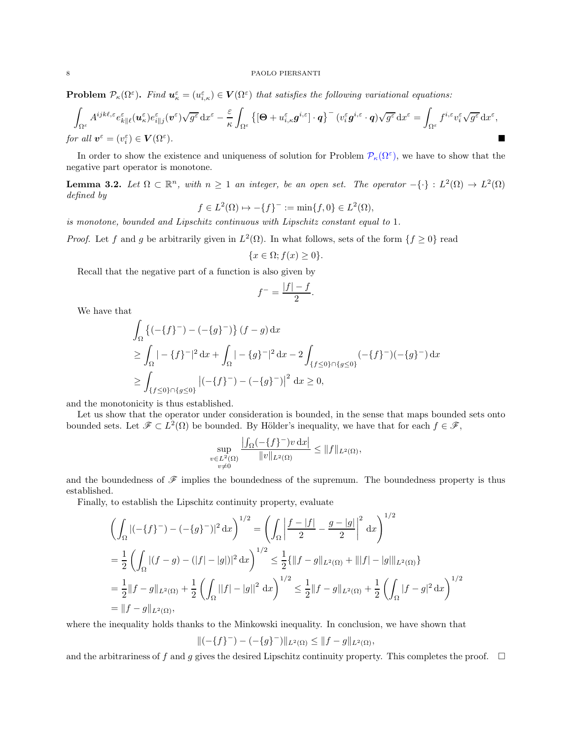**Problem** $\mathcal{P}_\kappa(\Omega^\varepsilon)$**.** *Find* $\boldsymbol{u}^\varepsilon_\kappa = (u^\varepsilon_{i,\kappa}) \in \boldsymbol{V}(\Omega^\varepsilon)$ *that satisfies the following variational equations:*

$$\int_{\Omega^\varepsilon} A^{ijk\ell,\varepsilon} e^\varepsilon_{k\|\ell}(\boldsymbol{u}^\varepsilon_\kappa) e^\varepsilon_{i\|j}(\boldsymbol{v}^\varepsilon)\sqrt{g^\varepsilon}\,\mathrm{d}x^\varepsilon - \frac{\varepsilon}{\kappa}\int_{\Omega^\varepsilon} \left\{[\boldsymbol{\Theta} + u^\varepsilon_{i,\kappa}\boldsymbol{g}^{i,\varepsilon}]\cdot\boldsymbol{q}\right\}^- (v^\varepsilon_i \boldsymbol{g}^{i,\varepsilon}\cdot\boldsymbol{q})\sqrt{g^\varepsilon}\,\mathrm{d}x^\varepsilon = \int_{\Omega^\varepsilon} f^{i,\varepsilon} v^\varepsilon_i \sqrt{g^\varepsilon}\,\mathrm{d}x^\varepsilon,$$

*for all* $\boldsymbol{v}^\varepsilon = (v^\varepsilon_i) \in \boldsymbol{V}(\Omega^\varepsilon)$. ■

In order to show the existence and uniqueness of solution for Problem $\mathcal{P}_\kappa(\Omega^\varepsilon)$, we have to show that the negative part operator is monotone.

**Lemma 3.2.** *Let* $\Omega \subset \mathbb{R}^n$*, with* $n \geq 1$ *an integer, be an open set. The operator* $-\{\cdot\} : L^2(\Omega) \to L^2(\Omega)$ *defined by*

$$f \in L^2(\Omega) \mapsto -\{f\}^- := \min\{f, 0\} \in L^2(\Omega),$$

*is monotone, bounded and Lipschitz continuous with Lipschitz constant equal to* 1*.*

*Proof.* Let $f$ and $g$ be arbitrarily given in $L^2(\Omega)$. In what follows, sets of the form $\{f \geq 0\}$ read

$$\{x \in \Omega; f(x) \geq 0\}.$$

Recall that the negative part of a function is also given by

$$f^- = \frac{|f| - f}{2}.$$

We have that

$$\begin{aligned}
&\int_\Omega \left\{(-\{f\}^-) - (-\{g\}^-)\right\}(f - g)\,\mathrm{d}x \\
&\geq \int_\Omega |-\{f\}^-|^2\,\mathrm{d}x + \int_\Omega |-\{g\}^-|^2\,\mathrm{d}x - 2\int_{\{f\leq 0\}\cap\{g\leq 0\}} (-\{f\}^-)(-\{g\}^-)\,\mathrm{d}x \\
&\geq \int_{\{f\leq 0\}\cap\{g\leq 0\}} \left|(-\{f\}^-) - (-\{g\}^-)\right|^2\,\mathrm{d}x \geq 0,
\end{aligned}$$

and the monotonicity is thus established.

Let us show that the operator under consideration is bounded, in the sense that maps bounded sets onto bounded sets. Let $\mathscr{F} \subset L^2(\Omega)$ be bounded. By Hölder's inequality, we have that for each $f \in \mathscr{F}$,

$$\sup_{\substack{v \in L^2(\Omega)\\ v \neq 0}} \frac{\left|\int_\Omega (-\{f\}^-) v\,\mathrm{d}x\right|}{\|v\|_{L^2(\Omega)}} \leq \|f\|_{L^2(\Omega)},$$

and the boundedness of $\mathscr{F}$ implies the boundedness of the supremum. The boundedness property is thus established.

Finally, to establish the Lipschitz continuity property, evaluate

$$\begin{aligned}
&\left(\int_\Omega |(-\{f\}^-) - (-\{g\}^-)|^2\,\mathrm{d}x\right)^{1/2} = \left(\int_\Omega \left|\frac{f - |f|}{2} - \frac{g - |g|}{2}\right|^2\,\mathrm{d}x\right)^{1/2} \\
&= \frac{1}{2}\left(\int_\Omega |(f - g) - (|f| - |g|)|^2\,\mathrm{d}x\right)^{1/2} \leq \frac{1}{2}\{\|f - g\|_{L^2(\Omega)} + \||f| - |g|\|_{L^2(\Omega)}\} \\
&= \frac{1}{2}\|f - g\|_{L^2(\Omega)} + \frac{1}{2}\left(\int_\Omega ||f| - |g||^2\,\mathrm{d}x\right)^{1/2} \leq \frac{1}{2}\|f - g\|_{L^2(\Omega)} + \frac{1}{2}\left(\int_\Omega |f - g|^2\,\mathrm{d}x\right)^{1/2} \\
&= \|f - g\|_{L^2(\Omega)},
\end{aligned}$$

where the inequality holds thanks to the Minkowski inequality. In conclusion, we have shown that

$$\|(-\{f\}^-) - (-\{g\}^-)\|_{L^2(\Omega)} \leq \|f - g\|_{L^2(\Omega)},$$

and the arbitrariness of $f$ and $g$ gives the desired Lipschitz continuity property. This completes the proof. □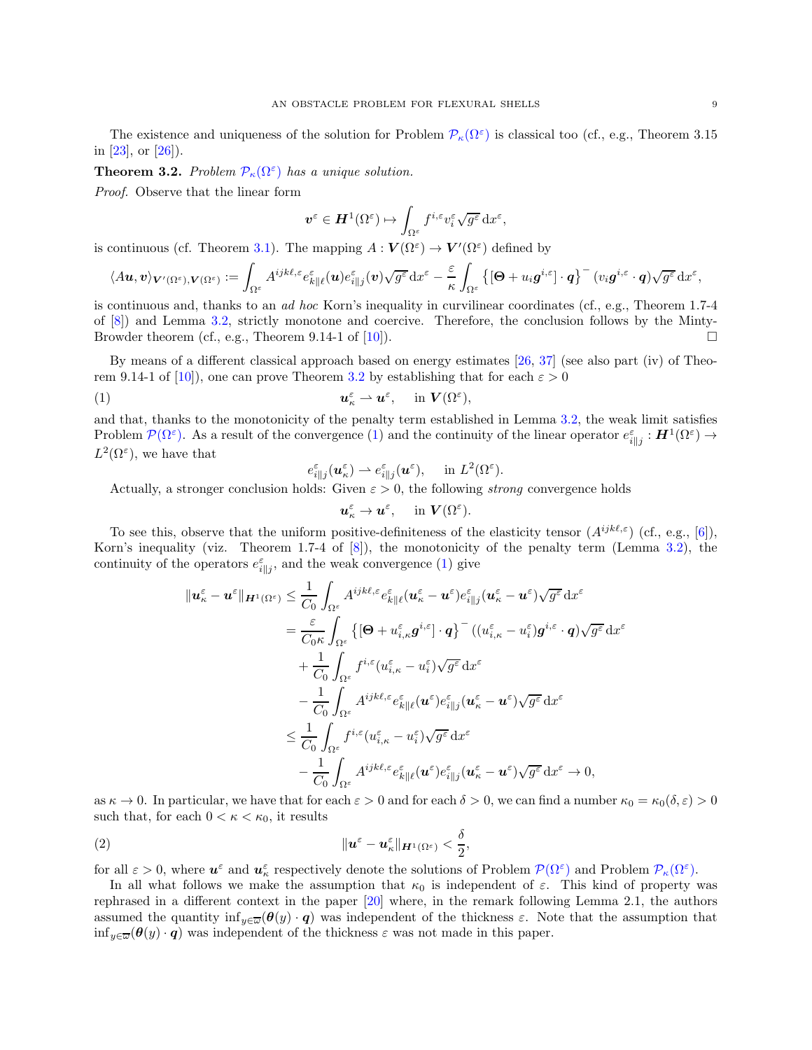The existence and uniqueness of the solution for Problem $\mathcal{P}_\kappa(\Omega^\varepsilon)$ is classical too (cf., e.g., Theorem 3.15 in [23], or [26]).

**Theorem 3.2.** *Problem $\mathcal{P}_\kappa(\Omega^\varepsilon)$ has a unique solution.*

*Proof.* Observe that the linear form

$$\boldsymbol{v}^\varepsilon \in \boldsymbol{H}^1(\Omega^\varepsilon) \mapsto \int_{\Omega^\varepsilon} f^{i,\varepsilon} v_i^\varepsilon \sqrt{g^\varepsilon} \, \mathrm{d}x^\varepsilon,$$

is continuous (cf. Theorem 3.1). The mapping $A : \boldsymbol{V}(\Omega^\varepsilon) \to \boldsymbol{V}'(\Omega^\varepsilon)$ defined by

$$\langle A\boldsymbol{u}, \boldsymbol{v}\rangle_{\boldsymbol{V}'(\Omega^\varepsilon),\boldsymbol{V}(\Omega^\varepsilon)} := \int_{\Omega^\varepsilon} A^{ijk\ell,\varepsilon} e^\varepsilon_{k\|\ell}(\boldsymbol{u}) e^\varepsilon_{i\|j}(\boldsymbol{v}) \sqrt{g^\varepsilon} \, \mathrm{d}x^\varepsilon - \frac{\varepsilon}{\kappa} \int_{\Omega^\varepsilon} \left\{[\boldsymbol{\Theta} + u_i \boldsymbol{g}^{i,\varepsilon}] \cdot \boldsymbol{q}\right\}^- (v_i \boldsymbol{g}^{i,\varepsilon} \cdot \boldsymbol{q}) \sqrt{g^\varepsilon} \, \mathrm{d}x^\varepsilon,$$

is continuous and, thanks to an *ad hoc* Korn's inequality in curvilinear coordinates (cf., e.g., Theorem 1.7-4 of [8]) and Lemma 3.2, strictly monotone and coercive. Therefore, the conclusion follows by the Minty-Browder theorem (cf., e.g., Theorem 9.14-1 of [10]). □

By means of a different classical approach based on energy estimates [26, 37] (see also part (iv) of Theorem 9.14-1 of [10]), one can prove Theorem 3.2 by establishing that for each $\varepsilon > 0$

$$\boldsymbol{u}^\varepsilon_\kappa \rightharpoonup \boldsymbol{u}^\varepsilon, \quad \text{in } \boldsymbol{V}(\Omega^\varepsilon), \tag{1}$$

and that, thanks to the monotonicity of the penalty term established in Lemma 3.2, the weak limit satisfies Problem $\mathcal{P}(\Omega^\varepsilon)$. As a result of the convergence (1) and the continuity of the linear operator $e^\varepsilon_{i\|j} : \boldsymbol{H}^1(\Omega^\varepsilon) \to L^2(\Omega^\varepsilon)$, we have that

$$e^\varepsilon_{i\|j}(\boldsymbol{u}^\varepsilon_\kappa) \rightharpoonup e^\varepsilon_{i\|j}(\boldsymbol{u}^\varepsilon), \quad \text{in } L^2(\Omega^\varepsilon).$$

Actually, a stronger conclusion holds: Given $\varepsilon > 0$, the following *strong* convergence holds

$$\boldsymbol{u}^\varepsilon_\kappa \to \boldsymbol{u}^\varepsilon, \quad \text{in } \boldsymbol{V}(\Omega^\varepsilon).$$

To see this, observe that the uniform positive-definiteness of the elasticity tensor $(A^{ijk\ell,\varepsilon})$ (cf., e.g., [6]), Korn's inequality (viz. Theorem 1.7-4 of [8]), the monotonicity of the penalty term (Lemma 3.2), the continuity of the operators $e^\varepsilon_{i\|j}$, and the weak convergence (1) give

$$\begin{aligned}
\|\boldsymbol{u}^\varepsilon_\kappa - \boldsymbol{u}^\varepsilon\|_{\boldsymbol{H}^1(\Omega^\varepsilon)} &\le \frac{1}{C_0} \int_{\Omega^\varepsilon} A^{ijk\ell,\varepsilon} e^\varepsilon_{k\|\ell}(\boldsymbol{u}^\varepsilon_\kappa - \boldsymbol{u}^\varepsilon) e^\varepsilon_{i\|j}(\boldsymbol{u}^\varepsilon_\kappa - \boldsymbol{u}^\varepsilon) \sqrt{g^\varepsilon} \, \mathrm{d}x^\varepsilon \\
&= \frac{\varepsilon}{C_0 \kappa} \int_{\Omega^\varepsilon} \left\{[\boldsymbol{\Theta} + u^\varepsilon_{i,\kappa} \boldsymbol{g}^{i,\varepsilon}] \cdot \boldsymbol{q}\right\}^- ((u^\varepsilon_{i,\kappa} - u^\varepsilon_i) \boldsymbol{g}^{i,\varepsilon} \cdot \boldsymbol{q}) \sqrt{g^\varepsilon} \, \mathrm{d}x^\varepsilon \\
&\quad + \frac{1}{C_0} \int_{\Omega^\varepsilon} f^{i,\varepsilon} (u^\varepsilon_{i,\kappa} - u^\varepsilon_i) \sqrt{g^\varepsilon} \, \mathrm{d}x^\varepsilon \\
&\quad - \frac{1}{C_0} \int_{\Omega^\varepsilon} A^{ijk\ell,\varepsilon} e^\varepsilon_{k\|\ell}(\boldsymbol{u}^\varepsilon) e^\varepsilon_{i\|j}(\boldsymbol{u}^\varepsilon_\kappa - \boldsymbol{u}^\varepsilon) \sqrt{g^\varepsilon} \, \mathrm{d}x^\varepsilon \\
&\le \frac{1}{C_0} \int_{\Omega^\varepsilon} f^{i,\varepsilon} (u^\varepsilon_{i,\kappa} - u^\varepsilon_i) \sqrt{g^\varepsilon} \, \mathrm{d}x^\varepsilon \\
&\quad - \frac{1}{C_0} \int_{\Omega^\varepsilon} A^{ijk\ell,\varepsilon} e^\varepsilon_{k\|\ell}(\boldsymbol{u}^\varepsilon) e^\varepsilon_{i\|j}(\boldsymbol{u}^\varepsilon_\kappa - \boldsymbol{u}^\varepsilon) \sqrt{g^\varepsilon} \, \mathrm{d}x^\varepsilon \to 0,
\end{aligned}$$

as $\kappa \to 0$. In particular, we have that for each $\varepsilon > 0$ and for each $\delta > 0$, we can find a number $\kappa_0 = \kappa_0(\delta, \varepsilon) > 0$ such that, for each $0 < \kappa < \kappa_0$, it results

$$\|\boldsymbol{u}^\varepsilon - \boldsymbol{u}^\varepsilon_\kappa\|_{\boldsymbol{H}^1(\Omega^\varepsilon)} < \frac{\delta}{2}, \tag{2}$$

for all $\varepsilon > 0$, where $\boldsymbol{u}^\varepsilon$ and $\boldsymbol{u}^\varepsilon_\kappa$ respectively denote the solutions of Problem $\mathcal{P}(\Omega^\varepsilon)$ and Problem $\mathcal{P}_\kappa(\Omega^\varepsilon)$.

In all what follows we make the assumption that $\kappa_0$ is independent of $\varepsilon$. This kind of property was rephrased in a different context in the paper [20] where, in the remark following Lemma 2.1, the authors assumed the quantity $\inf_{y \in \overline{\omega}}(\boldsymbol{\theta}(y) \cdot \boldsymbol{q})$ was independent of the thickness $\varepsilon$. Note that the assumption that $\inf_{y \in \overline{\omega}}(\boldsymbol{\theta}(y) \cdot \boldsymbol{q})$ was independent of the thickness $\varepsilon$ was not made in this paper.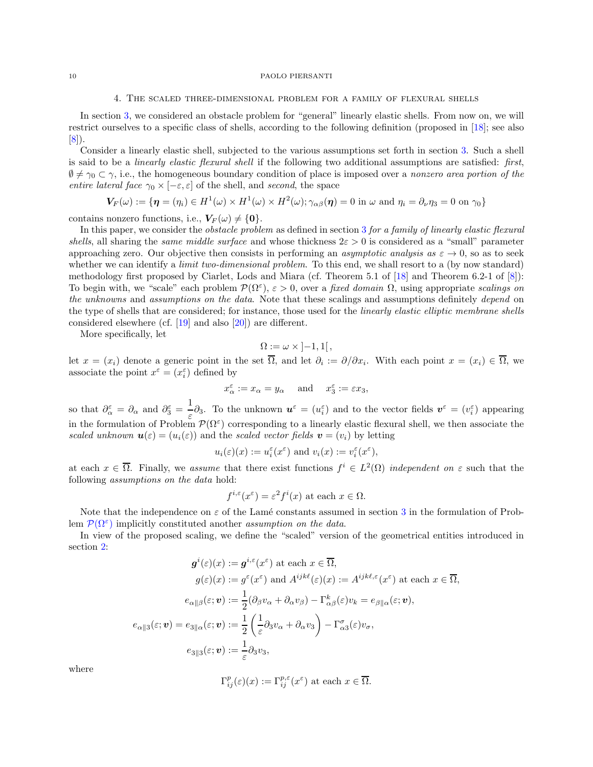## 4. The scaled three-dimensional problem for a family of flexural shells

In section 3, we considered an obstacle problem for "general" linearly elastic shells. From now on, we will restrict ourselves to a specific class of shells, according to the following definition (proposed in [18]; see also [8]).

Consider a linearly elastic shell, subjected to the various assumptions set forth in section 3. Such a shell is said to be a *linearly elastic flexural shell* if the following two additional assumptions are satisfied: *first*, $\emptyset \neq \gamma_0 \subset \gamma$, i.e., the homogeneous boundary condition of place is imposed over a *nonzero area portion of the entire lateral face* $\gamma_0 \times [-\varepsilon, \varepsilon]$ of the shell, and *second*, the space

$$\boldsymbol{V}_F(\omega) := \{\boldsymbol{\eta} = (\eta_i) \in H^1(\omega) \times H^1(\omega) \times H^2(\omega); \gamma_{\alpha\beta}(\boldsymbol{\eta}) = 0 \text{ in } \omega \text{ and } \eta_i = \partial_\nu \eta_3 = 0 \text{ on } \gamma_0\}$$

contains nonzero functions, i.e., $\boldsymbol{V}_F(\omega) \neq \{\boldsymbol{0}\}$.

In this paper, we consider the *obstacle problem* as defined in section 3 *for a family of linearly elastic flexural shells*, all sharing the *same middle surface* and whose thickness $2\varepsilon > 0$ is considered as a "small" parameter approaching zero. Our objective then consists in performing an *asymptotic analysis as* $\varepsilon \to 0$, so as to seek whether we can identify a *limit two-dimensional problem*. To this end, we shall resort to a (by now standard) methodology first proposed by Ciarlet, Lods and Miara (cf. Theorem 5.1 of [18] and Theorem 6.2-1 of [8]): To begin with, we "scale" each problem $\mathcal{P}(\Omega^\varepsilon)$, $\varepsilon > 0$, over a *fixed domain* $\Omega$, using appropriate *scalings on the unknowns* and *assumptions on the data*. Note that these scalings and assumptions definitely *depend* on the type of shells that are considered; for instance, those used for the *linearly elastic elliptic membrane shells* considered elsewhere (cf. [19] and also [20]) are different.

More specifically, let

$$\Omega := \omega \times \left]-1, 1\right[,$$

let $x = (x_i)$ denote a generic point in the set $\overline{\Omega}$, and let $\partial_i := \partial/\partial x_i$. With each point $x = (x_i) \in \overline{\Omega}$, we associate the point $x^\varepsilon = (x_i^\varepsilon)$ defined by

$$x_\alpha^\varepsilon := x_\alpha = y_\alpha \quad \text{ and } \quad x_3^\varepsilon := \varepsilon x_3,$$

so that $\partial_\alpha^\varepsilon = \partial_\alpha$ and $\partial_3^\varepsilon = \dfrac{1}{\varepsilon}\partial_3$. To the unknown $\boldsymbol{u}^\varepsilon = (u_i^\varepsilon)$ and to the vector fields $\boldsymbol{v}^\varepsilon = (v_i^\varepsilon)$ appearing in the formulation of Problem $\mathcal{P}(\Omega^\varepsilon)$ corresponding to a linearly elastic flexural shell, we then associate the *scaled unknown* $\boldsymbol{u}(\varepsilon) = (u_i(\varepsilon))$ and the *scaled vector fields* $\boldsymbol{v} = (v_i)$ by letting

$$u_i(\varepsilon)(x) := u_i^\varepsilon(x^\varepsilon) \text{ and } v_i(x) := v_i^\varepsilon(x^\varepsilon),$$

at each $x \in \overline{\Omega}$. Finally, we *assume* that there exist functions $f^i \in L^2(\Omega)$ *independent on* $\varepsilon$ such that the following *assumptions on the data* hold:

$$f^{i,\varepsilon}(x^\varepsilon) = \varepsilon^2 f^i(x) \text{ at each } x \in \Omega.$$

Note that the independence on $\varepsilon$ of the Lamé constants assumed in section 3 in the formulation of Problem $\mathcal{P}(\Omega^\varepsilon)$ implicitly constituted another *assumption on the data*.

In view of the proposed scaling, we define the "scaled" version of the geometrical entities introduced in section 2:

$$\begin{aligned}
\boldsymbol{g}^i(\varepsilon)(x) &:= \boldsymbol{g}^{i,\varepsilon}(x^\varepsilon) \text{ at each } x \in \overline{\Omega},\\
g(\varepsilon)(x) &:= g^\varepsilon(x^\varepsilon) \text{ and } A^{ijk\ell}(\varepsilon)(x) := A^{ijk\ell,\varepsilon}(x^\varepsilon) \text{ at each } x \in \overline{\Omega},\\
e_{\alpha\|\beta}(\varepsilon;\boldsymbol{v}) &:= \frac{1}{2}(\partial_\beta v_\alpha + \partial_\alpha v_\beta) - \Gamma_{\alpha\beta}^k(\varepsilon) v_k = e_{\beta\|\alpha}(\varepsilon;\boldsymbol{v}),\\
e_{\alpha\|3}(\varepsilon;\boldsymbol{v}) = e_{3\|\alpha}(\varepsilon;\boldsymbol{v}) &:= \frac{1}{2}\left(\frac{1}{\varepsilon}\partial_3 v_\alpha + \partial_\alpha v_3\right) - \Gamma_{\alpha 3}^\sigma(\varepsilon) v_\sigma,\\
e_{3\|3}(\varepsilon;\boldsymbol{v}) &:= \frac{1}{\varepsilon}\partial_3 v_3,
\end{aligned}$$

where

$$\Gamma_{ij}^p(\varepsilon)(x) := \Gamma_{ij}^{p,\varepsilon}(x^\varepsilon) \text{ at each } x \in \overline{\Omega}.$$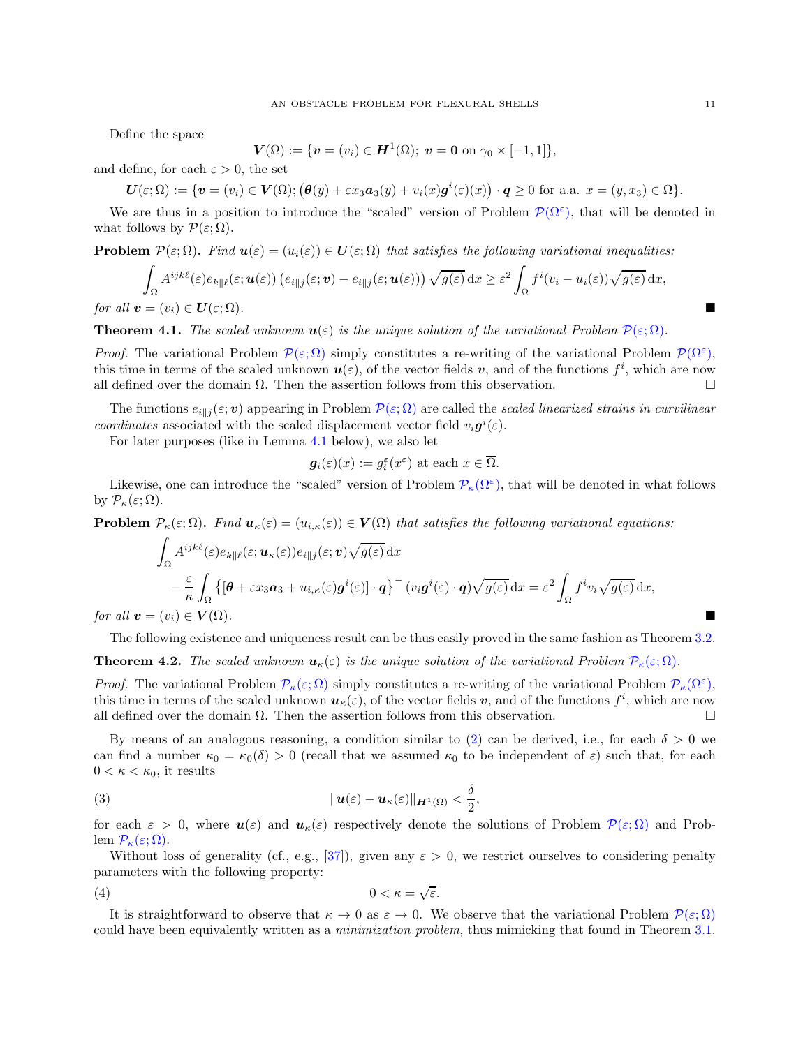Define the space

$$\boldsymbol{V}(\Omega) := \{\boldsymbol{v} = (v_i) \in \boldsymbol{H}^1(\Omega);\ \boldsymbol{v} = \boldsymbol{0} \text{ on } \gamma_0 \times [-1,1]\},$$

and define, for each $\varepsilon > 0$, the set

$$\boldsymbol{U}(\varepsilon;\Omega) := \{\boldsymbol{v} = (v_i) \in \boldsymbol{V}(\Omega); \left(\boldsymbol{\theta}(y) + \varepsilon x_3 \boldsymbol{a}_3(y) + v_i(x)\boldsymbol{g}^i(\varepsilon)(x)\right) \cdot \boldsymbol{q} \geq 0 \text{ for a.a. } x = (y, x_3) \in \Omega\}.$$

We are thus in a position to introduce the "scaled" version of Problem $\mathcal{P}(\Omega^\varepsilon)$, that will be denoted in what follows by $\mathcal{P}(\varepsilon;\Omega)$.

**Problem** $\mathcal{P}(\varepsilon;\Omega)$**.** *Find* $\boldsymbol{u}(\varepsilon) = (u_i(\varepsilon)) \in \boldsymbol{U}(\varepsilon;\Omega)$ *that satisfies the following variational inequalities:*

$$\int_\Omega A^{ijk\ell}(\varepsilon) e_{k\|\ell}(\varepsilon;\boldsymbol{u}(\varepsilon)) \left(e_{i\|j}(\varepsilon;\boldsymbol{v}) - e_{i\|j}(\varepsilon;\boldsymbol{u}(\varepsilon))\right) \sqrt{g(\varepsilon)} \,\mathrm{d}x \geq \varepsilon^2 \int_\Omega f^i (v_i - u_i(\varepsilon)) \sqrt{g(\varepsilon)} \,\mathrm{d}x,$$

*for all* $\boldsymbol{v} = (v_i) \in \boldsymbol{U}(\varepsilon;\Omega)$. ■

**Theorem 4.1.** *The scaled unknown* $\boldsymbol{u}(\varepsilon)$ *is the unique solution of the variational Problem* $\mathcal{P}(\varepsilon;\Omega)$*.*

*Proof.* The variational Problem $\mathcal{P}(\varepsilon;\Omega)$ simply constitutes a re-writing of the variational Problem $\mathcal{P}(\Omega^\varepsilon)$, this time in terms of the scaled unknown $\boldsymbol{u}(\varepsilon)$, of the vector fields $\boldsymbol{v}$, and of the functions $f^i$, which are now all defined over the domain $\Omega$. Then the assertion follows from this observation. □

The functions $e_{i\|j}(\varepsilon;\boldsymbol{v})$ appearing in Problem $\mathcal{P}(\varepsilon;\Omega)$ are called the *scaled linearized strains in curvilinear coordinates* associated with the scaled displacement vector field $v_i \boldsymbol{g}^i(\varepsilon)$.

For later purposes (like in Lemma 4.1 below), we also let

$$\boldsymbol{g}_i(\varepsilon)(x) := g_i^\varepsilon(x^\varepsilon) \text{ at each } x \in \overline{\Omega}.$$

Likewise, one can introduce the "scaled" version of Problem $\mathcal{P}_\kappa(\Omega^\varepsilon)$, that will be denoted in what follows by $\mathcal{P}_\kappa(\varepsilon;\Omega)$.

**Problem** $\mathcal{P}_\kappa(\varepsilon;\Omega)$**.** *Find* $\boldsymbol{u}_\kappa(\varepsilon) = (u_{i,\kappa}(\varepsilon)) \in \boldsymbol{V}(\Omega)$ *that satisfies the following variational equations:*

$$\begin{aligned}
&\int_\Omega A^{ijk\ell}(\varepsilon) e_{k\|\ell}(\varepsilon;\boldsymbol{u}_\kappa(\varepsilon)) e_{i\|j}(\varepsilon;\boldsymbol{v}) \sqrt{g(\varepsilon)} \,\mathrm{d}x \\
&\quad - \frac{\varepsilon}{\kappa} \int_\Omega \left\{[\boldsymbol{\theta} + \varepsilon x_3 \boldsymbol{a}_3 + u_{i,\kappa}(\varepsilon)\boldsymbol{g}^i(\varepsilon)] \cdot \boldsymbol{q}\right\}^- (v_i \boldsymbol{g}^i(\varepsilon) \cdot \boldsymbol{q}) \sqrt{g(\varepsilon)} \,\mathrm{d}x = \varepsilon^2 \int_\Omega f^i v_i \sqrt{g(\varepsilon)} \,\mathrm{d}x,
\end{aligned}$$

*for all* $\boldsymbol{v} = (v_i) \in \boldsymbol{V}(\Omega)$. ■

The following existence and uniqueness result can be thus easily proved in the same fashion as Theorem 3.2.

**Theorem 4.2.** *The scaled unknown* $\boldsymbol{u}_\kappa(\varepsilon)$ *is the unique solution of the variational Problem* $\mathcal{P}_\kappa(\varepsilon;\Omega)$*.*

*Proof.* The variational Problem $\mathcal{P}_\kappa(\varepsilon;\Omega)$ simply constitutes a re-writing of the variational Problem $\mathcal{P}_\kappa(\Omega^\varepsilon)$, this time in terms of the scaled unknown $\boldsymbol{u}_\kappa(\varepsilon)$, of the vector fields $\boldsymbol{v}$, and of the functions $f^i$, which are now all defined over the domain $\Omega$. Then the assertion follows from this observation. □

By means of an analogous reasoning, a condition similar to (2) can be derived, i.e., for each $\delta > 0$ we can find a number $\kappa_0 = \kappa_0(\delta) > 0$ (recall that we assumed $\kappa_0$ to be independent of $\varepsilon$) such that, for each $0 < \kappa < \kappa_0$, it results

$$\|\boldsymbol{u}(\varepsilon) - \boldsymbol{u}_\kappa(\varepsilon)\|_{\boldsymbol{H}^1(\Omega)} < \frac{\delta}{2}, \tag{3}$$

for each $\varepsilon > 0$, where $\boldsymbol{u}(\varepsilon)$ and $\boldsymbol{u}_\kappa(\varepsilon)$ respectively denote the solutions of Problem $\mathcal{P}(\varepsilon;\Omega)$ and Problem $\mathcal{P}_\kappa(\varepsilon;\Omega)$.

Without loss of generality (cf., e.g., [37]), given any $\varepsilon > 0$, we restrict ourselves to considering penalty parameters with the following property:

$$0 < \kappa = \sqrt{\varepsilon}. \tag{4}$$

It is straightforward to observe that $\kappa \to 0$ as $\varepsilon \to 0$. We observe that the variational Problem $\mathcal{P}(\varepsilon;\Omega)$ could have been equivalently written as a *minimization problem*, thus mimicking that found in Theorem 3.1.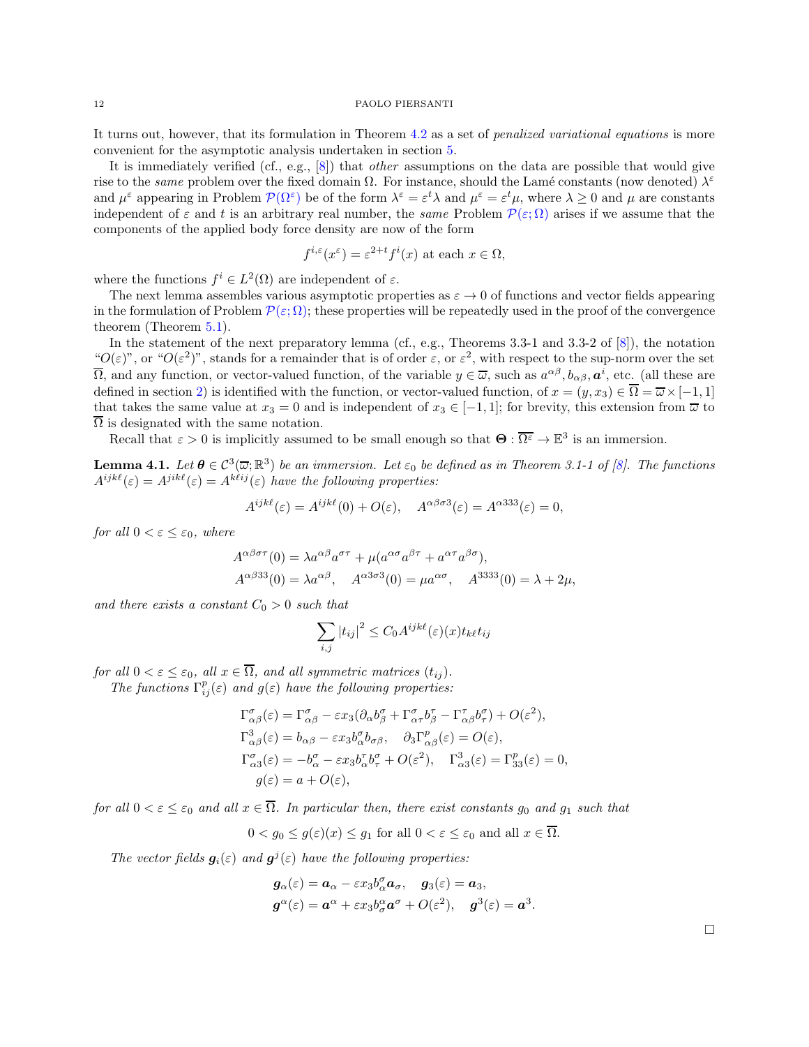It turns out, however, that its formulation in Theorem 4.2 as a set of *penalized variational equations* is more convenient for the asymptotic analysis undertaken in section 5.

It is immediately verified (cf., e.g., [8]) that *other* assumptions on the data are possible that would give rise to the *same* problem over the fixed domain $\Omega$. For instance, should the Lamé constants (now denoted) $\lambda^\varepsilon$ and $\mu^\varepsilon$ appearing in Problem $\mathcal{P}(\Omega^\varepsilon)$ be of the form $\lambda^\varepsilon = \varepsilon^t \lambda$ and $\mu^\varepsilon = \varepsilon^t \mu$, where $\lambda \geq 0$ and $\mu$ are constants independent of $\varepsilon$ and $t$ is an arbitrary real number, the *same* Problem $\mathcal{P}(\varepsilon;\Omega)$ arises if we assume that the components of the applied body force density are now of the form

$$f^{i,\varepsilon}(x^\varepsilon) = \varepsilon^{2+t} f^i(x) \text{ at each } x \in \Omega,$$

where the functions $f^i \in L^2(\Omega)$ are independent of $\varepsilon$.

The next lemma assembles various asymptotic properties as $\varepsilon \to 0$ of functions and vector fields appearing in the formulation of Problem $\mathcal{P}(\varepsilon;\Omega)$; these properties will be repeatedly used in the proof of the convergence theorem (Theorem 5.1).

In the statement of the next preparatory lemma (cf., e.g., Theorems 3.3-1 and 3.3-2 of [8]), the notation "$O(\varepsilon)$", or "$O(\varepsilon^2)$", stands for a remainder that is of order $\varepsilon$, or $\varepsilon^2$, with respect to the sup-norm over the set $\overline{\Omega}$, and any function, or vector-valued function, of the variable $y \in \overline{\omega}$, such as $a^{\alpha\beta}, b_{\alpha\beta}, \boldsymbol{a}^i$, etc. (all these are defined in section 2) is identified with the function, or vector-valued function, of $x = (y, x_3) \in \overline{\Omega} = \overline{\omega} \times [-1,1]$ that takes the same value at $x_3 = 0$ and is independent of $x_3 \in [-1,1]$; for brevity, this extension from $\overline{\omega}$ to $\overline{\Omega}$ is designated with the same notation.

Recall that $\varepsilon > 0$ is implicitly assumed to be small enough so that $\boldsymbol{\Theta} : \overline{\Omega^\varepsilon} \to \mathbb{E}^3$ is an immersion.

**Lemma 4.1.** *Let $\boldsymbol{\theta} \in \mathcal{C}^3(\overline{\omega};\mathbb{R}^3)$ be an immersion. Let $\varepsilon_0$ be defined as in Theorem 3.1-1 of [8]. The functions $A^{ijk\ell}(\varepsilon) = A^{jik\ell}(\varepsilon) = A^{k\ell ij}(\varepsilon)$ have the following properties:*

$$A^{ijk\ell}(\varepsilon) = A^{ijk\ell}(0) + O(\varepsilon), \quad A^{\alpha\beta\sigma 3}(\varepsilon) = A^{\alpha 333}(\varepsilon) = 0,$$

*for all $0 < \varepsilon \leq \varepsilon_0$, where*

$$A^{\alpha\beta\sigma\tau}(0) = \lambda a^{\alpha\beta} a^{\sigma\tau} + \mu(a^{\alpha\sigma} a^{\beta\tau} + a^{\alpha\tau} a^{\beta\sigma}),$$
$$A^{\alpha\beta 33}(0) = \lambda a^{\alpha\beta}, \quad A^{\alpha 3\sigma 3}(0) = \mu a^{\alpha\sigma}, \quad A^{3333}(0) = \lambda + 2\mu,$$

*and there exists a constant $C_0 > 0$ such that*

$$\sum_{i,j} |t_{ij}|^2 \leq C_0 A^{ijk\ell}(\varepsilon)(x) t_{k\ell} t_{ij}$$

*for all $0 < \varepsilon \leq \varepsilon_0$, all $x \in \overline{\Omega}$, and all symmetric matrices $(t_{ij})$.*

*The functions $\Gamma^p_{ij}(\varepsilon)$ and $g(\varepsilon)$ have the following properties:*

$$\begin{aligned}
\Gamma^\sigma_{\alpha\beta}(\varepsilon) &= \Gamma^\sigma_{\alpha\beta} - \varepsilon x_3(\partial_\alpha b^\sigma_\beta + \Gamma^\sigma_{\alpha\tau} b^\tau_\beta - \Gamma^\tau_{\alpha\beta} b^\sigma_\tau) + O(\varepsilon^2),\\
\Gamma^3_{\alpha\beta}(\varepsilon) &= b_{\alpha\beta} - \varepsilon x_3 b^\sigma_\alpha b_{\sigma\beta}, \quad \partial_3 \Gamma^p_{\alpha\beta}(\varepsilon) = O(\varepsilon),\\
\Gamma^\sigma_{\alpha 3}(\varepsilon) &= -b^\sigma_\alpha - \varepsilon x_3 b^\tau_\alpha b^\sigma_\tau + O(\varepsilon^2), \quad \Gamma^3_{\alpha 3}(\varepsilon) = \Gamma^p_{33}(\varepsilon) = 0,\\
g(\varepsilon) &= a + O(\varepsilon),
\end{aligned}$$

*for all $0 < \varepsilon \leq \varepsilon_0$ and all $x \in \overline{\Omega}$. In particular then, there exist constants $g_0$ and $g_1$ such that*

$$0 < g_0 \leq g(\varepsilon)(x) \leq g_1 \text{ for all } 0 < \varepsilon \leq \varepsilon_0 \text{ and all } x \in \overline{\Omega}.$$

*The vector fields $\boldsymbol{g}_i(\varepsilon)$ and $\boldsymbol{g}^j(\varepsilon)$ have the following properties:*

$$\begin{aligned}
\boldsymbol{g}_\alpha(\varepsilon) &= \boldsymbol{a}_\alpha - \varepsilon x_3 b^\sigma_\alpha \boldsymbol{a}_\sigma, \quad \boldsymbol{g}_3(\varepsilon) = \boldsymbol{a}_3,\\
\boldsymbol{g}^\alpha(\varepsilon) &= \boldsymbol{a}^\alpha + \varepsilon x_3 b^\alpha_\sigma \boldsymbol{a}^\sigma + O(\varepsilon^2), \quad \boldsymbol{g}^3(\varepsilon) = \boldsymbol{a}^3.
\end{aligned}$$

$\square$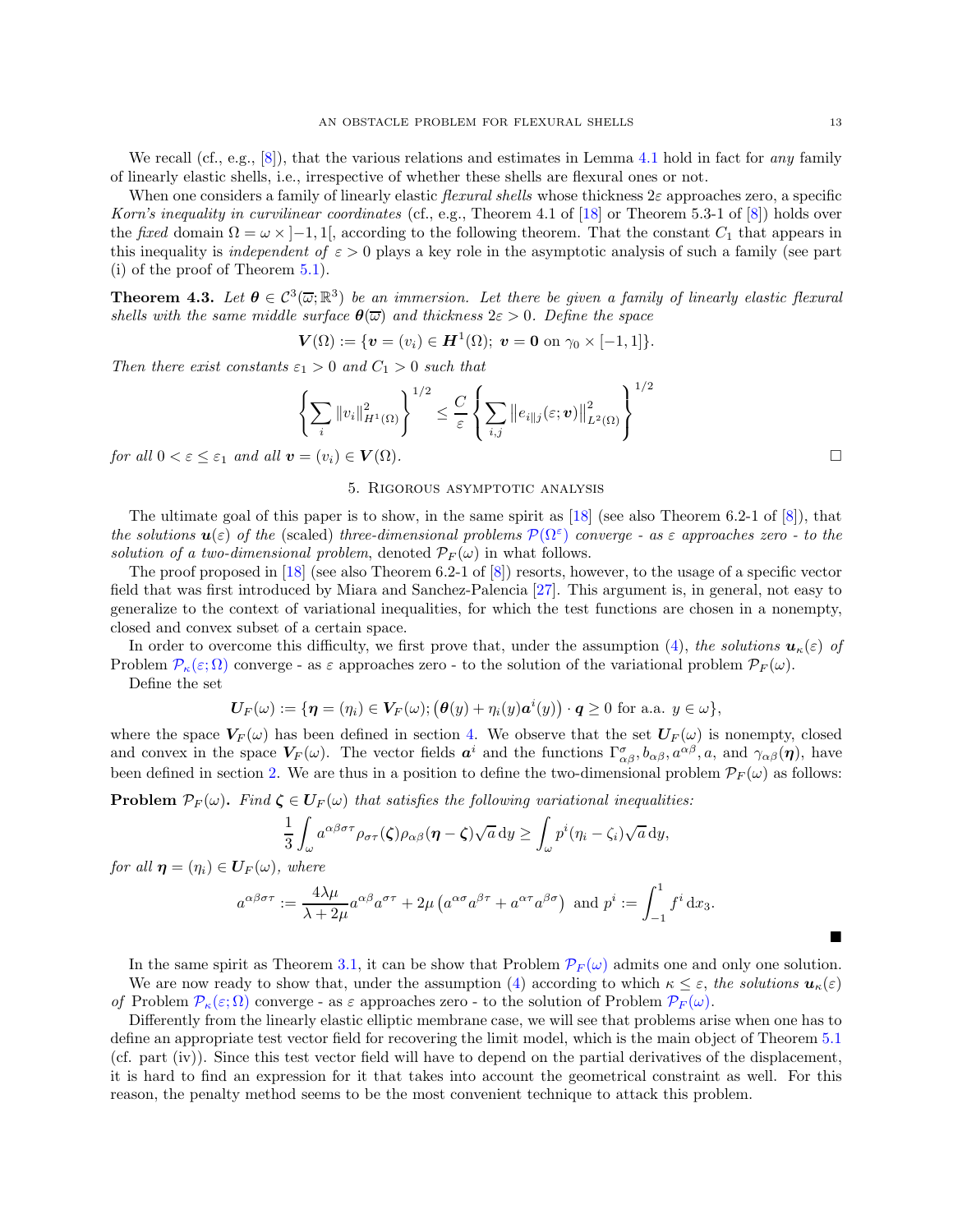We recall (cf., e.g., [8]), that the various relations and estimates in Lemma 4.1 hold in fact for *any* family of linearly elastic shells, i.e., irrespective of whether these shells are flexural ones or not.

When one considers a family of linearly elastic *flexural shells* whose thickness $2\varepsilon$ approaches zero, a specific *Korn's inequality in curvilinear coordinates* (cf., e.g., Theorem 4.1 of [18] or Theorem 5.3-1 of [8]) holds over the *fixed* domain $\Omega = \omega \times \left]-1,1\right[$, according to the following theorem. That the constant $C_1$ that appears in this inequality is *independent of* $\varepsilon > 0$ plays a key role in the asymptotic analysis of such a family (see part (i) of the proof of Theorem 5.1).

**Theorem 4.3.** *Let $\boldsymbol{\theta} \in \mathcal{C}^3(\overline{\omega};\mathbb{R}^3)$ be an immersion. Let there be given a family of linearly elastic flexural shells with the same middle surface $\boldsymbol{\theta}(\overline{\omega})$ and thickness $2\varepsilon > 0$. Define the space*

$$\boldsymbol{V}(\Omega) := \{\boldsymbol{v} = (v_i) \in \boldsymbol{H}^1(\Omega);\ \boldsymbol{v} = \boldsymbol{0} \text{ on } \gamma_0 \times [-1,1]\}.$$

*Then there exist constants $\varepsilon_1 > 0$ and $C_1 > 0$ such that*

$$\left\{\sum_i \|v_i\|^2_{H^1(\Omega)}\right\}^{1/2} \le \frac{C}{\varepsilon}\left\{\sum_{i,j}\left\|e_{i\|j}(\varepsilon;\boldsymbol{v})\right\|^2_{L^2(\Omega)}\right\}^{1/2}$$

*for all $0 < \varepsilon \le \varepsilon_1$ and all $\boldsymbol{v} = (v_i) \in \boldsymbol{V}(\Omega)$.* □

## 5. Rigorous asymptotic analysis

The ultimate goal of this paper is to show, in the same spirit as [18] (see also Theorem 6.2-1 of [8]), that *the solutions $\boldsymbol{u}(\varepsilon)$ of the* (scaled) *three-dimensional problems $\mathcal{P}(\Omega^\varepsilon)$ converge - as $\varepsilon$ approaches zero - to the solution of a two-dimensional problem*, denoted $\mathcal{P}_F(\omega)$ in what follows.

The proof proposed in [18] (see also Theorem 6.2-1 of [8]) resorts, however, to the usage of a specific vector field that was first introduced by Miara and Sanchez-Palencia [27]. This argument is, in general, not easy to generalize to the context of variational inequalities, for which the test functions are chosen in a nonempty, closed and convex subset of a certain space.

In order to overcome this difficulty, we first prove that, under the assumption (4), *the solutions $\boldsymbol{u}_\kappa(\varepsilon)$ of* Problem $\mathcal{P}_\kappa(\varepsilon;\Omega)$ converge - as $\varepsilon$ approaches zero - to the solution of the variational problem $\mathcal{P}_F(\omega)$.

Define the set

$$\boldsymbol{U}_F(\omega) := \{\boldsymbol{\eta} = (\eta_i) \in \boldsymbol{V}_F(\omega); \big(\boldsymbol{\theta}(y) + \eta_i(y)\boldsymbol{a}^i(y)\big)\cdot \boldsymbol{q} \ge 0 \text{ for a.a. } y \in \omega\},$$

where the space $\boldsymbol{V}_F(\omega)$ has been defined in section 4. We observe that the set $\boldsymbol{U}_F(\omega)$ is nonempty, closed and convex in the space $\boldsymbol{V}_F(\omega)$. The vector fields $\boldsymbol{a}^i$ and the functions $\Gamma^\sigma_{\alpha\beta}, b_{\alpha\beta}, a^{\alpha\beta}, a$, and $\gamma_{\alpha\beta}(\boldsymbol{\eta})$, have been defined in section 2. We are thus in a position to define the two-dimensional problem $\mathcal{P}_F(\omega)$ as follows:

**Problem** $\mathcal{P}_F(\omega)$**.** *Find $\boldsymbol{\zeta} \in \boldsymbol{U}_F(\omega)$ that satisfies the following variational inequalities:*

$$\frac{1}{3}\int_\omega a^{\alpha\beta\sigma\tau}\rho_{\sigma\tau}(\boldsymbol{\zeta})\rho_{\alpha\beta}(\boldsymbol{\eta}-\boldsymbol{\zeta})\sqrt{a}\,\mathrm{d}y \ge \int_\omega p^i(\eta_i - \zeta_i)\sqrt{a}\,\mathrm{d}y,$$

*for all $\boldsymbol{\eta} = (\eta_i) \in \boldsymbol{U}_F(\omega)$, where*

$$a^{\alpha\beta\sigma\tau} := \frac{4\lambda\mu}{\lambda+2\mu}a^{\alpha\beta}a^{\sigma\tau} + 2\mu\left(a^{\alpha\sigma}a^{\beta\tau} + a^{\alpha\tau}a^{\beta\sigma}\right) \text{ and } p^i := \int_{-1}^1 f^i\,\mathrm{d}x_3.$$

■

In the same spirit as Theorem 3.1, it can be show that Problem $\mathcal{P}_F(\omega)$ admits one and only one solution.

We are now ready to show that, under the assumption (4) according to which $\kappa \le \varepsilon$, *the solutions $\boldsymbol{u}_\kappa(\varepsilon)$ of* Problem $\mathcal{P}_\kappa(\varepsilon;\Omega)$ converge - as $\varepsilon$ approaches zero - to the solution of Problem $\mathcal{P}_F(\omega)$.

Differently from the linearly elastic elliptic membrane case, we will see that problems arise when one has to define an appropriate test vector field for recovering the limit model, which is the main object of Theorem 5.1 (cf. part (iv)). Since this test vector field will have to depend on the partial derivatives of the displacement, it is hard to find an expression for it that takes into account the geometrical constraint as well. For this reason, the penalty method seems to be the most convenient technique to attack this problem.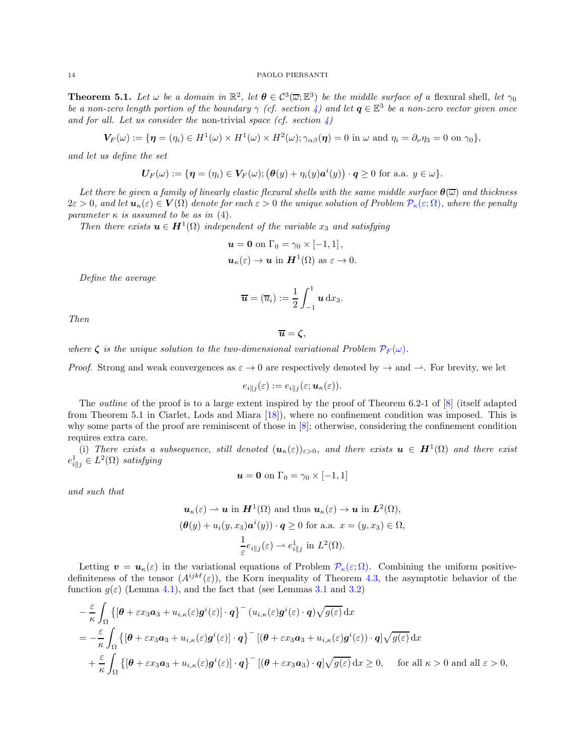**Theorem 5.1.** *Let $\omega$ be a domain in $\mathbb{R}^2$, let $\boldsymbol{\theta} \in \mathcal{C}^3(\overline{\omega}; \mathbb{E}^3)$ be the middle surface of a* flexural *shell, let $\gamma_0$ be a non-zero length portion of the boundary $\gamma$ (cf. section 4) and let $\boldsymbol{q} \in \mathbb{E}^3$ be a non-zero vector given once and for all. Let us consider the* non-trivial *space (cf. section 4)*

$$\boldsymbol{V}_F(\omega) := \{\boldsymbol{\eta} = (\eta_i) \in H^1(\omega) \times H^1(\omega) \times H^2(\omega); \gamma_{\alpha\beta}(\boldsymbol{\eta}) = 0 \text{ in } \omega \text{ and } \eta_i = \partial_\nu \eta_3 = 0 \text{ on } \gamma_0\},$$

*and let us define the set*

$$\boldsymbol{U}_F(\omega) := \{\boldsymbol{\eta} = (\eta_i) \in \boldsymbol{V}_F(\omega); \big(\boldsymbol{\theta}(y) + \eta_i(y)\boldsymbol{a}^i(y)\big) \cdot \boldsymbol{q} \geq 0 \text{ for a.a. } y \in \omega\}.$$

*Let there be given a family of linearly elastic flexural shells with the same middle surface $\boldsymbol{\theta}(\overline{\omega})$ and thickness $2\varepsilon > 0$, and let $\boldsymbol{u}_\kappa(\varepsilon) \in \boldsymbol{V}(\Omega)$ denote for each $\varepsilon > 0$ the unique solution of Problem $\mathcal{P}_\kappa(\varepsilon; \Omega)$, where the penalty parameter $\kappa$ is assumed to be as in (4).*

*Then there exists $\boldsymbol{u} \in \boldsymbol{H}^1(\Omega)$ independent of the variable $x_3$ and satisfying*

$$\boldsymbol{u} = \boldsymbol{0} \text{ on } \Gamma_0 = \gamma_0 \times [-1, 1],$$
$$\boldsymbol{u}_\kappa(\varepsilon) \to \boldsymbol{u} \text{ in } \boldsymbol{H}^1(\Omega) \text{ as } \varepsilon \to 0.$$

*Define the average*

$$\overline{\boldsymbol{u}} = (\overline{u}_i) := \frac{1}{2} \int_{-1}^{1} \boldsymbol{u} \, \mathrm{d}x_3.$$

*Then*

$$\overline{\boldsymbol{u}} = \boldsymbol{\zeta},$$

*where $\boldsymbol{\zeta}$ is the unique solution to the two-dimensional variational Problem $\mathcal{P}_F(\omega)$.*

*Proof.* Strong and weak convergences as $\varepsilon \to 0$ are respectively denoted by $\to$ and $\rightharpoonup$. For brevity, we let

$$e_{i\|j}(\varepsilon) := e_{i\|j}(\varepsilon; \boldsymbol{u}_\kappa(\varepsilon)).$$

The *outline* of the proof is to a large extent inspired by the proof of Theorem 6.2-1 of [8] (itself adapted from Theorem 5.1 in Ciarlet, Lods and Miara [18]), where no confinement condition was imposed. This is why some parts of the proof are reminiscent of those in [8]; otherwise, considering the confinement condition requires extra care.

(i) *There exists a subsequence, still denoted $(\boldsymbol{u}_\kappa(\varepsilon))_{\varepsilon>0}$, and there exists $\boldsymbol{u} \in \boldsymbol{H}^1(\Omega)$ and there exist $e^1_{i\|j} \in L^2(\Omega)$ satisfying*

$$\boldsymbol{u} = \boldsymbol{0} \text{ on } \Gamma_0 = \gamma_0 \times [-1, 1]$$

*and such that*

$$\boldsymbol{u}_\kappa(\varepsilon) \rightharpoonup \boldsymbol{u} \text{ in } \boldsymbol{H}^1(\Omega) \text{ and thus } \boldsymbol{u}_\kappa(\varepsilon) \to \boldsymbol{u} \text{ in } \boldsymbol{L}^2(\Omega),$$
$$(\boldsymbol{\theta}(y) + u_i(y, x_3)\boldsymbol{a}^i(y)) \cdot \boldsymbol{q} \geq 0 \text{ for a.a. } x = (y, x_3) \in \Omega,$$
$$\frac{1}{\varepsilon} e_{i\|j}(\varepsilon) \rightharpoonup e^1_{i\|j} \text{ in } L^2(\Omega).$$

Letting $\boldsymbol{v} = \boldsymbol{u}_\kappa(\varepsilon)$ in the variational equations of Problem $\mathcal{P}_\kappa(\varepsilon; \Omega)$. Combining the uniform positive-definiteness of the tensor $(A^{ijk\ell}(\varepsilon))$, the Korn inequality of Theorem 4.3, the asymptotic behavior of the function $g(\varepsilon)$ (Lemma 4.1), and the fact that (see Lemmas 3.1 and 3.2)

$$\begin{aligned}
&-\frac{\varepsilon}{\kappa} \int_\Omega \left\{[\boldsymbol{\theta} + \varepsilon x_3 \boldsymbol{a}_3 + u_{i,\kappa}(\varepsilon)\boldsymbol{g}^i(\varepsilon)] \cdot \boldsymbol{q}\right\}^- (u_{i,\kappa}(\varepsilon)\boldsymbol{g}^i(\varepsilon) \cdot \boldsymbol{q})\sqrt{g(\varepsilon)} \, \mathrm{d}x \\
&= -\frac{\varepsilon}{\kappa} \int_\Omega \left\{[\boldsymbol{\theta} + \varepsilon x_3 \boldsymbol{a}_3 + u_{i,\kappa}(\varepsilon)\boldsymbol{g}^i(\varepsilon)] \cdot \boldsymbol{q}\right\}^- [(\boldsymbol{\theta} + \varepsilon x_3 \boldsymbol{a}_3 + u_{i,\kappa}(\varepsilon)\boldsymbol{g}^i(\varepsilon)) \cdot \boldsymbol{q}]\sqrt{g(\varepsilon)} \, \mathrm{d}x \\
&\quad + \frac{\varepsilon}{\kappa} \int_\Omega \left\{[\boldsymbol{\theta} + \varepsilon x_3 \boldsymbol{a}_3 + u_{i,\kappa}(\varepsilon)\boldsymbol{g}^i(\varepsilon)] \cdot \boldsymbol{q}\right\}^- [(\boldsymbol{\theta} + \varepsilon x_3 \boldsymbol{a}_3) \cdot \boldsymbol{q}]\sqrt{g(\varepsilon)} \, \mathrm{d}x \geq 0, \quad \text{ for all } \kappa > 0 \text{ and all } \varepsilon > 0,
\end{aligned}$$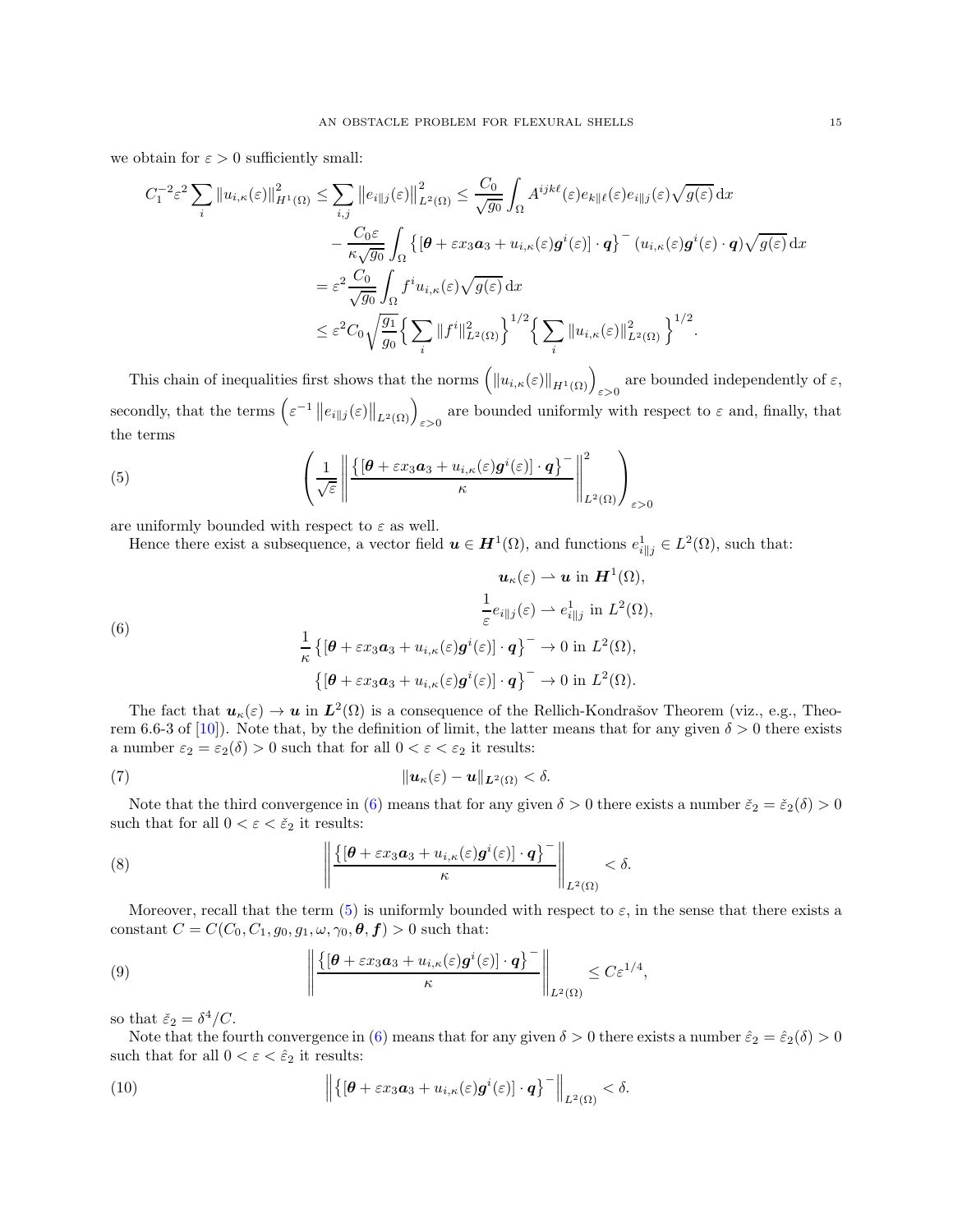we obtain for $\varepsilon > 0$ sufficiently small:

$$
\begin{aligned}
C_1^{-2}\varepsilon^2 \sum_i \|u_{i,\kappa}(\varepsilon)\|^2_{H^1(\Omega)} &\leq \sum_{i,j} \left\|e_{i\|j}(\varepsilon)\right\|^2_{L^2(\Omega)} \leq \frac{C_0}{\sqrt{g_0}} \int_\Omega A^{ijk\ell}(\varepsilon) e_{k\|\ell}(\varepsilon) e_{i\|j}(\varepsilon) \sqrt{g(\varepsilon)} \,\mathrm{d}x \\
&\quad - \frac{C_0 \varepsilon}{\kappa\sqrt{g_0}} \int_\Omega \left\{[\boldsymbol{\theta} + \varepsilon x_3 \boldsymbol{a}_3 + u_{i,\kappa}(\varepsilon)\boldsymbol{g}^i(\varepsilon)] \cdot \boldsymbol{q}\right\}^- (u_{i,\kappa}(\varepsilon)\boldsymbol{g}^i(\varepsilon) \cdot \boldsymbol{q}) \sqrt{g(\varepsilon)} \,\mathrm{d}x \\
&= \varepsilon^2 \frac{C_0}{\sqrt{g_0}} \int_\Omega f^i u_{i,\kappa}(\varepsilon) \sqrt{g(\varepsilon)} \,\mathrm{d}x \\
&\leq \varepsilon^2 C_0 \sqrt{\frac{g_1}{g_0}} \Big\{ \sum_i \|f^i\|^2_{L^2(\Omega)} \Big\}^{1/2} \Big\{ \sum_i \|u_{i,\kappa}(\varepsilon)\|^2_{L^2(\Omega)} \Big\}^{1/2}.
\end{aligned}
$$

This chain of inequalities first shows that the norms $\left(\|u_{i,\kappa}(\varepsilon)\|_{H^1(\Omega)}\right)_{\varepsilon>0}$ are bounded independently of $\varepsilon$, secondly, that the terms $\left(\varepsilon^{-1}\left\|e_{i\|j}(\varepsilon)\right\|_{L^2(\Omega)}\right)_{\varepsilon>0}$ are bounded uniformly with respect to $\varepsilon$ and, finally, that the terms

$$
\left(\frac{1}{\sqrt{\varepsilon}} \left\| \frac{\left\{[\boldsymbol{\theta} + \varepsilon x_3 \boldsymbol{a}_3 + u_{i,\kappa}(\varepsilon)\boldsymbol{g}^i(\varepsilon)] \cdot \boldsymbol{q}\right\}^-}{\kappa} \right\|^2_{L^2(\Omega)}\right)_{\varepsilon>0} \tag{5}
$$

are uniformly bounded with respect to $\varepsilon$ as well.

Hence there exist a subsequence, a vector field $\boldsymbol{u} \in \boldsymbol{H}^1(\Omega)$, and functions $e^1_{i\|j} \in L^2(\Omega)$, such that:

$$
\begin{aligned}
\boldsymbol{u}_\kappa(\varepsilon) &\rightharpoonup \boldsymbol{u} \text{ in } \boldsymbol{H}^1(\Omega), \\
\frac{1}{\varepsilon} e_{i\|j}(\varepsilon) &\rightharpoonup e^1_{i\|j} \text{ in } L^2(\Omega), \\
\frac{1}{\kappa}\left\{[\boldsymbol{\theta} + \varepsilon x_3 \boldsymbol{a}_3 + u_{i,\kappa}(\varepsilon)\boldsymbol{g}^i(\varepsilon)] \cdot \boldsymbol{q}\right\}^- &\to 0 \text{ in } L^2(\Omega), \\
\left\{[\boldsymbol{\theta} + \varepsilon x_3 \boldsymbol{a}_3 + u_{i,\kappa}(\varepsilon)\boldsymbol{g}^i(\varepsilon)] \cdot \boldsymbol{q}\right\}^- &\to 0 \text{ in } L^2(\Omega).
\end{aligned} \tag{6}
$$

The fact that $\boldsymbol{u}_\kappa(\varepsilon) \to \boldsymbol{u}$ in $\boldsymbol{L}^2(\Omega)$ is a consequence of the Rellich-Kondrašov Theorem (viz., e.g., Theorem 6.6-3 of [10]). Note that, by the definition of limit, the latter means that for any given $\delta > 0$ there exists a number $\varepsilon_2 = \varepsilon_2(\delta) > 0$ such that for all $0 < \varepsilon < \varepsilon_2$ it results:

$$
\|\boldsymbol{u}_\kappa(\varepsilon) - \boldsymbol{u}\|_{\boldsymbol{L}^2(\Omega)} < \delta. \tag{7}
$$

Note that the third convergence in (6) means that for any given $\delta > 0$ there exists a number $\check{\varepsilon}_2 = \check{\varepsilon}_2(\delta) > 0$ such that for all $0 < \varepsilon < \check{\varepsilon}_2$ it results:

$$
\left\| \frac{\left\{[\boldsymbol{\theta} + \varepsilon x_3 \boldsymbol{a}_3 + u_{i,\kappa}(\varepsilon)\boldsymbol{g}^i(\varepsilon)] \cdot \boldsymbol{q}\right\}^-}{\kappa} \right\|_{L^2(\Omega)} < \delta. \tag{8}
$$

Moreover, recall that the term (5) is uniformly bounded with respect to $\varepsilon$, in the sense that there exists a constant $C = C(C_0, C_1, g_0, g_1, \omega, \gamma_0, \boldsymbol{\theta}, \boldsymbol{f}) > 0$ such that:

$$
\left\| \frac{\left\{[\boldsymbol{\theta} + \varepsilon x_3 \boldsymbol{a}_3 + u_{i,\kappa}(\varepsilon)\boldsymbol{g}^i(\varepsilon)] \cdot \boldsymbol{q}\right\}^-}{\kappa} \right\|_{L^2(\Omega)} \leq C\varepsilon^{1/4}, \tag{9}
$$

so that $\check{\varepsilon}_2 = \delta^4/C$.

Note that the fourth convergence in (6) means that for any given $\delta > 0$ there exists a number $\hat{\varepsilon}_2 = \hat{\varepsilon}_2(\delta) > 0$ such that for all $0 < \varepsilon < \hat{\varepsilon}_2$ it results:

$$
\left\| \left\{[\boldsymbol{\theta} + \varepsilon x_3 \boldsymbol{a}_3 + u_{i,\kappa}(\varepsilon)\boldsymbol{g}^i(\varepsilon)] \cdot \boldsymbol{q}\right\}^- \right\|_{L^2(\Omega)} < \delta. \tag{10}
$$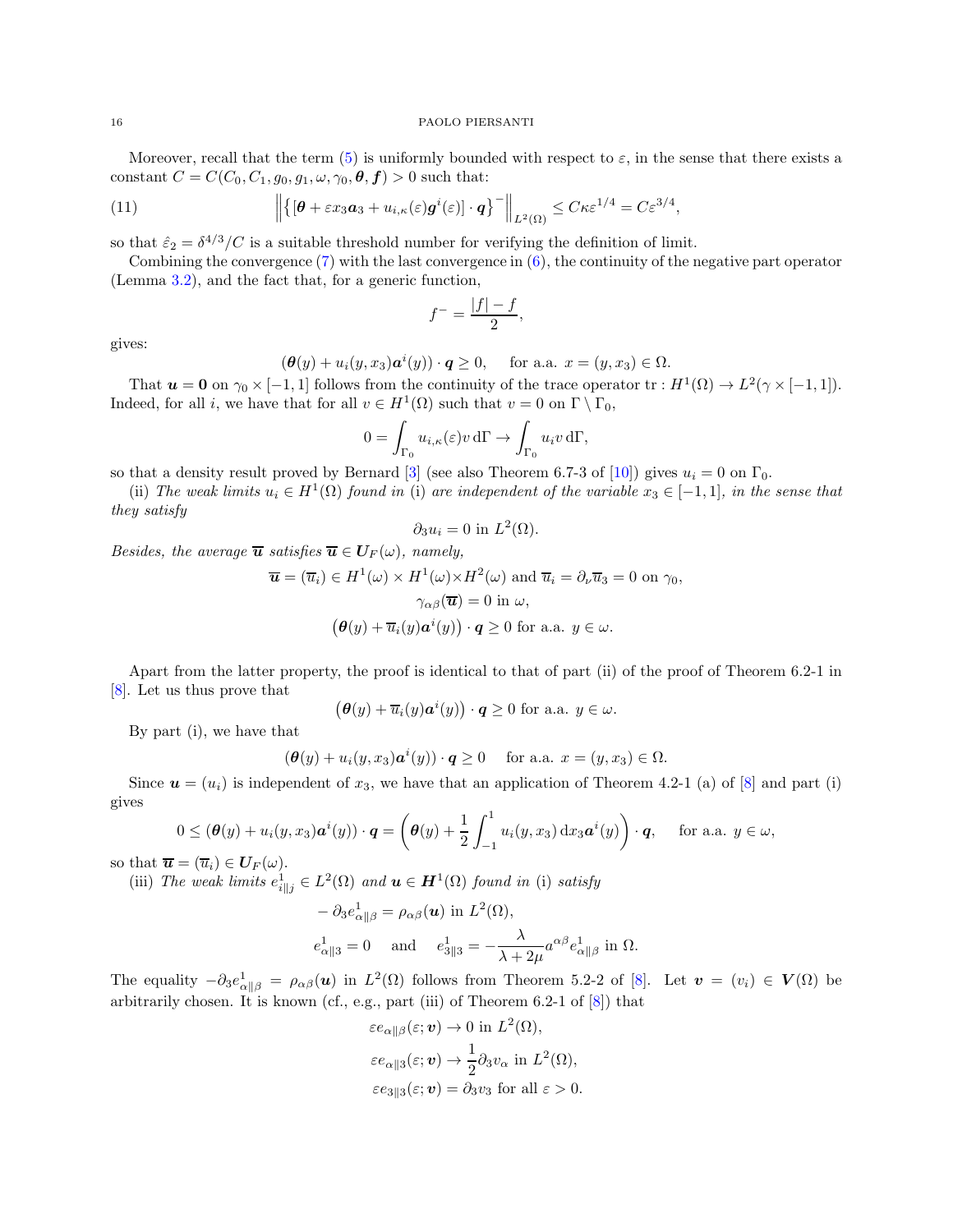Moreover, recall that the term (5) is uniformly bounded with respect to $\varepsilon$, in the sense that there exists a constant $C = C(C_0, C_1, g_0, g_1, \omega, \gamma_0, \boldsymbol{\theta}, \boldsymbol{f}) > 0$ such that:

$$
\left\| \left\{ [\boldsymbol{\theta} + \varepsilon x_3 \boldsymbol{a}_3 + u_{i,\kappa}(\varepsilon) \boldsymbol{g}^i(\varepsilon)] \cdot \boldsymbol{q} \right\}^- \right\|_{L^2(\Omega)} \leq C \kappa \varepsilon^{1/4} = C \varepsilon^{3/4}, \tag{11}
$$

so that $\hat{\varepsilon}_2 = \delta^{4/3}/C$ is a suitable threshold number for verifying the definition of limit.

Combining the convergence (7) with the last convergence in (6), the continuity of the negative part operator (Lemma 3.2), and the fact that, for a generic function,

$$
f^- = \frac{|f| - f}{2},
$$

gives:

$$
(\boldsymbol{\theta}(y) + u_i(y, x_3)\boldsymbol{a}^i(y)) \cdot \boldsymbol{q} \geq 0, \quad \text{ for a.a. } x = (y, x_3) \in \Omega.
$$

That $\boldsymbol{u} = \boldsymbol{0}$ on $\gamma_0 \times [-1, 1]$ follows from the continuity of the trace operator $\operatorname{tr} : H^1(\Omega) \to L^2(\gamma \times [-1, 1])$. Indeed, for all $i$, we have that for all $v \in H^1(\Omega)$ such that $v = 0$ on $\Gamma \setminus \Gamma_0$,

$$
0 = \int_{\Gamma_0} u_{i,\kappa}(\varepsilon) v \, \mathrm{d}\Gamma \to \int_{\Gamma_0} u_i v \, \mathrm{d}\Gamma,
$$

so that a density result proved by Bernard [3] (see also Theorem 6.7-3 of [10]) gives $u_i = 0$ on $\Gamma_0$.

(ii) *The weak limits $u_i \in H^1(\Omega)$ found in* (i) *are independent of the variable $x_3 \in [-1, 1]$, in the sense that they satisfy*

$$
\partial_3 u_i = 0 \text{ in } L^2(\Omega).
$$

*Besides, the average $\overline{\boldsymbol{u}}$ satisfies $\overline{\boldsymbol{u}} \in \boldsymbol{U}_F(\omega)$, namely,*

$$
\overline{\boldsymbol{u}} = (\overline{u}_i) \in H^1(\omega) \times H^1(\omega) \times H^2(\omega) \text{ and } \overline{u}_i = \partial_\nu \overline{u}_3 = 0 \text{ on } \gamma_0,
$$
$$
\gamma_{\alpha\beta}(\overline{\boldsymbol{u}}) = 0 \text{ in } \omega,
$$
$$
\left(\boldsymbol{\theta}(y) + \overline{u}_i(y)\boldsymbol{a}^i(y)\right) \cdot \boldsymbol{q} \geq 0 \text{ for a.a. } y \in \omega.
$$

Apart from the latter property, the proof is identical to that of part (ii) of the proof of Theorem 6.2-1 in [8]. Let us thus prove that

$$
\left(\boldsymbol{\theta}(y) + \overline{u}_i(y)\boldsymbol{a}^i(y)\right) \cdot \boldsymbol{q} \geq 0 \text{ for a.a. } y \in \omega.
$$

By part (i), we have that

$$
(\boldsymbol{\theta}(y) + u_i(y, x_3)\boldsymbol{a}^i(y)) \cdot \boldsymbol{q} \geq 0 \quad \text{ for a.a. } x = (y, x_3) \in \Omega.
$$

Since $\boldsymbol{u} = (u_i)$ is independent of $x_3$, we have that an application of Theorem 4.2-1 (a) of [8] and part (i) gives

$$
0 \leq (\boldsymbol{\theta}(y) + u_i(y, x_3)\boldsymbol{a}^i(y)) \cdot \boldsymbol{q} = \left(\boldsymbol{\theta}(y) + \frac{1}{2}\int_{-1}^{1} u_i(y, x_3) \, \mathrm{d}x_3 \boldsymbol{a}^i(y)\right) \cdot \boldsymbol{q}, \quad \text{ for a.a. } y \in \omega,
$$

so that $\overline{\boldsymbol{u}} = (\overline{u}_i) \in \boldsymbol{U}_F(\omega)$.

(iii) *The weak limits $e^1_{i\|j} \in L^2(\Omega)$ and $\boldsymbol{u} \in \boldsymbol{H}^1(\Omega)$ found in* (i) *satisfy*

$$
-\partial_3 e^1_{\alpha\|\beta} = \rho_{\alpha\beta}(\boldsymbol{u}) \text{ in } L^2(\Omega),
$$
$$
e^1_{\alpha\|3} = 0 \quad \text{ and } \quad e^1_{3\|3} = -\frac{\lambda}{\lambda + 2\mu} a^{\alpha\beta} e^1_{\alpha\|\beta} \text{ in } \Omega.
$$

The equality $-\partial_3 e^1_{\alpha\|\beta} = \rho_{\alpha\beta}(\boldsymbol{u})$ in $L^2(\Omega)$ follows from Theorem 5.2-2 of [8]. Let $\boldsymbol{v} = (v_i) \in \boldsymbol{V}(\Omega)$ be arbitrarily chosen. It is known (cf., e.g., part (iii) of Theorem 6.2-1 of [8]) that

$$
\varepsilon e_{\alpha\|\beta}(\varepsilon; \boldsymbol{v}) \to 0 \text{ in } L^2(\Omega),
$$
$$
\varepsilon e_{\alpha\|3}(\varepsilon; \boldsymbol{v}) \to \frac{1}{2}\partial_3 v_\alpha \text{ in } L^2(\Omega),
$$
$$
\varepsilon e_{3\|3}(\varepsilon; \boldsymbol{v}) = \partial_3 v_3 \text{ for all } \varepsilon > 0.
$$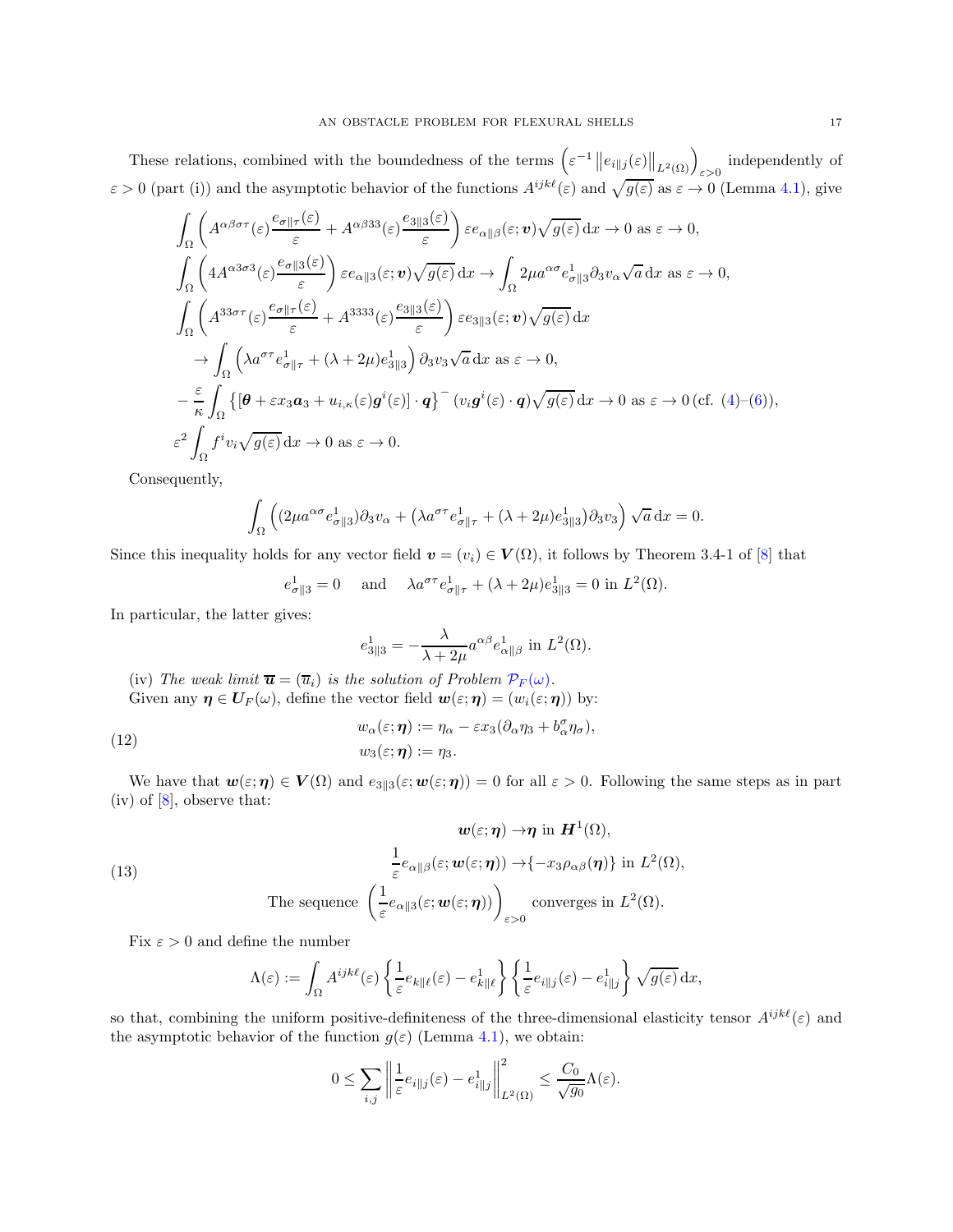These relations, combined with the boundedness of the terms $\left(\varepsilon^{-1}\left\|e_{i\|j}(\varepsilon)\right\|_{L^2(\Omega)}\right)_{\varepsilon>0}$ independently of $\varepsilon>0$ (part (i)) and the asymptotic behavior of the functions $A^{ijk\ell}(\varepsilon)$ and $\sqrt{g(\varepsilon)}$ as $\varepsilon\to 0$ (Lemma 4.1), give

$$
\begin{aligned}
&\int_\Omega \left(A^{\alpha\beta\sigma\tau}(\varepsilon)\frac{e_{\sigma\|\tau}(\varepsilon)}{\varepsilon}+A^{\alpha\beta 33}(\varepsilon)\frac{e_{3\|3}(\varepsilon)}{\varepsilon}\right)\varepsilon e_{\alpha\|\beta}(\varepsilon;\boldsymbol{v})\sqrt{g(\varepsilon)}\,\mathrm{d}x\to 0 \text{ as } \varepsilon\to 0,\\
&\int_\Omega \left(4A^{\alpha 3\sigma 3}(\varepsilon)\frac{e_{\sigma\|3}(\varepsilon)}{\varepsilon}\right)\varepsilon e_{\alpha\|3}(\varepsilon;\boldsymbol{v})\sqrt{g(\varepsilon)}\,\mathrm{d}x\to \int_\Omega 2\mu a^{\alpha\sigma}e^1_{\sigma\|3}\partial_3 v_\alpha\sqrt{a}\,\mathrm{d}x \text{ as } \varepsilon\to 0,\\
&\int_\Omega \left(A^{33\sigma\tau}(\varepsilon)\frac{e_{\sigma\|\tau}(\varepsilon)}{\varepsilon}+A^{3333}(\varepsilon)\frac{e_{3\|3}(\varepsilon)}{\varepsilon}\right)\varepsilon e_{3\|3}(\varepsilon;\boldsymbol{v})\sqrt{g(\varepsilon)}\,\mathrm{d}x\\
&\quad\to \int_\Omega \left(\lambda a^{\sigma\tau}e^1_{\sigma\|\tau}+(\lambda+2\mu)e^1_{3\|3}\right)\partial_3 v_3\sqrt{a}\,\mathrm{d}x \text{ as } \varepsilon\to 0,\\
&-\frac{\varepsilon}{\kappa}\int_\Omega \left\{[\boldsymbol{\theta}+\varepsilon x_3\boldsymbol{a}_3+u_{i,\kappa}(\varepsilon)\boldsymbol{g}^i(\varepsilon)]\cdot\boldsymbol{q}\right\}^-(v_i\boldsymbol{g}^i(\varepsilon)\cdot\boldsymbol{q})\sqrt{g(\varepsilon)}\,\mathrm{d}x\to 0 \text{ as } \varepsilon\to 0 \,(\text{cf. (4)–(6)}),\\
&\varepsilon^2\int_\Omega f^i v_i\sqrt{g(\varepsilon)}\,\mathrm{d}x\to 0 \text{ as } \varepsilon\to 0.
\end{aligned}
$$

Consequently,

$$
\int_\Omega \left((2\mu a^{\alpha\sigma}e^1_{\sigma\|3})\partial_3 v_\alpha+\left(\lambda a^{\sigma\tau}e^1_{\sigma\|\tau}+(\lambda+2\mu)e^1_{3\|3}\right)\partial_3 v_3\right)\sqrt{a}\,\mathrm{d}x=0.
$$

Since this inequality holds for any vector field $\boldsymbol{v}=(v_i)\in\boldsymbol{V}(\Omega)$, it follows by Theorem 3.4-1 of [8] that

$$
e^1_{\sigma\|3}=0 \quad\text{ and }\quad \lambda a^{\sigma\tau}e^1_{\sigma\|\tau}+(\lambda+2\mu)e^1_{3\|3}=0 \text{ in } L^2(\Omega).
$$

In particular, the latter gives:

$$
e^1_{3\|3}=-\frac{\lambda}{\lambda+2\mu}a^{\alpha\beta}e^1_{\alpha\|\beta} \text{ in } L^2(\Omega).
$$

(iv) *The weak limit $\overline{\boldsymbol{u}}=(\overline{u}_i)$ is the solution of Problem $\mathcal{P}_F(\omega)$.*

Given any $\boldsymbol{\eta}\in\boldsymbol{U}_F(\omega)$, define the vector field $\boldsymbol{w}(\varepsilon;\boldsymbol{\eta})=(w_i(\varepsilon;\boldsymbol{\eta}))$ by:

$$
\begin{aligned}
w_\alpha(\varepsilon;\boldsymbol{\eta})&:=\eta_\alpha-\varepsilon x_3(\partial_\alpha\eta_3+b^\sigma_\alpha\eta_\sigma),\\
w_3(\varepsilon;\boldsymbol{\eta})&:=\eta_3.
\end{aligned}
\tag{12}
$$

We have that $\boldsymbol{w}(\varepsilon;\boldsymbol{\eta})\in\boldsymbol{V}(\Omega)$ and $e_{3\|3}(\varepsilon;\boldsymbol{w}(\varepsilon;\boldsymbol{\eta}))=0$ for all $\varepsilon>0$. Following the same steps as in part (iv) of [8], observe that:

$$
\begin{aligned}
&\boldsymbol{w}(\varepsilon;\boldsymbol{\eta})\to\boldsymbol{\eta} \text{ in } \boldsymbol{H}^1(\Omega),\\
&\frac{1}{\varepsilon}e_{\alpha\|\beta}(\varepsilon;\boldsymbol{w}(\varepsilon;\boldsymbol{\eta}))\to\{-x_3\rho_{\alpha\beta}(\boldsymbol{\eta})\} \text{ in } L^2(\Omega),\\
&\text{The sequence } \left(\frac{1}{\varepsilon}e_{\alpha\|3}(\varepsilon;\boldsymbol{w}(\varepsilon;\boldsymbol{\eta}))\right)_{\varepsilon>0} \text{ converges in } L^2(\Omega).
\end{aligned}
\tag{13}
$$

Fix $\varepsilon>0$ and define the number

$$
\Lambda(\varepsilon):=\int_\Omega A^{ijk\ell}(\varepsilon)\left\{\frac{1}{\varepsilon}e_{k\|\ell}(\varepsilon)-e^1_{k\|\ell}\right\}\left\{\frac{1}{\varepsilon}e_{i\|j}(\varepsilon)-e^1_{i\|j}\right\}\sqrt{g(\varepsilon)}\,\mathrm{d}x,
$$

so that, combining the uniform positive-definiteness of the three-dimensional elasticity tensor $A^{ijk\ell}(\varepsilon)$ and the asymptotic behavior of the function $g(\varepsilon)$ (Lemma 4.1), we obtain:

$$
0\le\sum_{i,j}\left\|\frac{1}{\varepsilon}e_{i\|j}(\varepsilon)-e^1_{i\|j}\right\|^2_{L^2(\Omega)}\le\frac{C_0}{\sqrt{g_0}}\Lambda(\varepsilon).
$$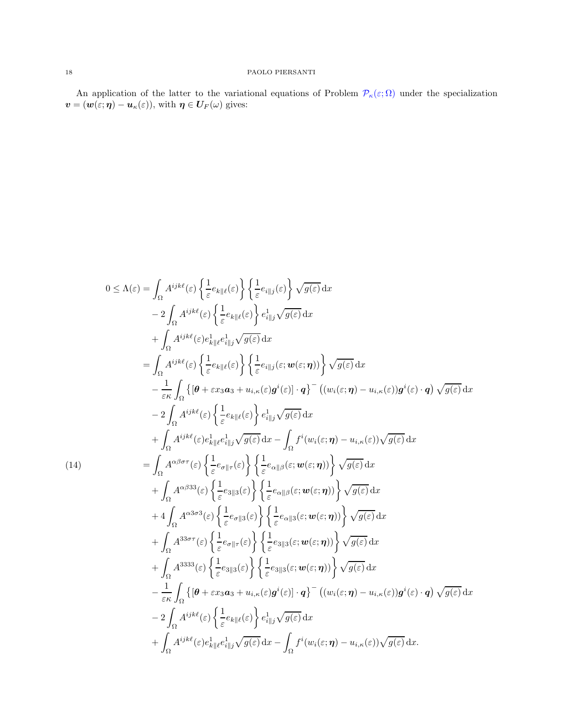An application of the latter to the variational equations of Problem $\mathcal{P}_\kappa(\varepsilon;\Omega)$ under the specialization $\boldsymbol{v} = (\boldsymbol{w}(\varepsilon;\boldsymbol{\eta}) - \boldsymbol{u}_\kappa(\varepsilon))$, with $\boldsymbol{\eta} \in \boldsymbol{U}_F(\omega)$ gives:

$$
\begin{aligned}
0 \le \Lambda(\varepsilon) &= \int_\Omega A^{ijk\ell}(\varepsilon) \left\{ \frac{1}{\varepsilon} e_{k\|\ell}(\varepsilon) \right\} \left\{ \frac{1}{\varepsilon} e_{i\|j}(\varepsilon) \right\} \sqrt{g(\varepsilon)} \,\mathrm{d}x \\
&\quad - 2 \int_\Omega A^{ijk\ell}(\varepsilon) \left\{ \frac{1}{\varepsilon} e_{k\|\ell}(\varepsilon) \right\} e^1_{i\|j} \sqrt{g(\varepsilon)} \,\mathrm{d}x \\
&\quad + \int_\Omega A^{ijk\ell}(\varepsilon) e^1_{k\|\ell} e^1_{i\|j} \sqrt{g(\varepsilon)} \,\mathrm{d}x \\
&= \int_\Omega A^{ijk\ell}(\varepsilon) \left\{ \frac{1}{\varepsilon} e_{k\|\ell}(\varepsilon) \right\} \left\{ \frac{1}{\varepsilon} e_{i\|j}(\varepsilon; \boldsymbol{w}(\varepsilon;\boldsymbol{\eta})) \right\} \sqrt{g(\varepsilon)} \,\mathrm{d}x \\
&\quad - \frac{1}{\varepsilon\kappa} \int_\Omega \left\{ [\boldsymbol{\theta} + \varepsilon x_3 \boldsymbol{a}_3 + u_{i,\kappa}(\varepsilon) \boldsymbol{g}^i(\varepsilon)] \cdot \boldsymbol{q} \right\}^- \left( (w_i(\varepsilon;\boldsymbol{\eta}) - u_{i,\kappa}(\varepsilon)) \boldsymbol{g}^i(\varepsilon) \cdot \boldsymbol{q} \right) \sqrt{g(\varepsilon)} \,\mathrm{d}x \\
&\quad - 2 \int_\Omega A^{ijk\ell}(\varepsilon) \left\{ \frac{1}{\varepsilon} e_{k\|\ell}(\varepsilon) \right\} e^1_{i\|j} \sqrt{g(\varepsilon)} \,\mathrm{d}x \\
&\quad + \int_\Omega A^{ijk\ell}(\varepsilon) e^1_{k\|\ell} e^1_{i\|j} \sqrt{g(\varepsilon)} \,\mathrm{d}x - \int_\Omega f^i (w_i(\varepsilon;\boldsymbol{\eta}) - u_{i,\kappa}(\varepsilon)) \sqrt{g(\varepsilon)} \,\mathrm{d}x \\
&= \int_\Omega A^{\alpha\beta\sigma\tau}(\varepsilon) \left\{ \frac{1}{\varepsilon} e_{\sigma\|\tau}(\varepsilon) \right\} \left\{ \frac{1}{\varepsilon} e_{\alpha\|\beta}(\varepsilon; \boldsymbol{w}(\varepsilon;\boldsymbol{\eta})) \right\} \sqrt{g(\varepsilon)} \,\mathrm{d}x \\
&\quad + \int_\Omega A^{\alpha\beta 33}(\varepsilon) \left\{ \frac{1}{\varepsilon} e_{3\|3}(\varepsilon) \right\} \left\{ \frac{1}{\varepsilon} e_{\alpha\|\beta}(\varepsilon; \boldsymbol{w}(\varepsilon;\boldsymbol{\eta})) \right\} \sqrt{g(\varepsilon)} \,\mathrm{d}x \\
&\quad + 4 \int_\Omega A^{\alpha 3\sigma 3}(\varepsilon) \left\{ \frac{1}{\varepsilon} e_{\sigma\|3}(\varepsilon) \right\} \left\{ \frac{1}{\varepsilon} e_{\alpha\|3}(\varepsilon; \boldsymbol{w}(\varepsilon;\boldsymbol{\eta})) \right\} \sqrt{g(\varepsilon)} \,\mathrm{d}x \\
&\quad + \int_\Omega A^{33\sigma\tau}(\varepsilon) \left\{ \frac{1}{\varepsilon} e_{\sigma\|\tau}(\varepsilon) \right\} \left\{ \frac{1}{\varepsilon} e_{3\|3}(\varepsilon; \boldsymbol{w}(\varepsilon;\boldsymbol{\eta})) \right\} \sqrt{g(\varepsilon)} \,\mathrm{d}x \\
&\quad + \int_\Omega A^{3333}(\varepsilon) \left\{ \frac{1}{\varepsilon} e_{3\|3}(\varepsilon) \right\} \left\{ \frac{1}{\varepsilon} e_{3\|3}(\varepsilon; \boldsymbol{w}(\varepsilon;\boldsymbol{\eta})) \right\} \sqrt{g(\varepsilon)} \,\mathrm{d}x \\
&\quad - \frac{1}{\varepsilon\kappa} \int_\Omega \left\{ [\boldsymbol{\theta} + \varepsilon x_3 \boldsymbol{a}_3 + u_{i,\kappa}(\varepsilon) \boldsymbol{g}^i(\varepsilon)] \cdot \boldsymbol{q} \right\}^- \left( (w_i(\varepsilon;\boldsymbol{\eta}) - u_{i,\kappa}(\varepsilon)) \boldsymbol{g}^i(\varepsilon) \cdot \boldsymbol{q} \right) \sqrt{g(\varepsilon)} \,\mathrm{d}x \\
&\quad - 2 \int_\Omega A^{ijk\ell}(\varepsilon) \left\{ \frac{1}{\varepsilon} e_{k\|\ell}(\varepsilon) \right\} e^1_{i\|j} \sqrt{g(\varepsilon)} \,\mathrm{d}x \\
&\quad + \int_\Omega A^{ijk\ell}(\varepsilon) e^1_{k\|\ell} e^1_{i\|j} \sqrt{g(\varepsilon)} \,\mathrm{d}x - \int_\Omega f^i (w_i(\varepsilon;\boldsymbol{\eta}) - u_{i,\kappa}(\varepsilon)) \sqrt{g(\varepsilon)} \,\mathrm{d}x.
\end{aligned}
\tag{14}
$$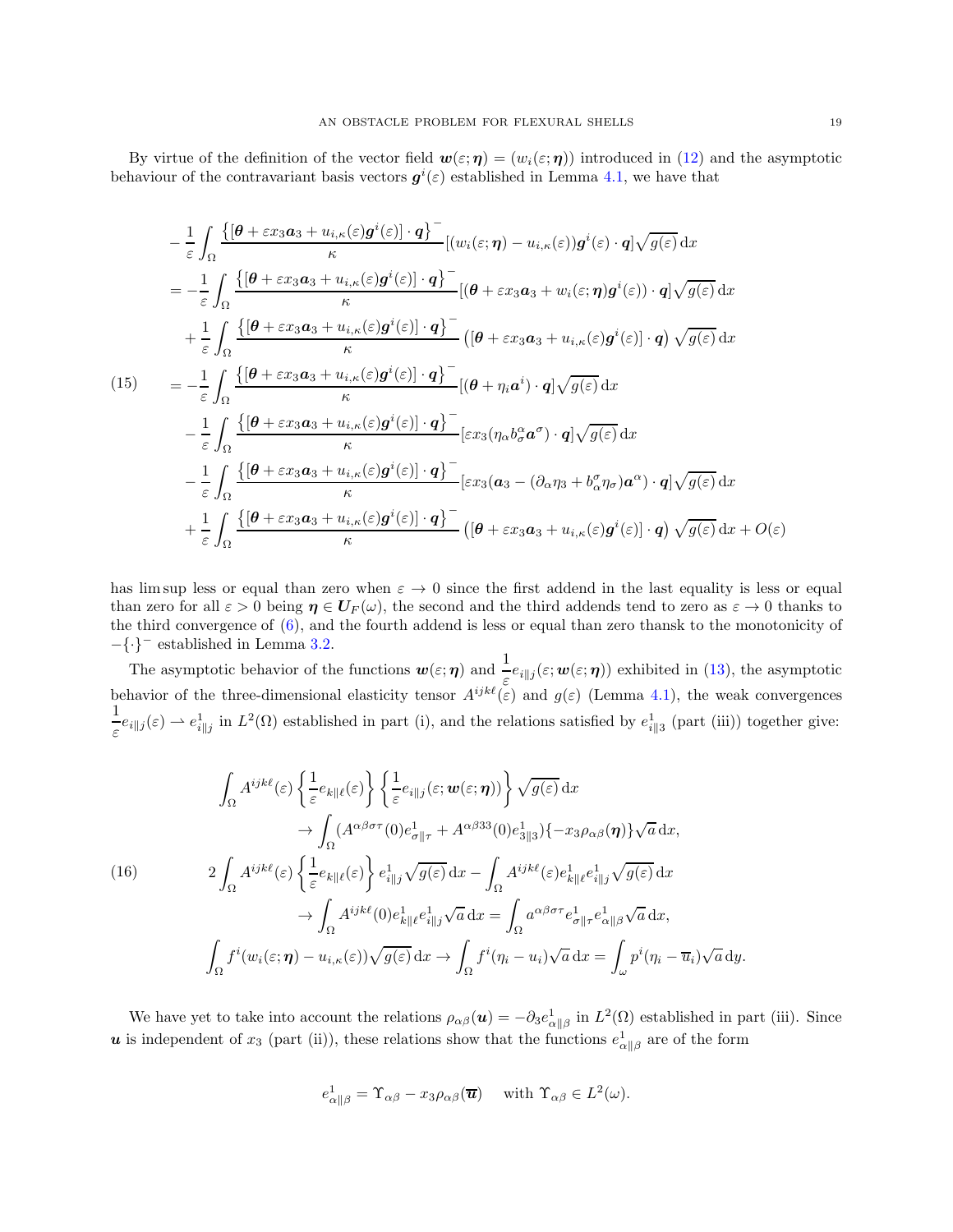By virtue of the definition of the vector field $\boldsymbol{w}(\varepsilon;\boldsymbol{\eta}) = (w_i(\varepsilon;\boldsymbol{\eta}))$ introduced in (12) and the asymptotic behaviour of the contravariant basis vectors $\boldsymbol{g}^i(\varepsilon)$ established in Lemma 4.1, we have that

$$
\begin{aligned}
&-\frac{1}{\varepsilon}\int_\Omega \frac{\left\{[\boldsymbol{\theta}+\varepsilon x_3\boldsymbol{a}_3+u_{i,\kappa}(\varepsilon)\boldsymbol{g}^i(\varepsilon)]\cdot\boldsymbol{q}\right\}^-}{\kappa}[(w_i(\varepsilon;\boldsymbol{\eta})-u_{i,\kappa}(\varepsilon))\boldsymbol{g}^i(\varepsilon)\cdot\boldsymbol{q}]\sqrt{g(\varepsilon)}\,\mathrm{d}x\\
&=-\frac{1}{\varepsilon}\int_\Omega \frac{\left\{[\boldsymbol{\theta}+\varepsilon x_3\boldsymbol{a}_3+u_{i,\kappa}(\varepsilon)\boldsymbol{g}^i(\varepsilon)]\cdot\boldsymbol{q}\right\}^-}{\kappa}[(\boldsymbol{\theta}+\varepsilon x_3\boldsymbol{a}_3+w_i(\varepsilon;\boldsymbol{\eta})\boldsymbol{g}^i(\varepsilon))\cdot\boldsymbol{q}]\sqrt{g(\varepsilon)}\,\mathrm{d}x\\
&\quad+\frac{1}{\varepsilon}\int_\Omega \frac{\left\{[\boldsymbol{\theta}+\varepsilon x_3\boldsymbol{a}_3+u_{i,\kappa}(\varepsilon)\boldsymbol{g}^i(\varepsilon)]\cdot\boldsymbol{q}\right\}^-}{\kappa}\left([\boldsymbol{\theta}+\varepsilon x_3\boldsymbol{a}_3+u_{i,\kappa}(\varepsilon)\boldsymbol{g}^i(\varepsilon)]\cdot\boldsymbol{q}\right)\sqrt{g(\varepsilon)}\,\mathrm{d}x\\
&=-\frac{1}{\varepsilon}\int_\Omega \frac{\left\{[\boldsymbol{\theta}+\varepsilon x_3\boldsymbol{a}_3+u_{i,\kappa}(\varepsilon)\boldsymbol{g}^i(\varepsilon)]\cdot\boldsymbol{q}\right\}^-}{\kappa}[(\boldsymbol{\theta}+\eta_i\boldsymbol{a}^i)\cdot\boldsymbol{q}]\sqrt{g(\varepsilon)}\,\mathrm{d}x\\
&\quad-\frac{1}{\varepsilon}\int_\Omega \frac{\left\{[\boldsymbol{\theta}+\varepsilon x_3\boldsymbol{a}_3+u_{i,\kappa}(\varepsilon)\boldsymbol{g}^i(\varepsilon)]\cdot\boldsymbol{q}\right\}^-}{\kappa}[\varepsilon x_3(\eta_\alpha b^\alpha_\sigma\boldsymbol{a}^\sigma)\cdot\boldsymbol{q}]\sqrt{g(\varepsilon)}\,\mathrm{d}x\\
&\quad-\frac{1}{\varepsilon}\int_\Omega \frac{\left\{[\boldsymbol{\theta}+\varepsilon x_3\boldsymbol{a}_3+u_{i,\kappa}(\varepsilon)\boldsymbol{g}^i(\varepsilon)]\cdot\boldsymbol{q}\right\}^-}{\kappa}[\varepsilon x_3(\boldsymbol{a}_3-(\partial_\alpha\eta_3+b^\sigma_\alpha\eta_\sigma)\boldsymbol{a}^\alpha)\cdot\boldsymbol{q}]\sqrt{g(\varepsilon)}\,\mathrm{d}x\\
&\quad+\frac{1}{\varepsilon}\int_\Omega \frac{\left\{[\boldsymbol{\theta}+\varepsilon x_3\boldsymbol{a}_3+u_{i,\kappa}(\varepsilon)\boldsymbol{g}^i(\varepsilon)]\cdot\boldsymbol{q}\right\}^-}{\kappa}\left([\boldsymbol{\theta}+\varepsilon x_3\boldsymbol{a}_3+u_{i,\kappa}(\varepsilon)\boldsymbol{g}^i(\varepsilon)]\cdot\boldsymbol{q}\right)\sqrt{g(\varepsilon)}\,\mathrm{d}x+O(\varepsilon)
\end{aligned}
\tag{15}
$$

has lim sup less or equal than zero when $\varepsilon\to 0$ since the first addend in the last equality is less or equal than zero for all $\varepsilon>0$ being $\boldsymbol{\eta}\in\boldsymbol{U}_F(\omega)$, the second and the third addends tend to zero as $\varepsilon\to 0$ thanks to the third convergence of (6), and the fourth addend is less or equal than zero thansk to the monotonicity of $-\{\cdot\}^-$ established in Lemma 3.2.

The asymptotic behavior of the functions $\boldsymbol{w}(\varepsilon;\boldsymbol{\eta})$ and $\dfrac{1}{\varepsilon}e_{i\|j}(\varepsilon;\boldsymbol{w}(\varepsilon;\boldsymbol{\eta}))$ exhibited in (13), the asymptotic behavior of the three-dimensional elasticity tensor $A^{ijk\ell}(\varepsilon)$ and $g(\varepsilon)$ (Lemma 4.1), the weak convergences $\dfrac{1}{\varepsilon}e_{i\|j}(\varepsilon)\rightharpoonup e^1_{i\|j}$ in $L^2(\Omega)$ established in part (i), and the relations satisfied by $e^1_{i\|3}$ (part (iii)) together give:

$$
\begin{aligned}
&\int_\Omega A^{ijk\ell}(\varepsilon)\left\{\frac{1}{\varepsilon}e_{k\|\ell}(\varepsilon)\right\}\left\{\frac{1}{\varepsilon}e_{i\|j}(\varepsilon;\boldsymbol{w}(\varepsilon;\boldsymbol{\eta}))\right\}\sqrt{g(\varepsilon)}\,\mathrm{d}x\\
&\qquad\to\int_\Omega (A^{\alpha\beta\sigma\tau}(0)e^1_{\sigma\|\tau}+A^{\alpha\beta 33}(0)e^1_{3\|3})\{-x_3\rho_{\alpha\beta}(\boldsymbol{\eta})\}\sqrt{a}\,\mathrm{d}x,\\
&2\int_\Omega A^{ijk\ell}(\varepsilon)\left\{\frac{1}{\varepsilon}e_{k\|\ell}(\varepsilon)\right\}e^1_{i\|j}\sqrt{g(\varepsilon)}\,\mathrm{d}x-\int_\Omega A^{ijk\ell}(\varepsilon)e^1_{k\|\ell}e^1_{i\|j}\sqrt{g(\varepsilon)}\,\mathrm{d}x\\
&\qquad\to\int_\Omega A^{ijk\ell}(0)e^1_{k\|\ell}e^1_{i\|j}\sqrt{a}\,\mathrm{d}x=\int_\Omega a^{\alpha\beta\sigma\tau}e^1_{\sigma\|\tau}e^1_{\alpha\|\beta}\sqrt{a}\,\mathrm{d}x,\\
&\int_\Omega f^i(w_i(\varepsilon;\boldsymbol{\eta})-u_{i,\kappa}(\varepsilon))\sqrt{g(\varepsilon)}\,\mathrm{d}x\to\int_\Omega f^i(\eta_i-u_i)\sqrt{a}\,\mathrm{d}x=\int_\omega p^i(\eta_i-\overline{u}_i)\sqrt{a}\,\mathrm{d}y.
\end{aligned}
\tag{16}
$$

We have yet to take into account the relations $\rho_{\alpha\beta}(\boldsymbol{u})=-\partial_3 e^1_{\alpha\|\beta}$ in $L^2(\Omega)$ established in part (iii). Since $\boldsymbol{u}$ is independent of $x_3$ (part (ii)), these relations show that the functions $e^1_{\alpha\|\beta}$ are of the form

$$
e^1_{\alpha\|\beta}=\Upsilon_{\alpha\beta}-x_3\rho_{\alpha\beta}(\overline{\boldsymbol{u}})\quad\text{with }\Upsilon_{\alpha\beta}\in L^2(\omega).
$$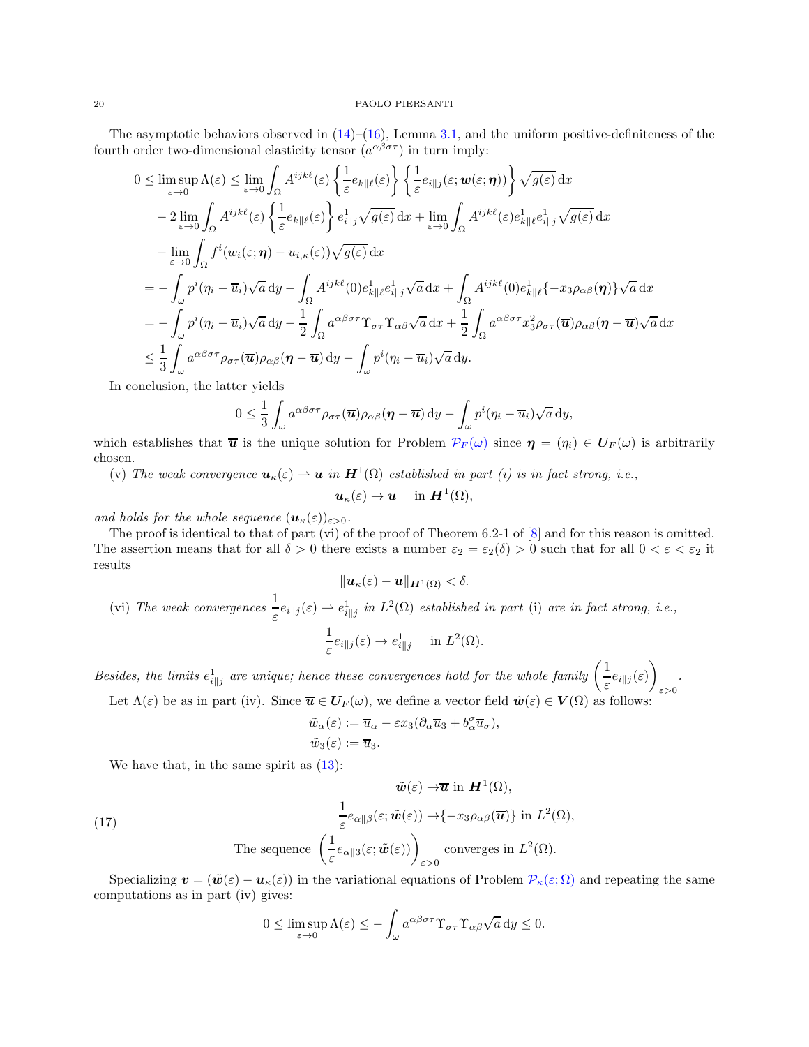The asymptotic behaviors observed in (14)–(16), Lemma 3.1, and the uniform positive-definiteness of the fourth order two-dimensional elasticity tensor $(a^{\alpha\beta\sigma\tau})$ in turn imply:

$$
\begin{aligned}
0 \le \limsup_{\varepsilon\to 0} \Lambda(\varepsilon) &\le \lim_{\varepsilon \to 0} \int_\Omega A^{ijk\ell}(\varepsilon) \left\{\frac{1}{\varepsilon} e_{k\|\ell}(\varepsilon)\right\} \left\{\frac{1}{\varepsilon} e_{i\|j}(\varepsilon; \boldsymbol{w}(\varepsilon;\boldsymbol{\eta}))\right\} \sqrt{g(\varepsilon)} \,\mathrm{d}x \\
&\quad - 2 \lim_{\varepsilon \to 0} \int_\Omega A^{ijk\ell}(\varepsilon) \left\{\frac{1}{\varepsilon} e_{k\|\ell}(\varepsilon)\right\} e^1_{i\|j} \sqrt{g(\varepsilon)}\,\mathrm{d}x + \lim_{\varepsilon\to 0} \int_\Omega A^{ijk\ell}(\varepsilon) e^1_{k\|\ell} e^1_{i\|j} \sqrt{g(\varepsilon)}\,\mathrm{d}x \\
&\quad - \lim_{\varepsilon\to 0}\int_\Omega f^i (w_i(\varepsilon;\boldsymbol{\eta}) - u_{i,\kappa}(\varepsilon))\sqrt{g(\varepsilon)}\,\mathrm{d}x \\
&= -\int_\omega p^i(\eta_i - \overline{u}_i)\sqrt{a}\,\mathrm{d}y - \int_\Omega A^{ijk\ell}(0) e^1_{k\|\ell} e^1_{i\|j}\sqrt{a}\,\mathrm{d}x + \int_\Omega A^{ijk\ell}(0) e^1_{k\|\ell}\{-x_3 \rho_{\alpha\beta}(\boldsymbol{\eta})\}\sqrt{a}\,\mathrm{d}x \\
&= -\int_\omega p^i(\eta_i - \overline{u}_i)\sqrt{a}\,\mathrm{d}y - \frac{1}{2}\int_\Omega a^{\alpha\beta\sigma\tau}\Upsilon_{\sigma\tau}\Upsilon_{\alpha\beta}\sqrt{a}\,\mathrm{d}x + \frac{1}{2}\int_\Omega a^{\alpha\beta\sigma\tau} x_3^2 \rho_{\sigma\tau}(\overline{\boldsymbol{u}})\rho_{\alpha\beta}(\boldsymbol{\eta}-\overline{\boldsymbol{u}})\sqrt{a}\,\mathrm{d}x \\
&\le \frac{1}{3}\int_\omega a^{\alpha\beta\sigma\tau}\rho_{\sigma\tau}(\overline{\boldsymbol{u}})\rho_{\alpha\beta}(\boldsymbol{\eta}-\overline{\boldsymbol{u}})\,\mathrm{d}y - \int_\omega p^i(\eta_i-\overline{u}_i)\sqrt{a}\,\mathrm{d}y.
\end{aligned}
$$

In conclusion, the latter yields

$$
0 \le \frac{1}{3}\int_\omega a^{\alpha\beta\sigma\tau}\rho_{\sigma\tau}(\overline{\boldsymbol{u}})\rho_{\alpha\beta}(\boldsymbol{\eta}-\overline{\boldsymbol{u}})\,\mathrm{d}y - \int_\omega p^i(\eta_i-\overline{u}_i)\sqrt{a}\,\mathrm{d}y,
$$

which establishes that $\overline{\boldsymbol{u}}$ is the unique solution for Problem $\mathcal{P}_F(\omega)$ since $\boldsymbol{\eta} = (\eta_i) \in \boldsymbol{U}_F(\omega)$ is arbitrarily chosen.

(v) *The weak convergence $\boldsymbol{u}_\kappa(\varepsilon) \rightharpoonup \boldsymbol{u}$ in $\boldsymbol{H}^1(\Omega)$ established in part (i) is in fact strong, i.e.,*

$$
\boldsymbol{u}_\kappa(\varepsilon) \to \boldsymbol{u} \quad \text{in } \boldsymbol{H}^1(\Omega),
$$

*and holds for the whole sequence $(\boldsymbol{u}_\kappa(\varepsilon))_{\varepsilon>0}$.*

The proof is identical to that of part (vi) of the proof of Theorem 6.2-1 of [8] and for this reason is omitted. The assertion means that for all $\delta > 0$ there exists a number $\varepsilon_2 = \varepsilon_2(\delta) > 0$ such that for all $0 < \varepsilon < \varepsilon_2$ it results

$$
\|\boldsymbol{u}_\kappa(\varepsilon) - \boldsymbol{u}\|_{\boldsymbol{H}^1(\Omega)} < \delta.
$$

(vi) *The weak convergences $\dfrac{1}{\varepsilon} e_{i\|j}(\varepsilon) \rightharpoonup e^1_{i\|j}$ in $L^2(\Omega)$ established in part* (i) *are in fact strong, i.e.,*

$$
\frac{1}{\varepsilon} e_{i\|j}(\varepsilon) \to e^1_{i\|j} \quad \text{in } L^2(\Omega).
$$

*Besides, the limits $e^1_{i\|j}$ are unique; hence these convergences hold for the whole family $\left(\dfrac{1}{\varepsilon} e_{i\|j}(\varepsilon)\right)_{\varepsilon>0}$.*

Let $\Lambda(\varepsilon)$ be as in part (iv). Since $\overline{\boldsymbol{u}} \in \boldsymbol{U}_F(\omega)$, we define a vector field $\tilde{\boldsymbol{w}}(\varepsilon) \in \boldsymbol{V}(\Omega)$ as follows:

$$
\begin{aligned}
\tilde{w}_\alpha(\varepsilon) &:= \overline{u}_\alpha - \varepsilon x_3(\partial_\alpha \overline{u}_3 + b^\sigma_\alpha \overline{u}_\sigma), \\
\tilde{w}_3(\varepsilon) &:= \overline{u}_3.
\end{aligned}
$$

We have that, in the same spirit as (13):

$$
\begin{aligned}
&\tilde{\boldsymbol{w}}(\varepsilon) \to \overline{\boldsymbol{u}} \text{ in } \boldsymbol{H}^1(\Omega), \\
&\frac{1}{\varepsilon} e_{\alpha\|\beta}(\varepsilon; \tilde{\boldsymbol{w}}(\varepsilon)) \to \{-x_3 \rho_{\alpha\beta}(\overline{\boldsymbol{u}})\} \text{ in } L^2(\Omega), \\
&\text{The sequence } \left(\frac{1}{\varepsilon} e_{\alpha\|3}(\varepsilon; \tilde{\boldsymbol{w}}(\varepsilon))\right)_{\varepsilon>0} \text{ converges in } L^2(\Omega).
\end{aligned}
\tag{17}
$$

Specializing $\boldsymbol{v} = (\tilde{\boldsymbol{w}}(\varepsilon) - \boldsymbol{u}_\kappa(\varepsilon))$ in the variational equations of Problem $\mathcal{P}_\kappa(\varepsilon;\Omega)$ and repeating the same computations as in part (iv) gives:

$$
0 \le \limsup_{\varepsilon\to 0}\Lambda(\varepsilon) \le -\int_\omega a^{\alpha\beta\sigma\tau}\Upsilon_{\sigma\tau}\Upsilon_{\alpha\beta}\sqrt{a}\,\mathrm{d}y \le 0.
$$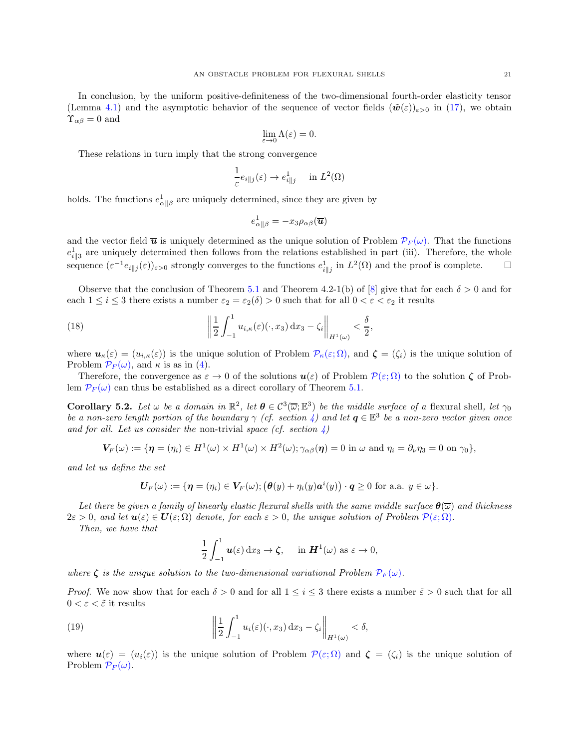In conclusion, by the uniform positive-definiteness of the two-dimensional fourth-order elasticity tensor (Lemma 4.1) and the asymptotic behavior of the sequence of vector fields $(\tilde{\boldsymbol{w}}(\varepsilon))_{\varepsilon>0}$ in (17), we obtain $\Upsilon_{\alpha\beta} = 0$ and

$$\lim_{\varepsilon\to 0} \Lambda(\varepsilon) = 0.$$

These relations in turn imply that the strong convergence

$$\frac{1}{\varepsilon} e_{i\|j}(\varepsilon) \to e^1_{i\|j} \quad \text{in } L^2(\Omega)$$

holds. The functions $e^1_{\alpha\|\beta}$ are uniquely determined, since they are given by

$$e^1_{\alpha\|\beta} = -x_3 \rho_{\alpha\beta}(\overline{\boldsymbol{u}})$$

and the vector field $\overline{\boldsymbol{u}}$ is uniquely determined as the unique solution of Problem $\mathcal{P}_F(\omega)$. That the functions $e^1_{i\|3}$ are uniquely determined then follows from the relations established in part (iii). Therefore, the whole sequence $(\varepsilon^{-1} e_{i\|j}(\varepsilon))_{\varepsilon>0}$ strongly converges to the functions $e^1_{i\|j}$ in $L^2(\Omega)$ and the proof is complete. $\square$

Observe that the conclusion of Theorem 5.1 and Theorem 4.2-1(b) of [8] give that for each $\delta > 0$ and for each $1 \le i \le 3$ there exists a number $\varepsilon_2 = \varepsilon_2(\delta) > 0$ such that for all $0 < \varepsilon < \varepsilon_2$ it results

$$\left\| \frac{1}{2}\int_{-1}^{1} u_{i,\kappa}(\varepsilon)(\cdot, x_3)\,\mathrm{d}x_3 - \zeta_i \right\|_{H^1(\omega)} < \frac{\delta}{2}, \tag{18}$$

where $\boldsymbol{u}_\kappa(\varepsilon) = (u_{i,\kappa}(\varepsilon))$ is the unique solution of Problem $\mathcal{P}_\kappa(\varepsilon;\Omega)$, and $\boldsymbol{\zeta} = (\zeta_i)$ is the unique solution of Problem $\mathcal{P}_F(\omega)$, and $\kappa$ is as in (4).

Therefore, the convergence as $\varepsilon \to 0$ of the solutions $\boldsymbol{u}(\varepsilon)$ of Problem $\mathcal{P}(\varepsilon;\Omega)$ to the solution $\boldsymbol{\zeta}$ of Problem $\mathcal{P}_F(\omega)$ can thus be established as a direct corollary of Theorem 5.1.

**Corollary 5.2.** *Let $\omega$ be a domain in $\mathbb{R}^2$, let $\boldsymbol{\theta} \in \mathcal{C}^3(\overline{\omega};\mathbb{E}^3)$ be the middle surface of a* flexural shell*, let $\gamma_0$ be a non-zero length portion of the boundary $\gamma$ (cf. section 4) and let $\boldsymbol{q} \in \mathbb{E}^3$ be a non-zero vector given once and for all. Let us consider the* non-trivial *space (cf. section 4)*

$$\boldsymbol{V}_F(\omega) := \{\boldsymbol{\eta} = (\eta_i) \in H^1(\omega) \times H^1(\omega) \times H^2(\omega); \gamma_{\alpha\beta}(\boldsymbol{\eta}) = 0 \text{ in } \omega \text{ and } \eta_i = \partial_\nu \eta_3 = 0 \text{ on } \gamma_0\},$$

*and let us define the set*

$$\boldsymbol{U}_F(\omega) := \{\boldsymbol{\eta} = (\eta_i) \in \boldsymbol{V}_F(\omega); \big(\boldsymbol{\theta}(y) + \eta_i(y)\boldsymbol{a}^i(y)\big)\cdot \boldsymbol{q} \ge 0 \text{ for a.a. } y \in \omega\}.$$

*Let there be given a family of linearly elastic flexural shells with the same middle surface $\boldsymbol{\theta}(\overline{\omega})$ and thickness $2\varepsilon > 0$, and let $\boldsymbol{u}(\varepsilon) \in \boldsymbol{U}(\varepsilon;\Omega)$ denote, for each $\varepsilon > 0$, the unique solution of Problem $\mathcal{P}(\varepsilon;\Omega)$.*

*Then, we have that*

$$\frac{1}{2}\int_{-1}^{1} \boldsymbol{u}(\varepsilon)\,\mathrm{d}x_3 \to \boldsymbol{\zeta}, \quad \text{in } \boldsymbol{H}^1(\omega) \text{ as } \varepsilon \to 0,$$

*where $\boldsymbol{\zeta}$ is the unique solution to the two-dimensional variational Problem $\mathcal{P}_F(\omega)$.*

*Proof.* We now show that for each $\delta > 0$ and for all $1 \le i \le 3$ there exists a number $\tilde{\varepsilon} > 0$ such that for all $0 < \varepsilon < \tilde{\varepsilon}$ it results

$$\left\| \frac{1}{2}\int_{-1}^{1} u_i(\varepsilon)(\cdot, x_3)\,\mathrm{d}x_3 - \zeta_i \right\|_{H^1(\omega)} < \delta, \tag{19}$$

where $\boldsymbol{u}(\varepsilon) = (u_i(\varepsilon))$ is the unique solution of Problem $\mathcal{P}(\varepsilon;\Omega)$ and $\boldsymbol{\zeta} = (\zeta_i)$ is the unique solution of Problem $\mathcal{P}_F(\omega)$.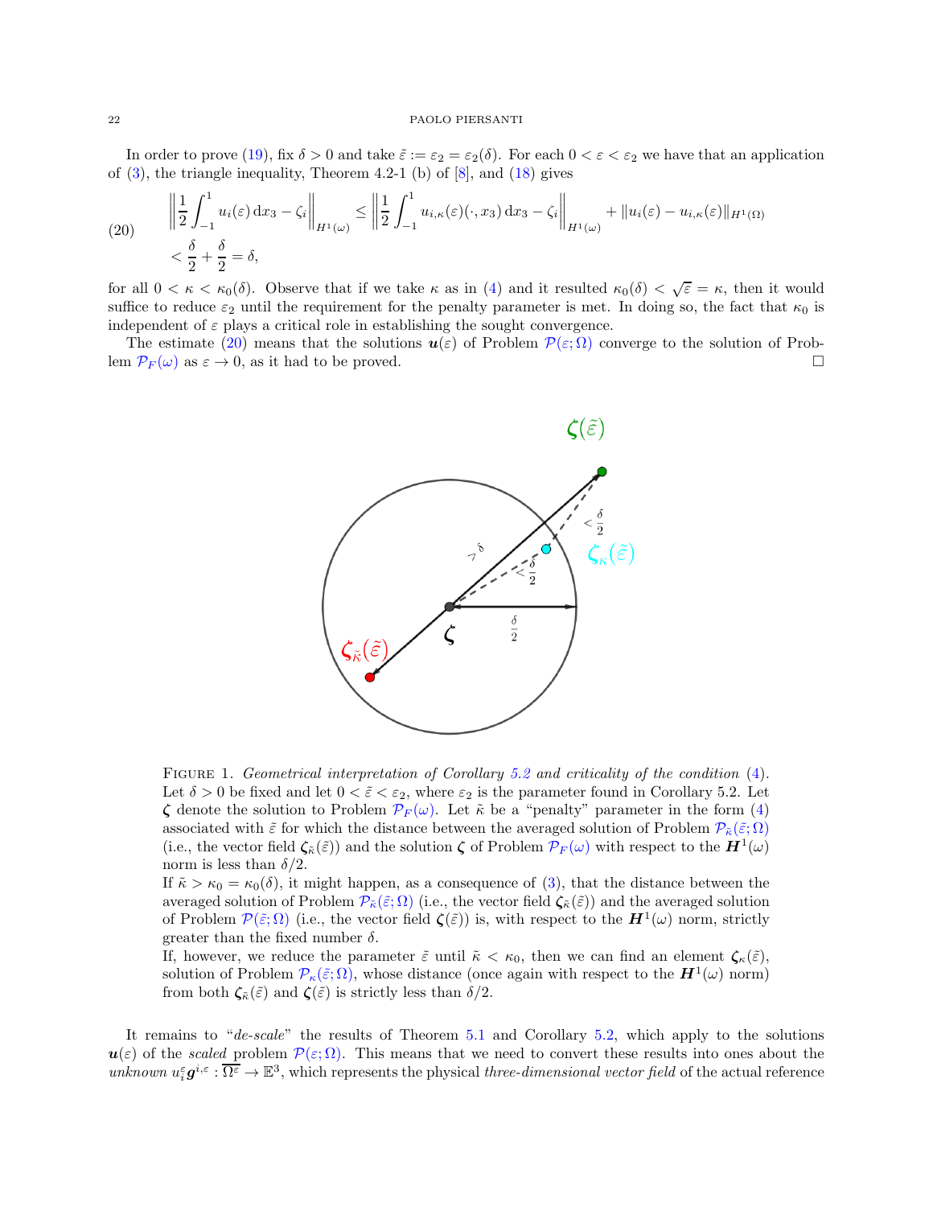In order to prove (19), fix $\delta > 0$ and take $\tilde{\varepsilon} := \varepsilon_2 = \varepsilon_2(\delta)$. For each $0 < \varepsilon < \varepsilon_2$ we have that an application of (3), the triangle inequality, Theorem 4.2-1 (b) of [8], and (18) gives

$$
\begin{aligned}
&\left\| \frac{1}{2} \int_{-1}^{1} u_i(\varepsilon) \,\mathrm{d}x_3 - \zeta_i \right\|_{H^1(\omega)} \leq \left\| \frac{1}{2} \int_{-1}^{1} u_{i,\kappa}(\varepsilon)(\cdot, x_3) \,\mathrm{d}x_3 - \zeta_i \right\|_{H^1(\omega)} + \|u_i(\varepsilon) - u_{i,\kappa}(\varepsilon)\|_{H^1(\Omega)} \\
&< \frac{\delta}{2} + \frac{\delta}{2} = \delta,
\end{aligned}
\tag{20}
$$

for all $0 < \kappa < \kappa_0(\delta)$. Observe that if we take $\kappa$ as in (4) and it resulted $\kappa_0(\delta) < \sqrt{\varepsilon} = \kappa$, then it would suffice to reduce $\varepsilon_2$ until the requirement for the penalty parameter is met. In doing so, the fact that $\kappa_0$ is independent of $\varepsilon$ plays a critical role in establishing the sought convergence.

The estimate (20) means that the solutions $\boldsymbol{u}(\varepsilon)$ of Problem $\mathcal{P}(\varepsilon; \Omega)$ converge to the solution of Problem $\mathcal{P}_F(\omega)$ as $\varepsilon \to 0$, as it had to be proved. □

FIGURE 1. *Geometrical interpretation of Corollary 5.2 and criticality of the condition* (4). Let $\delta > 0$ be fixed and let $0 < \tilde{\varepsilon} < \varepsilon_2$, where $\varepsilon_2$ is the parameter found in Corollary 5.2. Let $\boldsymbol{\zeta}$ denote the solution to Problem $\mathcal{P}_F(\omega)$. Let $\tilde{\kappa}$ be a "penalty" parameter in the form (4) associated with $\tilde{\varepsilon}$ for which the distance between the averaged solution of Problem $\mathcal{P}_{\tilde{\kappa}}(\tilde{\varepsilon}; \Omega)$ (i.e., the vector field $\boldsymbol{\zeta}_{\tilde{\kappa}}(\tilde{\varepsilon})$) and the solution $\boldsymbol{\zeta}$ of Problem $\mathcal{P}_F(\omega)$ with respect to the $\boldsymbol{H}^1(\omega)$ norm is less than $\delta/2$.
If $\tilde{\kappa} > \kappa_0 = \kappa_0(\delta)$, it might happen, as a consequence of (3), that the distance between the averaged solution of Problem $\mathcal{P}_{\tilde{\kappa}}(\tilde{\varepsilon}; \Omega)$ (i.e., the vector field $\boldsymbol{\zeta}_{\tilde{\kappa}}(\tilde{\varepsilon})$) and the averaged solution of Problem $\mathcal{P}(\tilde{\varepsilon}; \Omega)$ (i.e., the vector field $\boldsymbol{\zeta}(\tilde{\varepsilon})$) is, with respect to the $\boldsymbol{H}^1(\omega)$ norm, strictly greater than the fixed number $\delta$.
If, however, we reduce the parameter $\tilde{\varepsilon}$ until $\tilde{\kappa} < \kappa_0$, then we can find an element $\boldsymbol{\zeta}_\kappa(\tilde{\varepsilon})$, solution of Problem $\mathcal{P}_\kappa(\tilde{\varepsilon}; \Omega)$, whose distance (once again with respect to the $\boldsymbol{H}^1(\omega)$ norm) from both $\boldsymbol{\zeta}_{\tilde{\kappa}}(\tilde{\varepsilon})$ and $\boldsymbol{\zeta}(\tilde{\varepsilon})$ is strictly less than $\delta/2$.

It remains to "*de-scale*" the results of Theorem 5.1 and Corollary 5.2, which apply to the solutions $\boldsymbol{u}(\varepsilon)$ of the *scaled* problem $\mathcal{P}(\varepsilon; \Omega)$. This means that we need to convert these results into ones about the *unknown* $u_i^\varepsilon \boldsymbol{g}^{i,\varepsilon} : \overline{\Omega^\varepsilon} \to \mathbb{E}^3$, which represents the physical *three-dimensional vector field* of the actual reference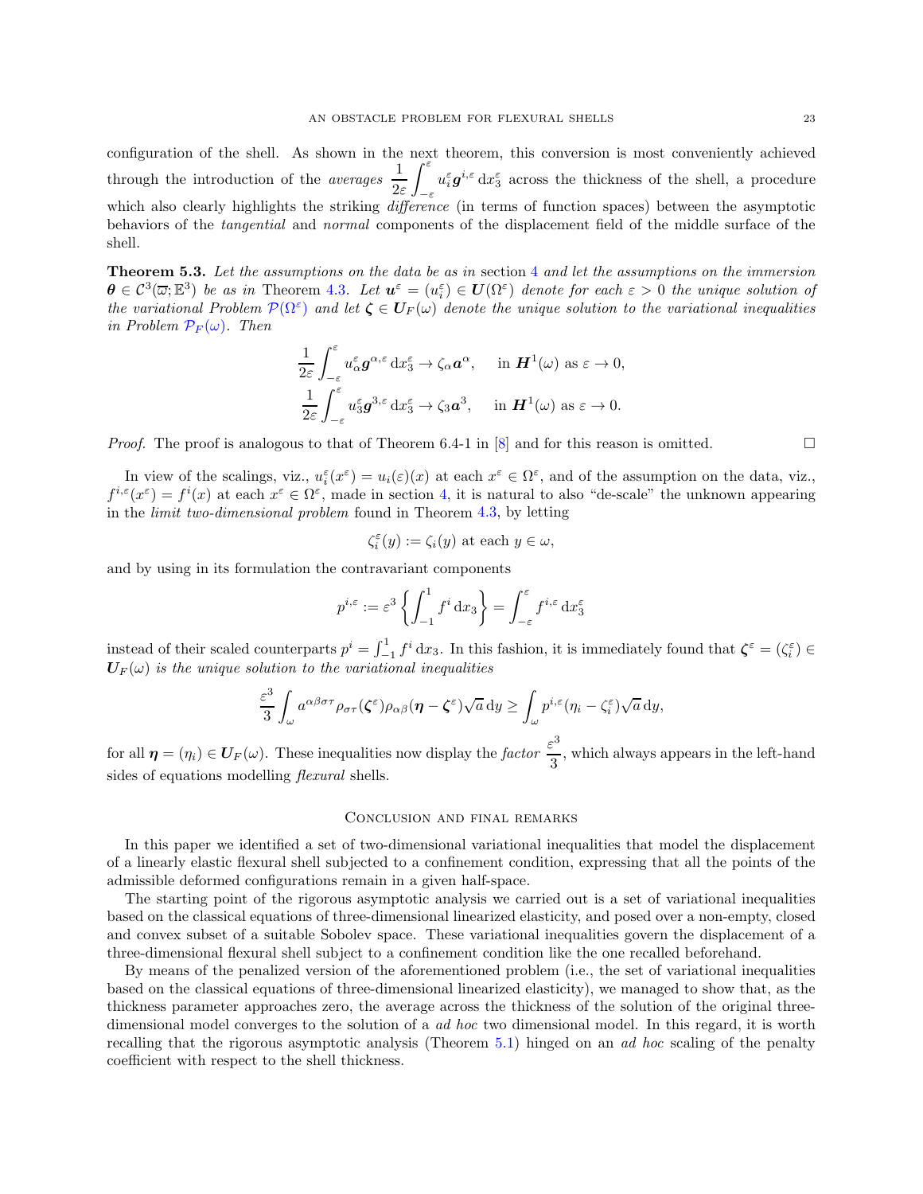configuration of the shell. As shown in the next theorem, this conversion is most conveniently achieved through the introduction of the *averages* $\dfrac{1}{2\varepsilon}\displaystyle\int_{-\varepsilon}^{\varepsilon} u_i^\varepsilon \boldsymbol{g}^{i,\varepsilon}\,\mathrm{d}x_3^\varepsilon$ across the thickness of the shell, a procedure which also clearly highlights the striking *difference* (in terms of function spaces) between the asymptotic behaviors of the *tangential* and *normal* components of the displacement field of the middle surface of the shell.

**Theorem 5.3.** *Let the assumptions on the data be as in* section 4 *and let the assumptions on the immersion* $\boldsymbol{\theta} \in \mathcal{C}^3(\overline{\omega};\mathbb{E}^3)$ *be as in* Theorem 4.3. *Let* $\boldsymbol{u}^\varepsilon = (u_i^\varepsilon) \in \boldsymbol{U}(\Omega^\varepsilon)$ *denote for each* $\varepsilon > 0$ *the unique solution of the variational Problem* $\mathcal{P}(\Omega^\varepsilon)$ *and let* $\boldsymbol{\zeta} \in \boldsymbol{U}_F(\omega)$ *denote the unique solution to the variational inequalities in Problem* $\mathcal{P}_F(\omega)$. *Then*

$$
\frac{1}{2\varepsilon}\int_{-\varepsilon}^{\varepsilon} u_\alpha^\varepsilon \boldsymbol{g}^{\alpha,\varepsilon}\,\mathrm{d}x_3^\varepsilon \to \zeta_\alpha \boldsymbol{a}^\alpha, \quad \text{ in } \boldsymbol{H}^1(\omega) \text{ as } \varepsilon \to 0,
$$

$$
\frac{1}{2\varepsilon}\int_{-\varepsilon}^{\varepsilon} u_3^\varepsilon \boldsymbol{g}^{3,\varepsilon}\,\mathrm{d}x_3^\varepsilon \to \zeta_3 \boldsymbol{a}^3, \quad \text{ in } \boldsymbol{H}^1(\omega) \text{ as } \varepsilon \to 0.
$$

*Proof.* The proof is analogous to that of Theorem 6.4-1 in [8] and for this reason is omitted. $\square$

In view of the scalings, viz., $u_i^\varepsilon(x^\varepsilon) = u_i(\varepsilon)(x)$ at each $x^\varepsilon \in \Omega^\varepsilon$, and of the assumption on the data, viz., $f^{i,\varepsilon}(x^\varepsilon) = f^i(x)$ at each $x^\varepsilon \in \Omega^\varepsilon$, made in section 4, it is natural to also "de-scale" the unknown appearing in the *limit two-dimensional problem* found in Theorem 4.3, by letting

$$
\zeta_i^\varepsilon(y) := \zeta_i(y) \text{ at each } y \in \omega,
$$

and by using in its formulation the contravariant components

$$
p^{i,\varepsilon} := \varepsilon^3 \left\{ \int_{-1}^{1} f^i \,\mathrm{d}x_3 \right\} = \int_{-\varepsilon}^{\varepsilon} f^{i,\varepsilon}\,\mathrm{d}x_3^\varepsilon
$$

instead of their scaled counterparts $p^i = \int_{-1}^{1} f^i\,\mathrm{d}x_3$. In this fashion, it is immediately found that $\boldsymbol{\zeta}^\varepsilon = (\zeta_i^\varepsilon) \in \boldsymbol{U}_F(\omega)$ *is the unique solution to the variational inequalities*

$$
\frac{\varepsilon^3}{3}\int_\omega a^{\alpha\beta\sigma\tau}\rho_{\sigma\tau}(\boldsymbol{\zeta}^\varepsilon)\rho_{\alpha\beta}(\boldsymbol{\eta} - \boldsymbol{\zeta}^\varepsilon)\sqrt{a}\,\mathrm{d}y \ge \int_\omega p^{i,\varepsilon}(\eta_i - \zeta_i^\varepsilon)\sqrt{a}\,\mathrm{d}y,
$$

for all $\boldsymbol{\eta} = (\eta_i) \in \boldsymbol{U}_F(\omega)$. These inequalities now display the *factor* $\dfrac{\varepsilon^3}{3}$, which always appears in the left-hand sides of equations modelling *flexural* shells.

## Conclusion and final remarks

In this paper we identified a set of two-dimensional variational inequalities that model the displacement of a linearly elastic flexural shell subjected to a confinement condition, expressing that all the points of the admissible deformed configurations remain in a given half-space.

The starting point of the rigorous asymptotic analysis we carried out is a set of variational inequalities based on the classical equations of three-dimensional linearized elasticity, and posed over a non-empty, closed and convex subset of a suitable Sobolev space. These variational inequalities govern the displacement of a three-dimensional flexural shell subject to a confinement condition like the one recalled beforehand.

By means of the penalized version of the aforementioned problem (i.e., the set of variational inequalities based on the classical equations of three-dimensional linearized elasticity), we managed to show that, as the thickness parameter approaches zero, the average across the thickness of the solution of the original three-dimensional model converges to the solution of a *ad hoc* two dimensional model. In this regard, it is worth recalling that the rigorous asymptotic analysis (Theorem 5.1) hinged on an *ad hoc* scaling of the penalty coefficient with respect to the shell thickness.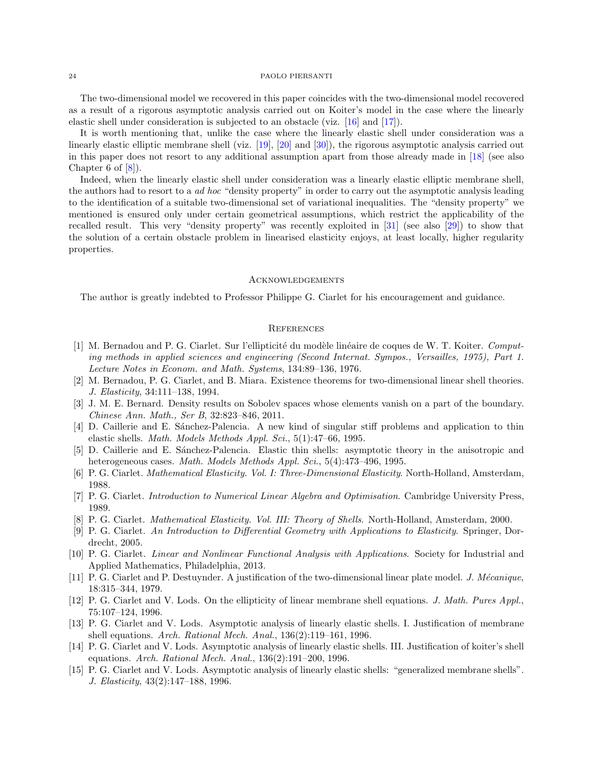The two-dimensional model we recovered in this paper coincides with the two-dimensional model recovered as a result of a rigorous asymptotic analysis carried out on Koiter's model in the case where the linearly elastic shell under consideration is subjected to an obstacle (viz. [16] and [17]).

It is worth mentioning that, unlike the case where the linearly elastic shell under consideration was a linearly elastic elliptic membrane shell (viz. [19], [20] and [30]), the rigorous asymptotic analysis carried out in this paper does not resort to any additional assumption apart from those already made in [18] (see also Chapter 6 of [8]).

Indeed, when the linearly elastic shell under consideration was a linearly elastic elliptic membrane shell, the authors had to resort to a *ad hoc* "density property" in order to carry out the asymptotic analysis leading to the identification of a suitable two-dimensional set of variational inequalities. The "density property" we mentioned is ensured only under certain geometrical assumptions, which restrict the applicability of the recalled result. This very "density property" was recently exploited in [31] (see also [29]) to show that the solution of a certain obstacle problem in linearised elasticity enjoys, at least locally, higher regularity properties.

## Acknowledgements

The author is greatly indebted to Professor Philippe G. Ciarlet for his encouragement and guidance.

## References

[1] M. Bernadou and P. G. Ciarlet. Sur l'ellipticité du modèle linéaire de coques de W. T. Koiter. *Computing methods in applied sciences and engineering (Second Internat. Sympos., Versailles, 1975), Part 1. Lecture Notes in Econom. and Math. Systems*, 134:89–136, 1976.

[2] M. Bernadou, P. G. Ciarlet, and B. Miara. Existence theorems for two-dimensional linear shell theories. *J. Elasticity*, 34:111–138, 1994.

[3] J. M. E. Bernard. Density results on Sobolev spaces whose elements vanish on a part of the boundary. *Chinese Ann. Math., Ser B*, 32:823–846, 2011.

[4] D. Caillerie and E. Sánchez-Palencia. A new kind of singular stiff problems and application to thin elastic shells. *Math. Models Methods Appl. Sci.*, 5(1):47–66, 1995.

[5] D. Caillerie and E. Sánchez-Palencia. Elastic thin shells: asymptotic theory in the anisotropic and heterogeneous cases. *Math. Models Methods Appl. Sci.*, 5(4):473–496, 1995.

[6] P. G. Ciarlet. *Mathematical Elasticity. Vol. I: Three-Dimensional Elasticity*. North-Holland, Amsterdam, 1988.

[7] P. G. Ciarlet. *Introduction to Numerical Linear Algebra and Optimisation*. Cambridge University Press, 1989.

[8] P. G. Ciarlet. *Mathematical Elasticity. Vol. III: Theory of Shells*. North-Holland, Amsterdam, 2000.

[9] P. G. Ciarlet. *An Introduction to Differential Geometry with Applications to Elasticity*. Springer, Dordrecht, 2005.

[10] P. G. Ciarlet. *Linear and Nonlinear Functional Analysis with Applications*. Society for Industrial and Applied Mathematics, Philadelphia, 2013.

[11] P. G. Ciarlet and P. Destuynder. A justification of the two-dimensional linear plate model. *J. Mécanique*, 18:315–344, 1979.

[12] P. G. Ciarlet and V. Lods. On the ellipticity of linear membrane shell equations. *J. Math. Pures Appl.*, 75:107–124, 1996.

[13] P. G. Ciarlet and V. Lods. Asymptotic analysis of linearly elastic shells. I. Justification of membrane shell equations. *Arch. Rational Mech. Anal.*, 136(2):119–161, 1996.

[14] P. G. Ciarlet and V. Lods. Asymptotic analysis of linearly elastic shells. III. Justification of koiter's shell equations. *Arch. Rational Mech. Anal.*, 136(2):191–200, 1996.

[15] P. G. Ciarlet and V. Lods. Asymptotic analysis of linearly elastic shells: "generalized membrane shells". *J. Elasticity*, 43(2):147–188, 1996.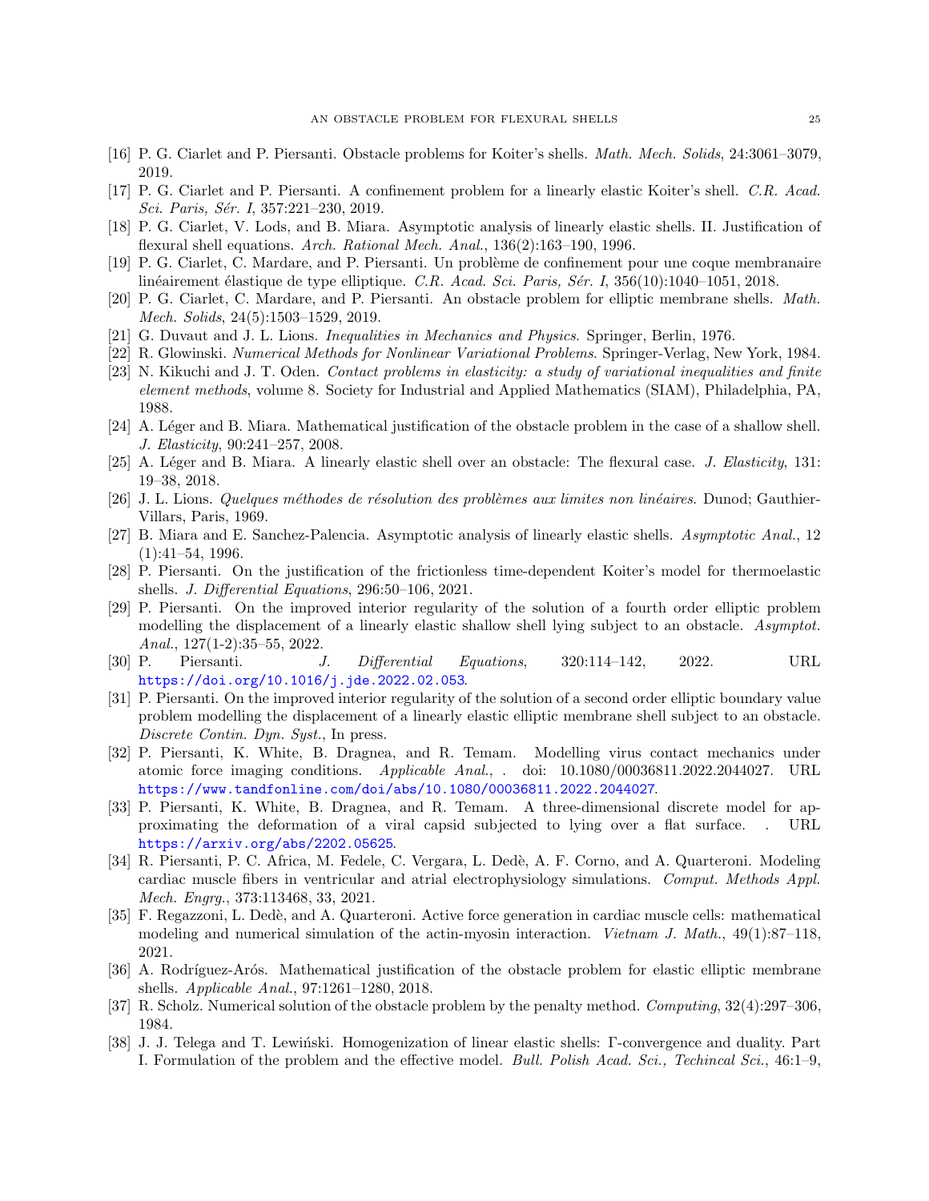[16] P. G. Ciarlet and P. Piersanti. Obstacle problems for Koiter's shells. *Math. Mech. Solids*, 24:3061–3079, 2019.

[17] P. G. Ciarlet and P. Piersanti. A confinement problem for a linearly elastic Koiter's shell. *C.R. Acad. Sci. Paris, Sér. I*, 357:221–230, 2019.

[18] P. G. Ciarlet, V. Lods, and B. Miara. Asymptotic analysis of linearly elastic shells. II. Justification of flexural shell equations. *Arch. Rational Mech. Anal.*, 136(2):163–190, 1996.

[19] P. G. Ciarlet, C. Mardare, and P. Piersanti. Un problème de confinement pour une coque membranaire linéairement élastique de type elliptique. *C.R. Acad. Sci. Paris, Sér. I*, 356(10):1040–1051, 2018.

[20] P. G. Ciarlet, C. Mardare, and P. Piersanti. An obstacle problem for elliptic membrane shells. *Math. Mech. Solids*, 24(5):1503–1529, 2019.

[21] G. Duvaut and J. L. Lions. *Inequalities in Mechanics and Physics*. Springer, Berlin, 1976.

[22] R. Glowinski. *Numerical Methods for Nonlinear Variational Problems*. Springer-Verlag, New York, 1984.

[23] N. Kikuchi and J. T. Oden. *Contact problems in elasticity: a study of variational inequalities and finite element methods*, volume 8. Society for Industrial and Applied Mathematics (SIAM), Philadelphia, PA, 1988.

[24] A. Léger and B. Miara. Mathematical justification of the obstacle problem in the case of a shallow shell. *J. Elasticity*, 90:241–257, 2008.

[25] A. Léger and B. Miara. A linearly elastic shell over an obstacle: The flexural case. *J. Elasticity*, 131: 19–38, 2018.

[26] J. L. Lions. *Quelques méthodes de résolution des problèmes aux limites non linéaires*. Dunod; Gauthier-Villars, Paris, 1969.

[27] B. Miara and E. Sanchez-Palencia. Asymptotic analysis of linearly elastic shells. *Asymptotic Anal.*, 12 (1):41–54, 1996.

[28] P. Piersanti. On the justification of the frictionless time-dependent Koiter's model for thermoelastic shells. *J. Differential Equations*, 296:50–106, 2021.

[29] P. Piersanti. On the improved interior regularity of the solution of a fourth order elliptic problem modelling the displacement of a linearly elastic shallow shell lying subject to an obstacle. *Asymptot. Anal.*, 127(1-2):35–55, 2022.

[30] P. Piersanti. *J. Differential Equations*, 320:114–142, 2022. URL https://doi.org/10.1016/j.jde.2022.02.053.

[31] P. Piersanti. On the improved interior regularity of the solution of a second order elliptic boundary value problem modelling the displacement of a linearly elastic elliptic membrane shell subject to an obstacle. *Discrete Contin. Dyn. Syst.*, In press.

[32] P. Piersanti, K. White, B. Dragnea, and R. Temam. Modelling virus contact mechanics under atomic force imaging conditions. *Applicable Anal.*, . doi: 10.1080/00036811.2022.2044027. URL https://www.tandfonline.com/doi/abs/10.1080/00036811.2022.2044027.

[33] P. Piersanti, K. White, B. Dragnea, and R. Temam. A three-dimensional discrete model for approximating the deformation of a viral capsid subjected to lying over a flat surface. . URL https://arxiv.org/abs/2202.05625.

[34] R. Piersanti, P. C. Africa, M. Fedele, C. Vergara, L. Dedè, A. F. Corno, and A. Quarteroni. Modeling cardiac muscle fibers in ventricular and atrial electrophysiology simulations. *Comput. Methods Appl. Mech. Engrg.*, 373:113468, 33, 2021.

[35] F. Regazzoni, L. Dedè, and A. Quarteroni. Active force generation in cardiac muscle cells: mathematical modeling and numerical simulation of the actin-myosin interaction. *Vietnam J. Math.*, 49(1):87–118, 2021.

[36] A. Rodríguez-Arós. Mathematical justification of the obstacle problem for elastic elliptic membrane shells. *Applicable Anal.*, 97:1261–1280, 2018.

[37] R. Scholz. Numerical solution of the obstacle problem by the penalty method. *Computing*, 32(4):297–306, 1984.

[38] J. J. Telega and T. Lewiński. Homogenization of linear elastic shells: Γ-convergence and duality. Part I. Formulation of the problem and the effective model. *Bull. Polish Acad. Sci., Techincal Sci.*, 46:1–9,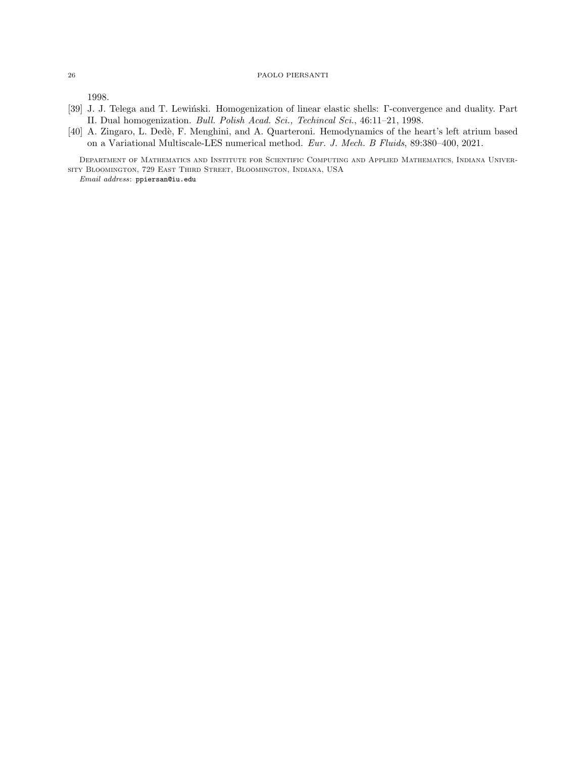1998.

[39] J. J. Telega and T. Lewiński. Homogenization of linear elastic shells: Γ-convergence and duality. Part II. Dual homogenization. *Bull. Polish Acad. Sci., Techincal Sci.*, 46:11–21, 1998.

[40] A. Zingaro, L. Dedè, F. Menghini, and A. Quarteroni. Hemodynamics of the heart's left atrium based on a Variational Multiscale-LES numerical method. *Eur. J. Mech. B Fluids*, 89:380–400, 2021.

Department of Mathematics and Institute for Scientific Computing and Applied Mathematics, Indiana University Bloomington, 729 East Third Street, Bloomington, Indiana, USA

*Email address*: ppiersan@iu.edu